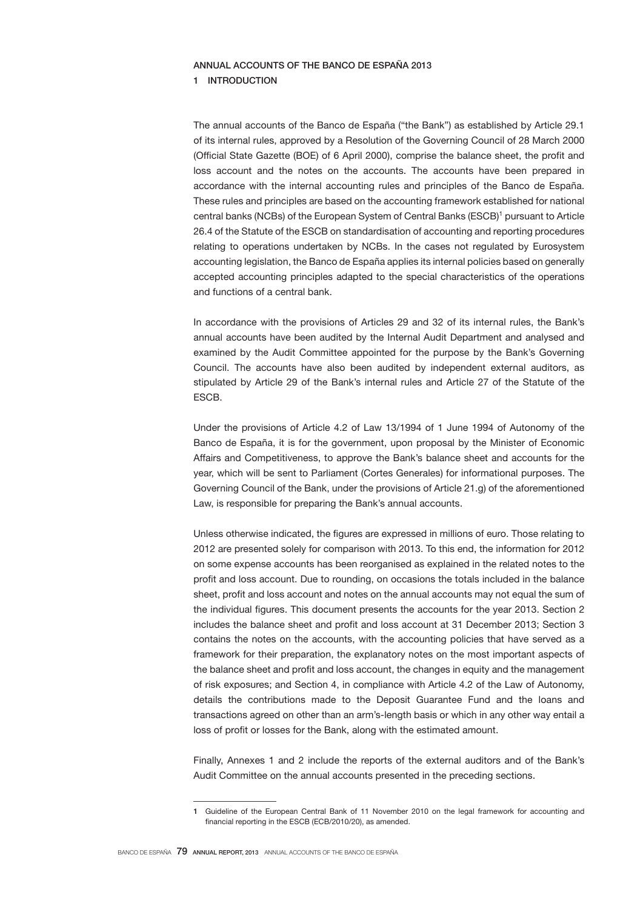# ANNUAL ACCOUNTS OF THE BANCO DE ESPAÑA 2013

## 1 INTRODUCTION

The annual accounts of the Banco de España ("the Bank") as established by Article 29.1 of its internal rules, approved by a Resolution of the Governing Council of 28 March 2000 (Official State Gazette (BOE) of 6 April 2000), comprise the balance sheet, the profit and loss account and the notes on the accounts. The accounts have been prepared in accordance with the internal accounting rules and principles of the Banco de España. These rules and principles are based on the accounting framework established for national central banks (NCBs) of the European System of Central Banks (ESCB)[1] pursuant to Article 26.4 of the Statute of the ESCB on standardisation of accounting and reporting procedures relating to operations undertaken by NCBs. In the cases not regulated by Eurosystem accounting legislation, the Banco de España applies its internal policies based on generally accepted accounting principles adapted to the special characteristics of the operations and functions of a central bank.

In accordance with the provisions of Articles 29 and 32 of its internal rules, the Bank's annual accounts have been audited by the Internal Audit Department and analysed and examined by the Audit Committee appointed for the purpose by the Bank's Governing Council. The accounts have also been audited by independent external auditors, as stipulated by Article 29 of the Bank's internal rules and Article 27 of the Statute of the ESCB.

Under the provisions of Article 4.2 of Law 13/1994 of 1 June 1994 of Autonomy of the Banco de España, it is for the government, upon proposal by the Minister of Economic Affairs and Competitiveness, to approve the Bank's balance sheet and accounts for the year, which will be sent to Parliament (Cortes Generales) for informational purposes. The Governing Council of the Bank, under the provisions of Article 21.g) of the aforementioned Law, is responsible for preparing the Bank's annual accounts.

Unless otherwise indicated, the figures are expressed in millions of euro. Those relating to 2012 are presented solely for comparison with 2013. To this end, the information for 2012 on some expense accounts has been reorganised as explained in the related notes to the profit and loss account. Due to rounding, on occasions the totals included in the balance sheet, profit and loss account and notes on the annual accounts may not equal the sum of the individual figures. This document presents the accounts for the year 2013. Section 2 includes the balance sheet and profit and loss account at 31 December 2013; Section 3 contains the notes on the accounts, with the accounting policies that have served as a framework for their preparation, the explanatory notes on the most important aspects of the balance sheet and profit and loss account, the changes in equity and the management of risk exposures; and Section 4, in compliance with Article 4.2 of the Law of Autonomy, details the contributions made to the Deposit Guarantee Fund and the loans and transactions agreed on other than an arm's-length basis or which in any other way entail a loss of profit or losses for the Bank, along with the estimated amount.

Finally, Annexes 1 and 2 include the reports of the external auditors and of the Bank's Audit Committee on the annual accounts presented in the preceding sections.

---

[1] Guideline of the European Central Bank of 11 November 2010 on the legal framework for accounting and financial reporting in the ESCB (ECB/2010/20), as amended.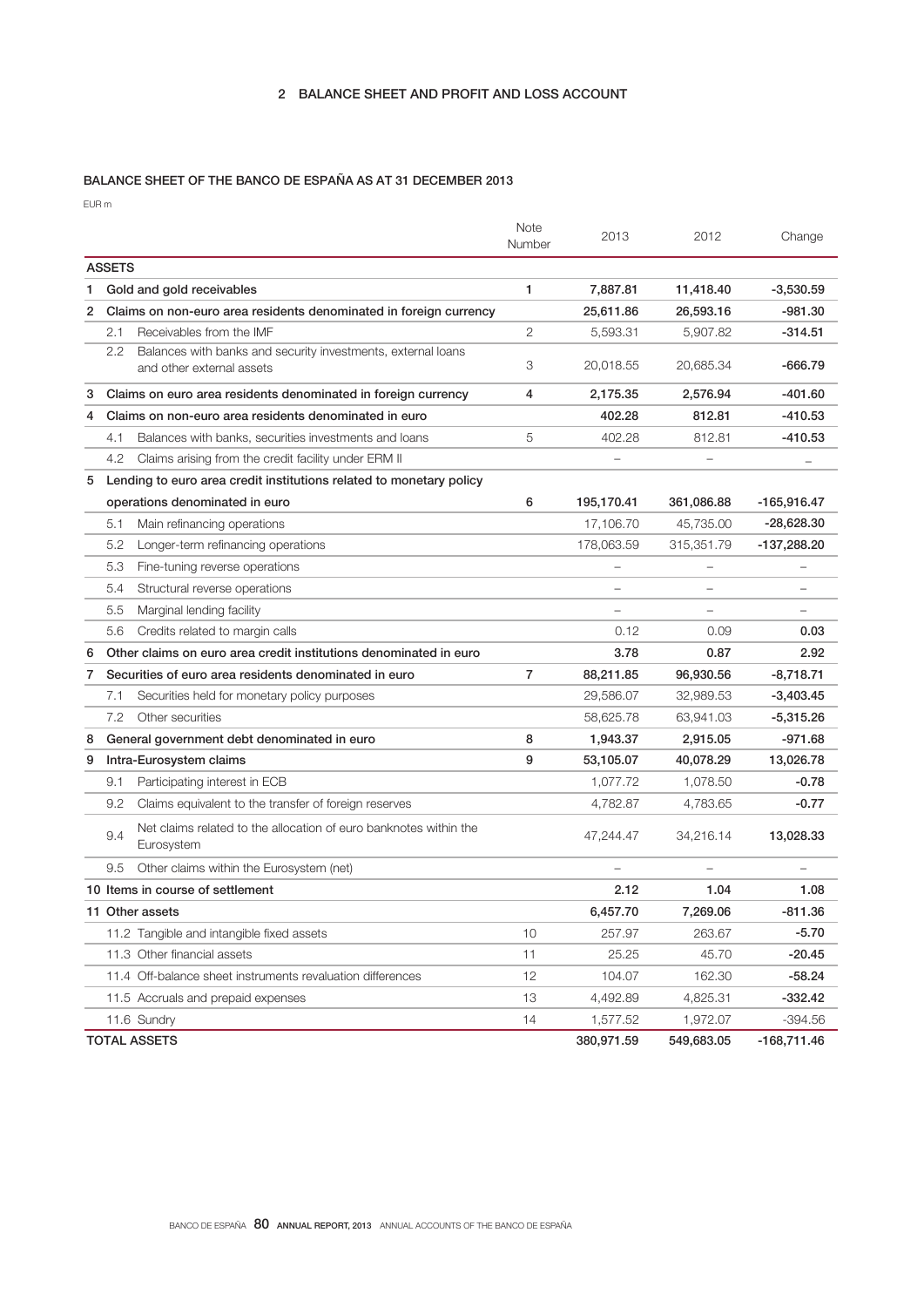## 2 BALANCE SHEET AND PROFIT AND LOSS ACCOUNT

### BALANCE SHEET OF THE BANCO DE ESPAÑA AS AT 31 DECEMBER 2013

EUR m

| | Note Number | 2013 | 2012 | Change |
|---|---|---|---|---|
| **ASSETS** | | | | |
| **1 Gold and gold receivables** | **1** | **7,887.81** | **11,418.40** | **-3,530.59** |
| **2 Claims on non-euro area residents denominated in foreign currency** | | **25,611.86** | **26,593.16** | **-981.30** |
| 2.1 Receivables from the IMF | 2 | 5,593.31 | 5,907.82 | **-314.51** |
| 2.2 Balances with banks and security investments, external loans and other external assets | 3 | 20,018.55 | 20,685.34 | **-666.79** |
| **3 Claims on euro area residents denominated in foreign currency** | **4** | **2,175.35** | **2,576.94** | **-401.60** |
| **4 Claims on non-euro area residents denominated in euro** | | **402.28** | **812.81** | **-410.53** |
| 4.1 Balances with banks, securities investments and loans | 5 | 402.28 | 812.81 | **-410.53** |
| 4.2 Claims arising from the credit facility under ERM II | | – | – | – |
| **5 Lending to euro area credit institutions related to monetary policy operations denominated in euro** | **6** | **195,170.41** | **361,086.88** | **-165,916.47** |
| 5.1 Main refinancing operations | | 17,106.70 | 45,735.00 | **-28,628.30** |
| 5.2 Longer-term refinancing operations | | 178,063.59 | 315,351.79 | **-137,288.20** |
| 5.3 Fine-tuning reverse operations | | – | – | – |
| 5.4 Structural reverse operations | | – | – | – |
| 5.5 Marginal lending facility | | – | – | – |
| 5.6 Credits related to margin calls | | 0.12 | 0.09 | **0.03** |
| **6 Other claims on euro area credit institutions denominated in euro** | | **3.78** | **0.87** | **2.92** |
| **7 Securities of euro area residents denominated in euro** | **7** | **88,211.85** | **96,930.56** | **-8,718.71** |
| 7.1 Securities held for monetary policy purposes | | 29,586.07 | 32,989.53 | **-3,403.45** |
| 7.2 Other securities | | 58,625.78 | 63,941.03 | **-5,315.26** |
| **8 General government debt denominated in euro** | **8** | **1,943.37** | **2,915.05** | **-971.68** |
| **9 Intra-Eurosystem claims** | **9** | **53,105.07** | **40,078.29** | **13,026.78** |
| 9.1 Participating interest in ECB | | 1,077.72 | 1,078.50 | **-0.78** |
| 9.2 Claims equivalent to the transfer of foreign reserves | | 4,782.87 | 4,783.65 | **-0.77** |
| 9.4 Net claims related to the allocation of euro banknotes within the Eurosystem | | 47,244.47 | 34,216.14 | **13,028.33** |
| 9.5 Other claims within the Eurosystem (net) | | – | – | – |
| **10 Items in course of settlement** | | **2.12** | **1.04** | **1.08** |
| **11 Other assets** | | **6,457.70** | **7,269.06** | **-811.36** |
| 11.2 Tangible and intangible fixed assets | 10 | 257.97 | 263.67 | **-5.70** |
| 11.3 Other financial assets | 11 | 25.25 | 45.70 | **-20.45** |
| 11.4 Off-balance sheet instruments revaluation differences | 12 | 104.07 | 162.30 | **-58.24** |
| 11.5 Accruals and prepaid expenses | 13 | 4,492.89 | 4,825.31 | **-332.42** |
| 11.6 Sundry | 14 | 1,577.52 | 1,972.07 | -394.56 |
| **TOTAL ASSETS** | | **380,971.59** | **549,683.05** | **-168,711.46** |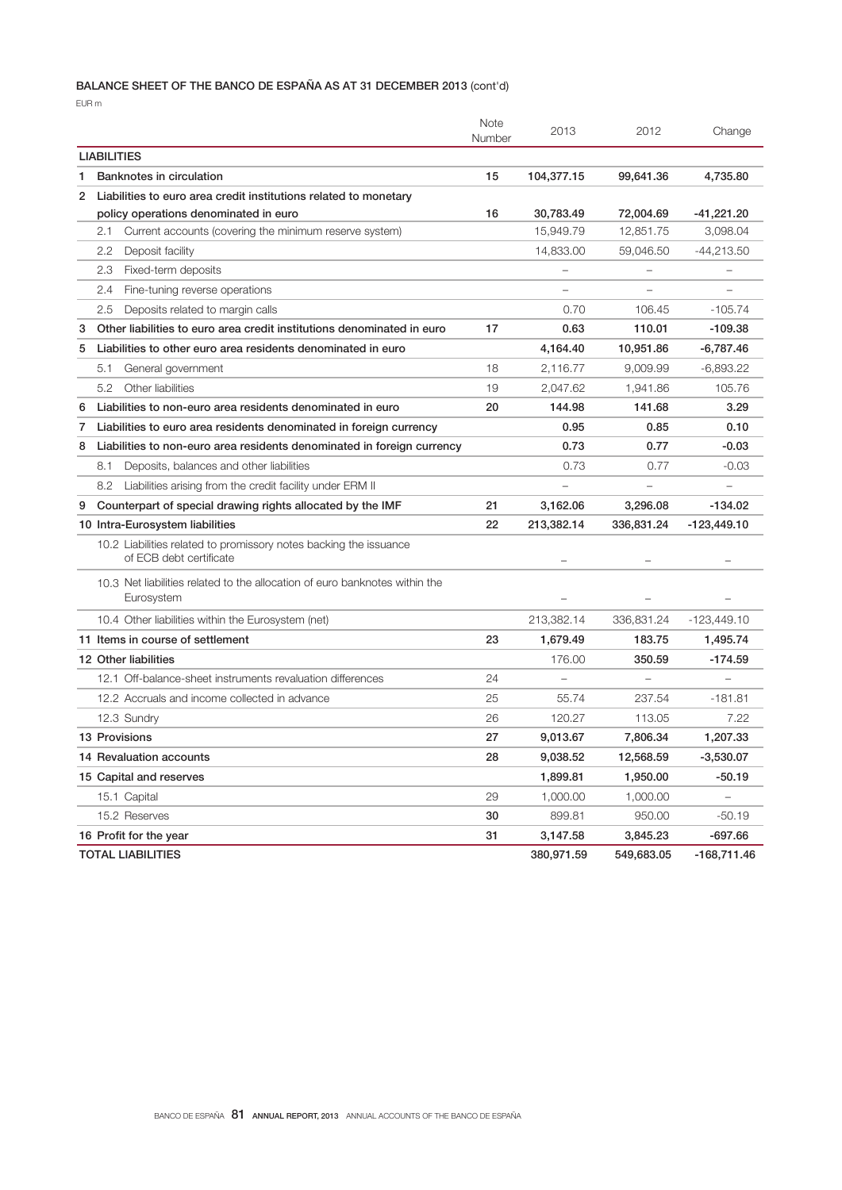### BALANCE SHEET OF THE BANCO DE ESPAÑA AS AT 31 DECEMBER 2013 (cont'd)

EUR m

| | Note Number | 2013 | 2012 | Change |
|---|---|---|---|---|
| **LIABILITIES** | | | | |
| **1 Banknotes in circulation** | **15** | **104,377.15** | **99,641.36** | **4,735.80** |
| **2 Liabilities to euro area credit institutions related to monetary policy operations denominated in euro** | **16** | **30,783.49** | **72,004.69** | **-41,221.20** |
| 2.1 Current accounts (covering the minimum reserve system) | | 15,949.79 | 12,851.75 | 3,098.04 |
| 2.2 Deposit facility | | 14,833.00 | 59,046.50 | -44,213.50 |
| 2.3 Fixed-term deposits | | – | – | – |
| 2.4 Fine-tuning reverse operations | | – | – | – |
| 2.5 Deposits related to margin calls | | 0.70 | 106.45 | -105.74 |
| **3 Other liabilities to euro area credit institutions denominated in euro** | **17** | **0.63** | **110.01** | **-109.38** |
| **5 Liabilities to other euro area residents denominated in euro** | | **4,164.40** | **10,951.86** | **-6,787.46** |
| 5.1 General government | 18 | 2,116.77 | 9,009.99 | -6,893.22 |
| 5.2 Other liabilities | 19 | 2,047.62 | 1,941.86 | 105.76 |
| **6 Liabilities to non-euro area residents denominated in euro** | **20** | **144.98** | **141.68** | **3.29** |
| **7 Liabilities to euro area residents denominated in foreign currency** | | **0.95** | **0.85** | **0.10** |
| **8 Liabilities to non-euro area residents denominated in foreign currency** | | **0.73** | **0.77** | **-0.03** |
| 8.1 Deposits, balances and other liabilities | | 0.73 | 0.77 | -0.03 |
| 8.2 Liabilities arising from the credit facility under ERM II | | – | – | – |
| **9 Counterpart of special drawing rights allocated by the IMF** | **21** | **3,162.06** | **3,296.08** | **-134.02** |
| **10 Intra-Eurosystem liabilities** | **22** | **213,382.14** | **336,831.24** | **-123,449.10** |
| 10.2 Liabilities related to promissory notes backing the issuance of ECB debt certificate | | – | – | – |
| 10.3 Net liabilities related to the allocation of euro banknotes within the Eurosystem | | – | – | – |
| 10.4 Other liabilities within the Eurosystem (net) | | 213,382.14 | 336,831.24 | -123,449.10 |
| **11 Items in course of settlement** | **23** | **1,679.49** | **183.75** | **1,495.74** |
| **12 Other liabilities** | | 176.00 | **350.59** | **-174.59** |
| 12.1 Off-balance-sheet instruments revaluation differences | 24 | – | – | – |
| 12.2 Accruals and income collected in advance | 25 | 55.74 | 237.54 | -181.81 |
| 12.3 Sundry | 26 | 120.27 | 113.05 | 7.22 |
| **13 Provisions** | **27** | **9,013.67** | **7,806.34** | **1,207.33** |
| **14 Revaluation accounts** | **28** | **9,038.52** | **12,568.59** | **-3,530.07** |
| **15 Capital and reserves** | | **1,899.81** | **1,950.00** | **-50.19** |
| 15.1 Capital | 29 | 1,000.00 | 1,000.00 | – |
| 15.2 Reserves | **30** | 899.81 | 950.00 | -50.19 |
| **16 Profit for the year** | **31** | **3,147.58** | **3,845.23** | **-697.66** |
| **TOTAL LIABILITIES** | | 380,971.59 | 549,683.05 | -168,711.46 |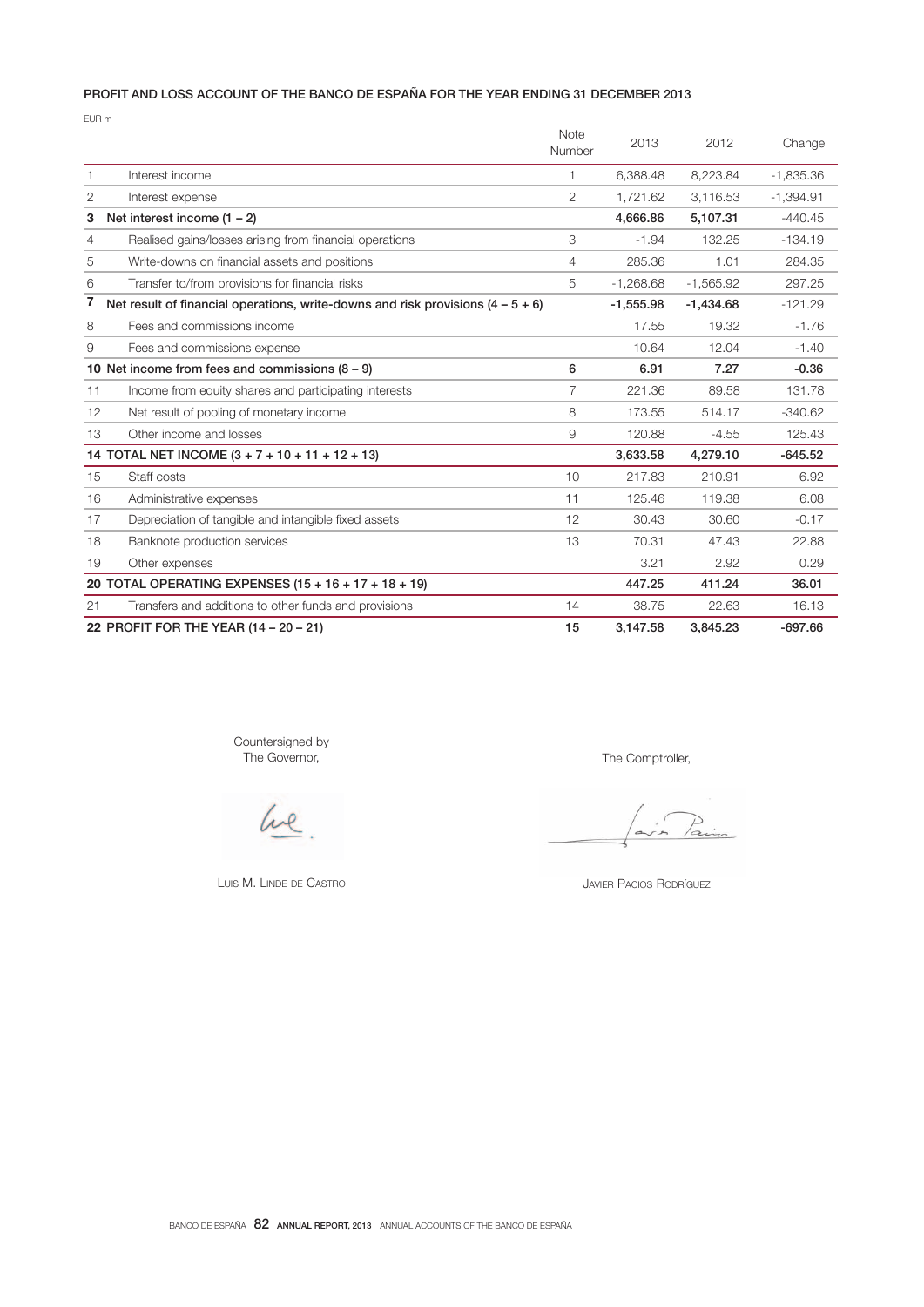## PROFIT AND LOSS ACCOUNT OF THE BANCO DE ESPAÑA FOR THE YEAR ENDING 31 DECEMBER 2013

EUR m

| | | Note Number | 2013 | 2012 | Change |
|---|---|---|---|---|---|
| 1 | Interest income | 1 | 6,388.48 | 8,223.84 | -1,835.36 |
| 2 | Interest expense | 2 | 1,721.62 | 3,116.53 | -1,394.91 |
| **3** | **Net interest income (1 – 2)** | | **4,666.86** | **5,107.31** | -440.45 |
| 4 | Realised gains/losses arising from financial operations | 3 | -1.94 | 132.25 | -134.19 |
| 5 | Write-downs on financial assets and positions | 4 | 285.36 | 1.01 | 284.35 |
| 6 | Transfer to/from provisions for financial risks | 5 | -1,268.68 | -1,565.92 | 297.25 |
| **7** | **Net result of financial operations, write-downs and risk provisions (4 – 5 + 6)** | | **-1,555.98** | **-1,434.68** | -121.29 |
| 8 | Fees and commissions income | | 17.55 | 19.32 | -1.76 |
| 9 | Fees and commissions expense | | 10.64 | 12.04 | -1.40 |
| **10** | **Net income from fees and commissions (8 – 9)** | **6** | **6.91** | **7.27** | **-0.36** |
| 11 | Income from equity shares and participating interests | 7 | 221.36 | 89.58 | 131.78 |
| 12 | Net result of pooling of monetary income | 8 | 173.55 | 514.17 | -340.62 |
| 13 | Other income and losses | 9 | 120.88 | -4.55 | 125.43 |
| **14** | **TOTAL NET INCOME (3 + 7 + 10 + 11 + 12 + 13)** | | **3,633.58** | **4,279.10** | **-645.52** |
| 15 | Staff costs | 10 | 217.83 | 210.91 | 6.92 |
| 16 | Administrative expenses | 11 | 125.46 | 119.38 | 6.08 |
| 17 | Depreciation of tangible and intangible fixed assets | 12 | 30.43 | 30.60 | -0.17 |
| 18 | Banknote production services | 13 | 70.31 | 47.43 | 22.88 |
| 19 | Other expenses | | 3.21 | 2.92 | 0.29 |
| **20** | **TOTAL OPERATING EXPENSES (15 + 16 + 17 + 18 + 19)** | | **447.25** | **411.24** | **36.01** |
| 21 | Transfers and additions to other funds and provisions | 14 | 38.75 | 22.63 | 16.13 |
| **22** | **PROFIT FOR THE YEAR (14 – 20 – 21)** | **15** | **3,147.58** | **3,845.23** | **-697.66** |

Countersigned by
The Governor,

LUIS M. LINDE DE CASTRO

The Comptroller,

JAVIER PACIOS RODRÍGUEZ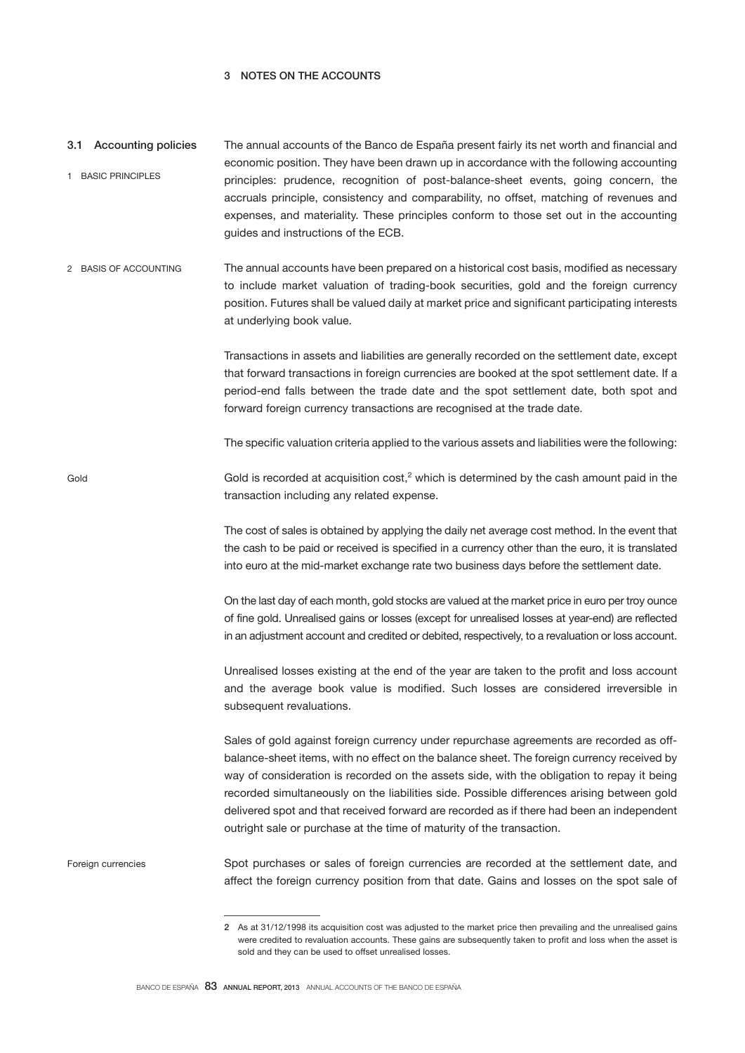# 3 NOTES ON THE ACCOUNTS

## 3.1 Accounting policies

### 1 BASIC PRINCIPLES

The annual accounts of the Banco de España present fairly its net worth and financial and economic position. They have been drawn up in accordance with the following accounting principles: prudence, recognition of post-balance-sheet events, going concern, the accruals principle, consistency and comparability, no offset, matching of revenues and expenses, and materiality. These principles conform to those set out in the accounting guides and instructions of the ECB.

### 2 BASIS OF ACCOUNTING

The annual accounts have been prepared on a historical cost basis, modified as necessary to include market valuation of trading-book securities, gold and the foreign currency position. Futures shall be valued daily at market price and significant participating interests at underlying book value.

Transactions in assets and liabilities are generally recorded on the settlement date, except that forward transactions in foreign currencies are booked at the spot settlement date. If a period-end falls between the trade date and the spot settlement date, both spot and forward foreign currency transactions are recognised at the trade date.

The specific valuation criteria applied to the various assets and liabilities were the following:

#### Gold

Gold is recorded at acquisition cost,[2] which is determined by the cash amount paid in the transaction including any related expense.

The cost of sales is obtained by applying the daily net average cost method. In the event that the cash to be paid or received is specified in a currency other than the euro, it is translated into euro at the mid-market exchange rate two business days before the settlement date.

On the last day of each month, gold stocks are valued at the market price in euro per troy ounce of fine gold. Unrealised gains or losses (except for unrealised losses at year-end) are reflected in an adjustment account and credited or debited, respectively, to a revaluation or loss account.

Unrealised losses existing at the end of the year are taken to the profit and loss account and the average book value is modified. Such losses are considered irreversible in subsequent revaluations.

Sales of gold against foreign currency under repurchase agreements are recorded as off-balance-sheet items, with no effect on the balance sheet. The foreign currency received by way of consideration is recorded on the assets side, with the obligation to repay it being recorded simultaneously on the liabilities side. Possible differences arising between gold delivered spot and that received forward are recorded as if there had been an independent outright sale or purchase at the time of maturity of the transaction.

#### Foreign currencies

Spot purchases or sales of foreign currencies are recorded at the settlement date, and affect the foreign currency position from that date. Gains and losses on the spot sale of

---

2 As at 31/12/1998 its acquisition cost was adjusted to the market price then prevailing and the unrealised gains were credited to revaluation accounts. These gains are subsequently taken to profit and loss when the asset is sold and they can be used to offset unrealised losses.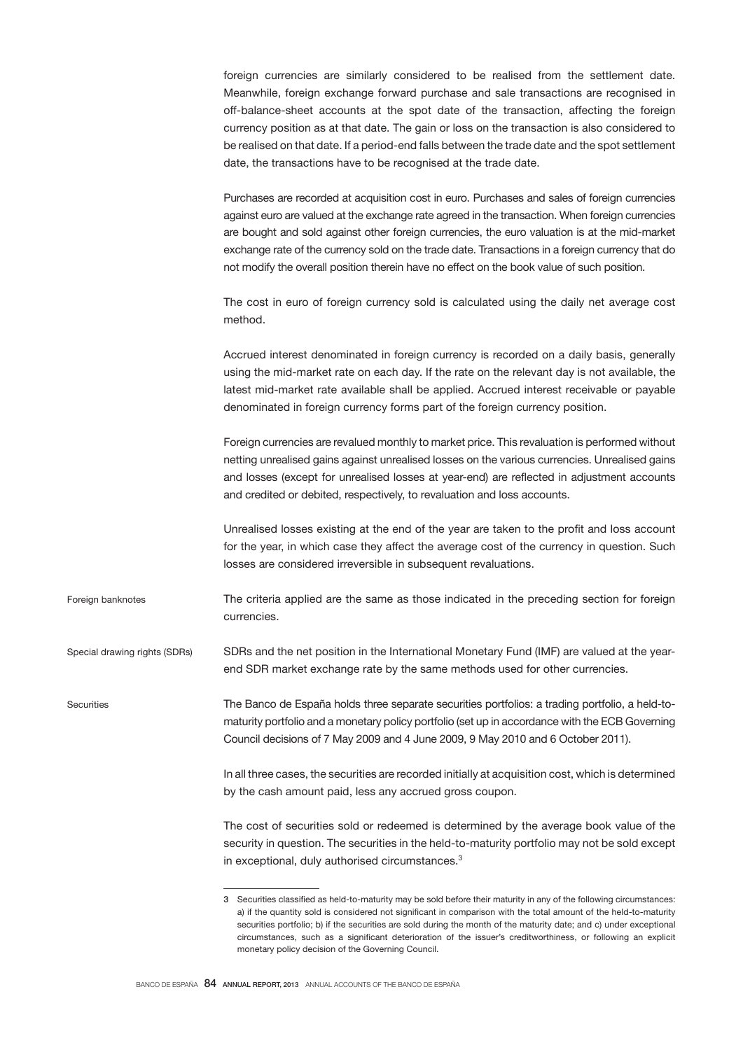foreign currencies are similarly considered to be realised from the settlement date. Meanwhile, foreign exchange forward purchase and sale transactions are recognised in off-balance-sheet accounts at the spot date of the transaction, affecting the foreign currency position as at that date. The gain or loss on the transaction is also considered to be realised on that date. If a period-end falls between the trade date and the spot settlement date, the transactions have to be recognised at the trade date.

Purchases are recorded at acquisition cost in euro. Purchases and sales of foreign currencies against euro are valued at the exchange rate agreed in the transaction. When foreign currencies are bought and sold against other foreign currencies, the euro valuation is at the mid-market exchange rate of the currency sold on the trade date. Transactions in a foreign currency that do not modify the overall position therein have no effect on the book value of such position.

The cost in euro of foreign currency sold is calculated using the daily net average cost method.

Accrued interest denominated in foreign currency is recorded on a daily basis, generally using the mid-market rate on each day. If the rate on the relevant day is not available, the latest mid-market rate available shall be applied. Accrued interest receivable or payable denominated in foreign currency forms part of the foreign currency position.

Foreign currencies are revalued monthly to market price. This revaluation is performed without netting unrealised gains against unrealised losses on the various currencies. Unrealised gains and losses (except for unrealised losses at year-end) are reflected in adjustment accounts and credited or debited, respectively, to revaluation and loss accounts.

Unrealised losses existing at the end of the year are taken to the profit and loss account for the year, in which case they affect the average cost of the currency in question. Such losses are considered irreversible in subsequent revaluations.

**Foreign banknotes**

The criteria applied are the same as those indicated in the preceding section for foreign currencies.

**Special drawing rights (SDRs)**

SDRs and the net position in the International Monetary Fund (IMF) are valued at the year-end SDR market exchange rate by the same methods used for other currencies.

**Securities**

The Banco de España holds three separate securities portfolios: a trading portfolio, a held-to-maturity portfolio and a monetary policy portfolio (set up in accordance with the ECB Governing Council decisions of 7 May 2009 and 4 June 2009, 9 May 2010 and 6 October 2011).

In all three cases, the securities are recorded initially at acquisition cost, which is determined by the cash amount paid, less any accrued gross coupon.

The cost of securities sold or redeemed is determined by the average book value of the security in question. The securities in the held-to-maturity portfolio may not be sold except in exceptional, duly authorised circumstances.[3]

---

3 Securities classified as held-to-maturity may be sold before their maturity in any of the following circumstances: a) if the quantity sold is considered not significant in comparison with the total amount of the held-to-maturity securities portfolio; b) if the securities are sold during the month of the maturity date; and c) under exceptional circumstances, such as a significant deterioration of the issuer's creditworthiness, or following an explicit monetary policy decision of the Governing Council.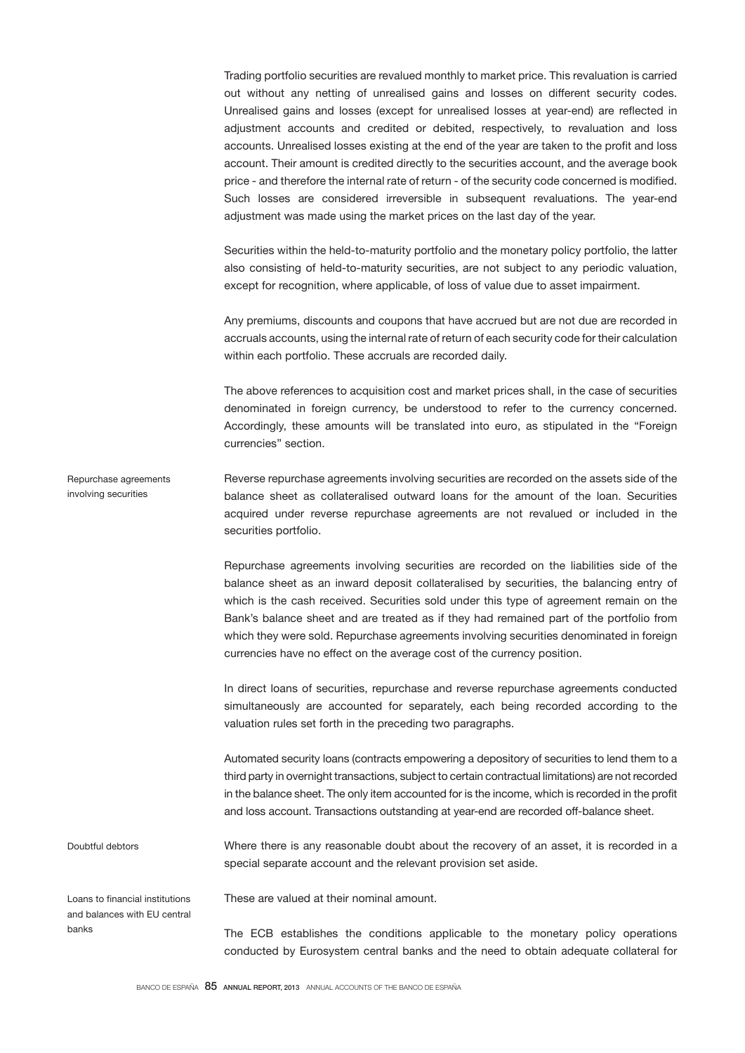Trading portfolio securities are revalued monthly to market price. This revaluation is carried out without any netting of unrealised gains and losses on different security codes. Unrealised gains and losses (except for unrealised losses at year-end) are reflected in adjustment accounts and credited or debited, respectively, to revaluation and loss accounts. Unrealised losses existing at the end of the year are taken to the profit and loss account. Their amount is credited directly to the securities account, and the average book price - and therefore the internal rate of return - of the security code concerned is modified. Such losses are considered irreversible in subsequent revaluations. The year-end adjustment was made using the market prices on the last day of the year.

Securities within the held-to-maturity portfolio and the monetary policy portfolio, the latter also consisting of held-to-maturity securities, are not subject to any periodic valuation, except for recognition, where applicable, of loss of value due to asset impairment.

Any premiums, discounts and coupons that have accrued but are not due are recorded in accruals accounts, using the internal rate of return of each security code for their calculation within each portfolio. These accruals are recorded daily.

The above references to acquisition cost and market prices shall, in the case of securities denominated in foreign currency, be understood to refer to the currency concerned. Accordingly, these amounts will be translated into euro, as stipulated in the "Foreign currencies" section.

#### Repurchase agreements involving securities

Reverse repurchase agreements involving securities are recorded on the assets side of the balance sheet as collateralised outward loans for the amount of the loan. Securities acquired under reverse repurchase agreements are not revalued or included in the securities portfolio.

Repurchase agreements involving securities are recorded on the liabilities side of the balance sheet as an inward deposit collateralised by securities, the balancing entry of which is the cash received. Securities sold under this type of agreement remain on the Bank's balance sheet and are treated as if they had remained part of the portfolio from which they were sold. Repurchase agreements involving securities denominated in foreign currencies have no effect on the average cost of the currency position.

In direct loans of securities, repurchase and reverse repurchase agreements conducted simultaneously are accounted for separately, each being recorded according to the valuation rules set forth in the preceding two paragraphs.

Automated security loans (contracts empowering a depository of securities to lend them to a third party in overnight transactions, subject to certain contractual limitations) are not recorded in the balance sheet. The only item accounted for is the income, which is recorded in the profit and loss account. Transactions outstanding at year-end are recorded off-balance sheet.

#### Doubtful debtors

Where there is any reasonable doubt about the recovery of an asset, it is recorded in a special separate account and the relevant provision set aside.

#### Loans to financial institutions and balances with EU central banks

These are valued at their nominal amount.

The ECB establishes the conditions applicable to the monetary policy operations conducted by Eurosystem central banks and the need to obtain adequate collateral for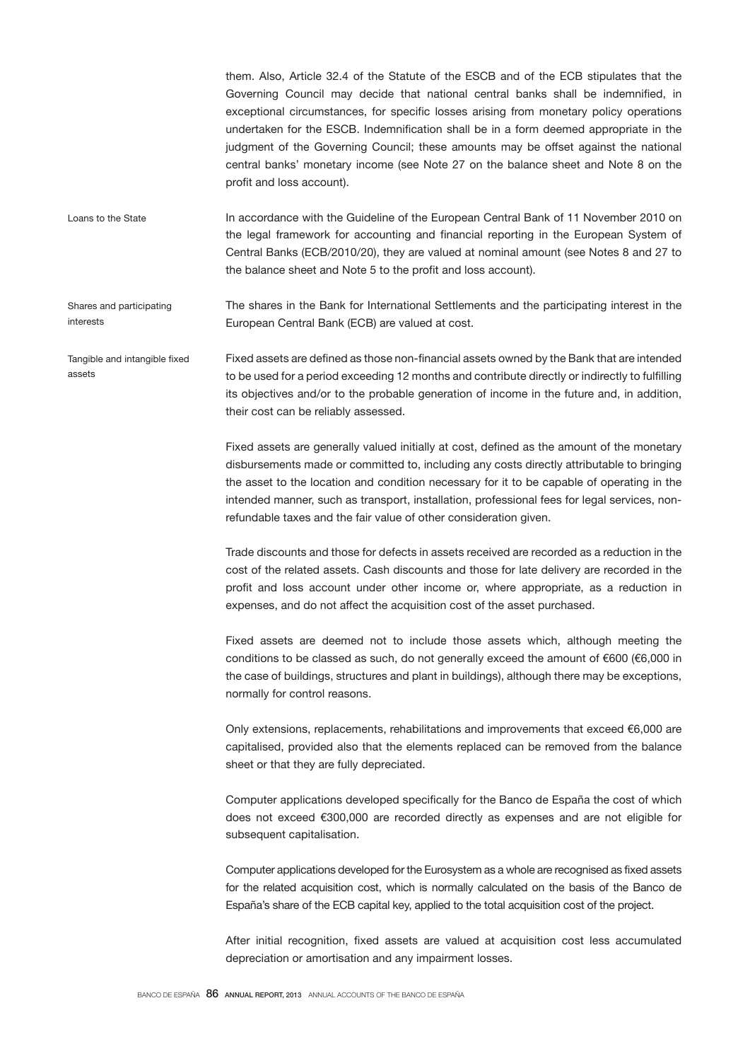them. Also, Article 32.4 of the Statute of the ESCB and of the ECB stipulates that the Governing Council may decide that national central banks shall be indemnified, in exceptional circumstances, for specific losses arising from monetary policy operations undertaken for the ESCB. Indemnification shall be in a form deemed appropriate in the judgment of the Governing Council; these amounts may be offset against the national central banks' monetary income (see Note 27 on the balance sheet and Note 8 on the profit and loss account).

**Loans to the State**

In accordance with the Guideline of the European Central Bank of 11 November 2010 on the legal framework for accounting and financial reporting in the European System of Central Banks (ECB/2010/20), they are valued at nominal amount (see Notes 8 and 27 to the balance sheet and Note 5 to the profit and loss account).

**Shares and participating interests**

The shares in the Bank for International Settlements and the participating interest in the European Central Bank (ECB) are valued at cost.

**Tangible and intangible fixed assets**

Fixed assets are defined as those non-financial assets owned by the Bank that are intended to be used for a period exceeding 12 months and contribute directly or indirectly to fulfilling its objectives and/or to the probable generation of income in the future and, in addition, their cost can be reliably assessed.

Fixed assets are generally valued initially at cost, defined as the amount of the monetary disbursements made or committed to, including any costs directly attributable to bringing the asset to the location and condition necessary for it to be capable of operating in the intended manner, such as transport, installation, professional fees for legal services, non-refundable taxes and the fair value of other consideration given.

Trade discounts and those for defects in assets received are recorded as a reduction in the cost of the related assets. Cash discounts and those for late delivery are recorded in the profit and loss account under other income or, where appropriate, as a reduction in expenses, and do not affect the acquisition cost of the asset purchased.

Fixed assets are deemed not to include those assets which, although meeting the conditions to be classed as such, do not generally exceed the amount of €600 (€6,000 in the case of buildings, structures and plant in buildings), although there may be exceptions, normally for control reasons.

Only extensions, replacements, rehabilitations and improvements that exceed €6,000 are capitalised, provided also that the elements replaced can be removed from the balance sheet or that they are fully depreciated.

Computer applications developed specifically for the Banco de España the cost of which does not exceed €300,000 are recorded directly as expenses and are not eligible for subsequent capitalisation.

Computer applications developed for the Eurosystem as a whole are recognised as fixed assets for the related acquisition cost, which is normally calculated on the basis of the Banco de España's share of the ECB capital key, applied to the total acquisition cost of the project.

After initial recognition, fixed assets are valued at acquisition cost less accumulated depreciation or amortisation and any impairment losses.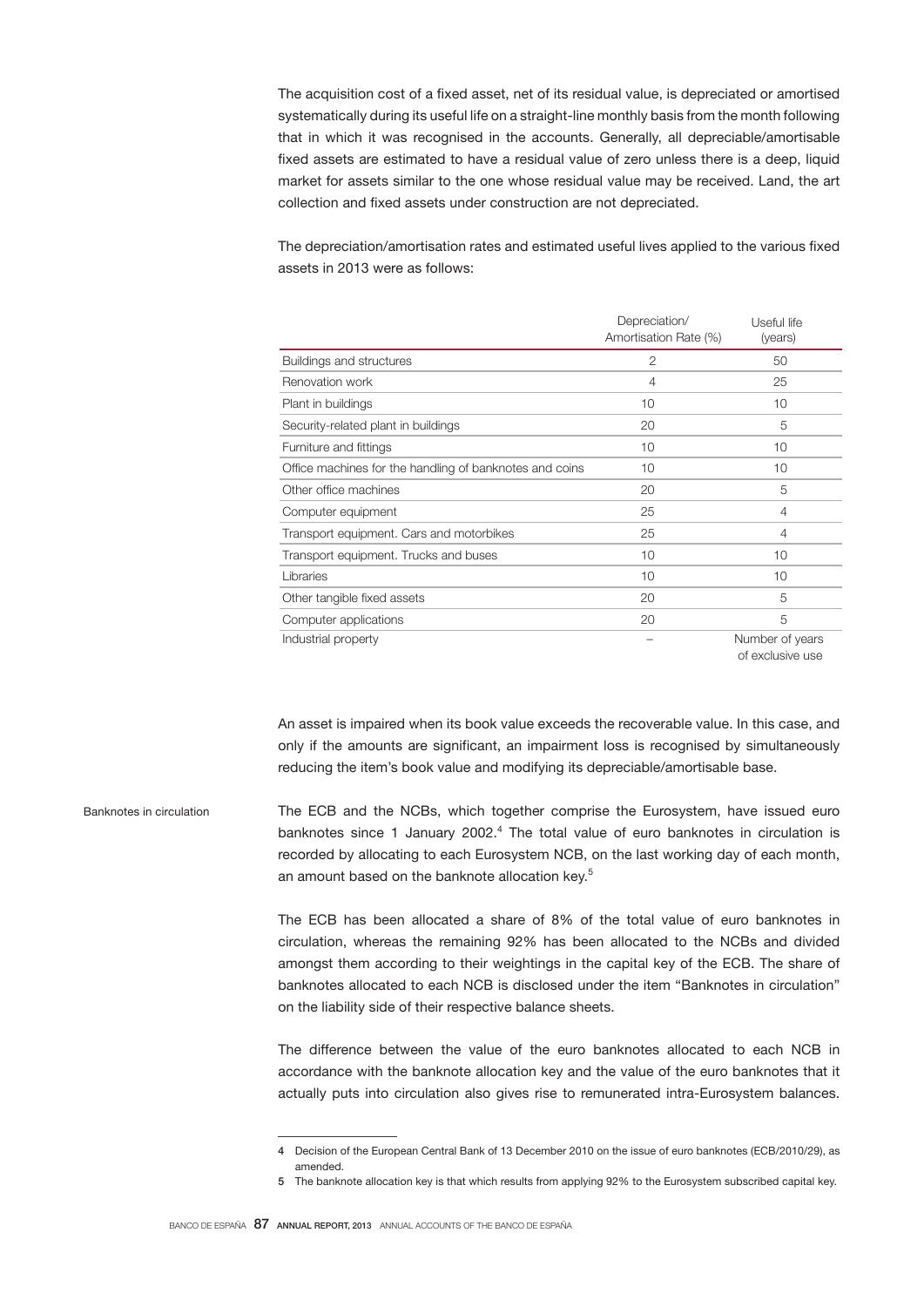The acquisition cost of a fixed asset, net of its residual value, is depreciated or amortised systematically during its useful life on a straight-line monthly basis from the month following that in which it was recognised in the accounts. Generally, all depreciable/amortisable fixed assets are estimated to have a residual value of zero unless there is a deep, liquid market for assets similar to the one whose residual value may be received. Land, the art collection and fixed assets under construction are not depreciated.

The depreciation/amortisation rates and estimated useful lives applied to the various fixed assets in 2013 were as follows:

| | Depreciation/ Amortisation Rate (%) | Useful life (years) |
|---|---|---|
| Buildings and structures | 2 | 50 |
| Renovation work | 4 | 25 |
| Plant in buildings | 10 | 10 |
| Security-related plant in buildings | 20 | 5 |
| Furniture and fittings | 10 | 10 |
| Office machines for the handling of banknotes and coins | 10 | 10 |
| Other office machines | 20 | 5 |
| Computer equipment | 25 | 4 |
| Transport equipment. Cars and motorbikes | 25 | 4 |
| Transport equipment. Trucks and buses | 10 | 10 |
| Libraries | 10 | 10 |
| Other tangible fixed assets | 20 | 5 |
| Computer applications | 20 | 5 |
| Industrial property | – | Number of years of exclusive use |

An asset is impaired when its book value exceeds the recoverable value. In this case, and only if the amounts are significant, an impairment loss is recognised by simultaneously reducing the item's book value and modifying its depreciable/amortisable base.

**Banknotes in circulation**

The ECB and the NCBs, which together comprise the Eurosystem, have issued euro banknotes since 1 January 2002.[4] The total value of euro banknotes in circulation is recorded by allocating to each Eurosystem NCB, on the last working day of each month, an amount based on the banknote allocation key.[5]

The ECB has been allocated a share of 8% of the total value of euro banknotes in circulation, whereas the remaining 92% has been allocated to the NCBs and divided amongst them according to their weightings in the capital key of the ECB. The share of banknotes allocated to each NCB is disclosed under the item "Banknotes in circulation" on the liability side of their respective balance sheets.

The difference between the value of the euro banknotes allocated to each NCB in accordance with the banknote allocation key and the value of the euro banknotes that it actually puts into circulation also gives rise to remunerated intra-Eurosystem balances.

---

4 Decision of the European Central Bank of 13 December 2010 on the issue of euro banknotes (ECB/2010/29), as amended.

5 The banknote allocation key is that which results from applying 92% to the Eurosystem subscribed capital key.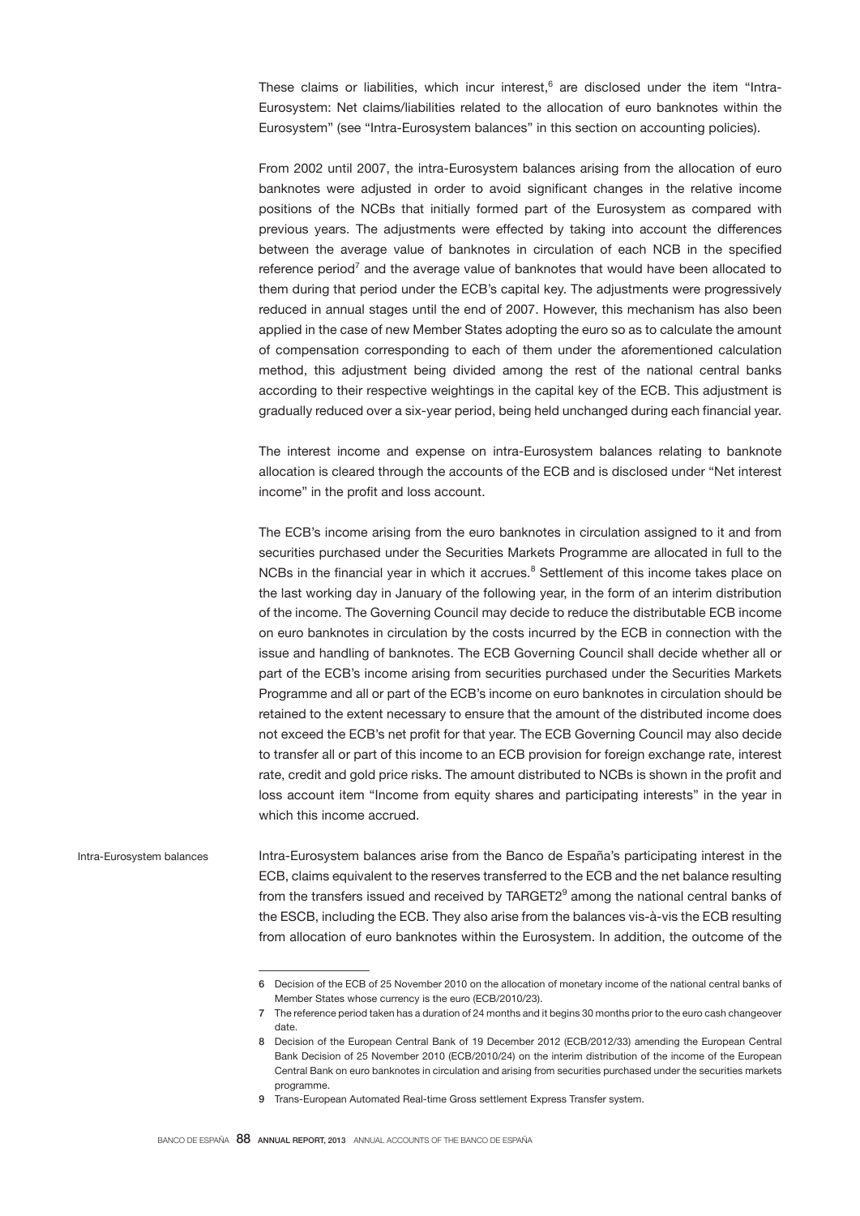These claims or liabilities, which incur interest,[6] are disclosed under the item "Intra-Eurosystem: Net claims/liabilities related to the allocation of euro banknotes within the Eurosystem" (see "Intra-Eurosystem balances" in this section on accounting policies).

From 2002 until 2007, the intra-Eurosystem balances arising from the allocation of euro banknotes were adjusted in order to avoid significant changes in the relative income positions of the NCBs that initially formed part of the Eurosystem as compared with previous years. The adjustments were effected by taking into account the differences between the average value of banknotes in circulation of each NCB in the specified reference period[7] and the average value of banknotes that would have been allocated to them during that period under the ECB's capital key. The adjustments were progressively reduced in annual stages until the end of 2007. However, this mechanism has also been applied in the case of new Member States adopting the euro so as to calculate the amount of compensation corresponding to each of them under the aforementioned calculation method, this adjustment being divided among the rest of the national central banks according to their respective weightings in the capital key of the ECB. This adjustment is gradually reduced over a six-year period, being held unchanged during each financial year.

The interest income and expense on intra-Eurosystem balances relating to banknote allocation is cleared through the accounts of the ECB and is disclosed under "Net interest income" in the profit and loss account.

The ECB's income arising from the euro banknotes in circulation assigned to it and from securities purchased under the Securities Markets Programme are allocated in full to the NCBs in the financial year in which it accrues.[8] Settlement of this income takes place on the last working day in January of the following year, in the form of an interim distribution of the income. The Governing Council may decide to reduce the distributable ECB income on euro banknotes in circulation by the costs incurred by the ECB in connection with the issue and handling of banknotes. The ECB Governing Council shall decide whether all or part of the ECB's income arising from securities purchased under the Securities Markets Programme and all or part of the ECB's income on euro banknotes in circulation should be retained to the extent necessary to ensure that the amount of the distributed income does not exceed the ECB's net profit for that year. The ECB Governing Council may also decide to transfer all or part of this income to an ECB provision for foreign exchange rate, interest rate, credit and gold price risks. The amount distributed to NCBs is shown in the profit and loss account item "Income from equity shares and participating interests" in the year in which this income accrued.

**Intra-Eurosystem balances**

Intra-Eurosystem balances arise from the Banco de España's participating interest in the ECB, claims equivalent to the reserves transferred to the ECB and the net balance resulting from the transfers issued and received by TARGET2[9] among the national central banks of the ESCB, including the ECB. They also arise from the balances vis-à-vis the ECB resulting from allocation of euro banknotes within the Eurosystem. In addition, the outcome of the

---

6 Decision of the ECB of 25 November 2010 on the allocation of monetary income of the national central banks of Member States whose currency is the euro (ECB/2010/23).

7 The reference period taken has a duration of 24 months and it begins 30 months prior to the euro cash changeover date.

8 Decision of the European Central Bank of 19 December 2012 (ECB/2012/33) amending the European Central Bank Decision of 25 November 2010 (ECB/2010/24) on the interim distribution of the income of the European Central Bank on euro banknotes in circulation and arising from securities purchased under the securities markets programme.

9 Trans-European Automated Real-time Gross settlement Express Transfer system.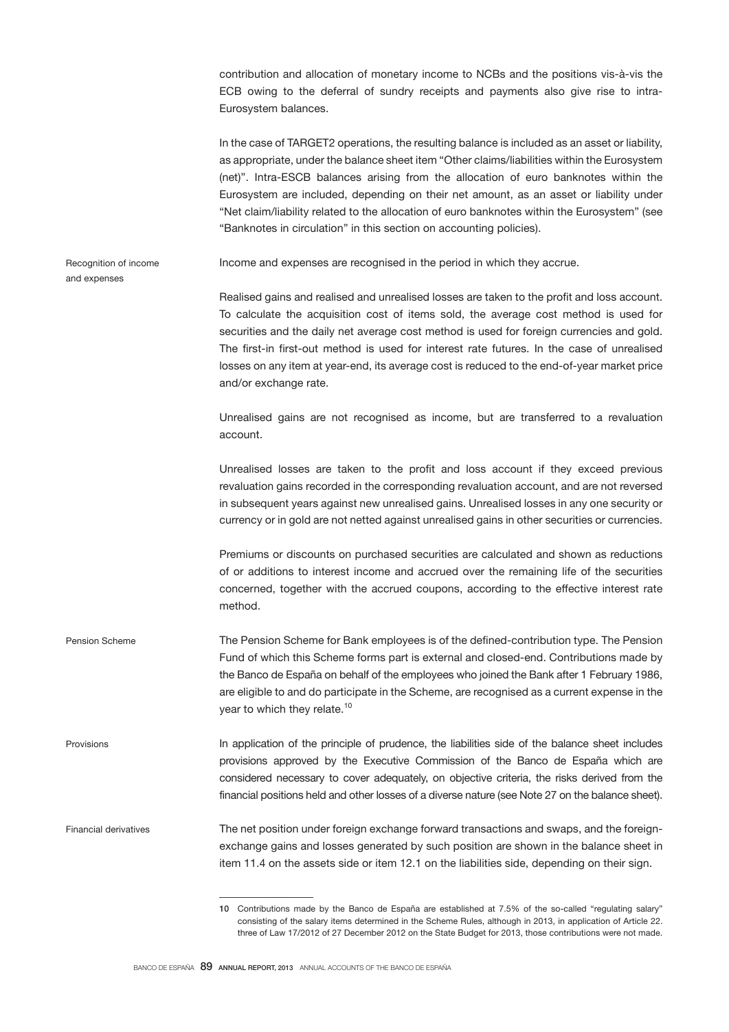contribution and allocation of monetary income to NCBs and the positions vis-à-vis the ECB owing to the deferral of sundry receipts and payments also give rise to intra-Eurosystem balances.

In the case of TARGET2 operations, the resulting balance is included as an asset or liability, as appropriate, under the balance sheet item "Other claims/liabilities within the Eurosystem (net)". Intra-ESCB balances arising from the allocation of euro banknotes within the Eurosystem are included, depending on their net amount, as an asset or liability under "Net claim/liability related to the allocation of euro banknotes within the Eurosystem" (see "Banknotes in circulation" in this section on accounting policies).

#### Recognition of income and expenses

Income and expenses are recognised in the period in which they accrue.

Realised gains and realised and unrealised losses are taken to the profit and loss account. To calculate the acquisition cost of items sold, the average cost method is used for securities and the daily net average cost method is used for foreign currencies and gold. The first-in first-out method is used for interest rate futures. In the case of unrealised losses on any item at year-end, its average cost is reduced to the end-of-year market price and/or exchange rate.

Unrealised gains are not recognised as income, but are transferred to a revaluation account.

Unrealised losses are taken to the profit and loss account if they exceed previous revaluation gains recorded in the corresponding revaluation account, and are not reversed in subsequent years against new unrealised gains. Unrealised losses in any one security or currency or in gold are not netted against unrealised gains in other securities or currencies.

Premiums or discounts on purchased securities are calculated and shown as reductions of or additions to interest income and accrued over the remaining life of the securities concerned, together with the accrued coupons, according to the effective interest rate method.

#### Pension Scheme

The Pension Scheme for Bank employees is of the defined-contribution type. The Pension Fund of which this Scheme forms part is external and closed-end. Contributions made by the Banco de España on behalf of the employees who joined the Bank after 1 February 1986, are eligible to and do participate in the Scheme, are recognised as a current expense in the year to which they relate.[10]

#### Provisions

In application of the principle of prudence, the liabilities side of the balance sheet includes provisions approved by the Executive Commission of the Banco de España which are considered necessary to cover adequately, on objective criteria, the risks derived from the financial positions held and other losses of a diverse nature (see Note 27 on the balance sheet).

#### Financial derivatives

The net position under foreign exchange forward transactions and swaps, and the foreign-exchange gains and losses generated by such position are shown in the balance sheet in item 11.4 on the assets side or item 12.1 on the liabilities side, depending on their sign.

---

10 Contributions made by the Banco de España are established at 7.5% of the so-called "regulating salary" consisting of the salary items determined in the Scheme Rules, although in 2013, in application of Article 22. three of Law 17/2012 of 27 December 2012 on the State Budget for 2013, those contributions were not made.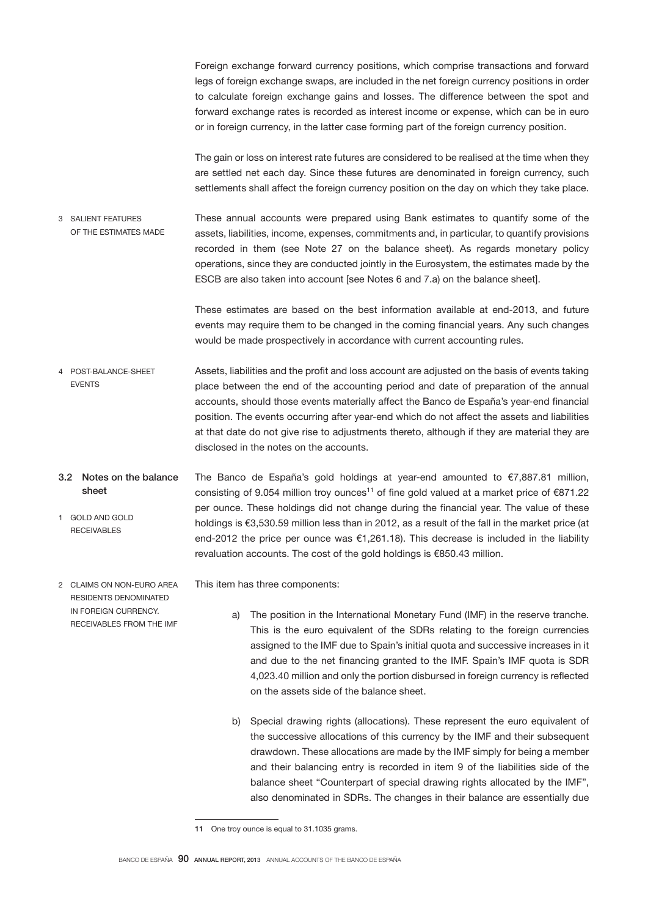Foreign exchange forward currency positions, which comprise transactions and forward legs of foreign exchange swaps, are included in the net foreign currency positions in order to calculate foreign exchange gains and losses. The difference between the spot and forward exchange rates is recorded as interest income or expense, which can be in euro or in foreign currency, in the latter case forming part of the foreign currency position.

The gain or loss on interest rate futures are considered to be realised at the time when they are settled net each day. Since these futures are denominated in foreign currency, such settlements shall affect the foreign currency position on the day on which they take place.

#### 3 SALIENT FEATURES OF THE ESTIMATES MADE

These annual accounts were prepared using Bank estimates to quantify some of the assets, liabilities, income, expenses, commitments and, in particular, to quantify provisions recorded in them (see Note 27 on the balance sheet). As regards monetary policy operations, since they are conducted jointly in the Eurosystem, the estimates made by the ESCB are also taken into account [see Notes 6 and 7.a) on the balance sheet].

These estimates are based on the best information available at end-2013, and future events may require them to be changed in the coming financial years. Any such changes would be made prospectively in accordance with current accounting rules.

#### 4 POST-BALANCE-SHEET EVENTS

Assets, liabilities and the profit and loss account are adjusted on the basis of events taking place between the end of the accounting period and date of preparation of the annual accounts, should those events materially affect the Banco de España's year-end financial position. The events occurring after year-end which do not affect the assets and liabilities at that date do not give rise to adjustments thereto, although if they are material they are disclosed in the notes on the accounts.

### 3.2 Notes on the balance sheet

#### 1 GOLD AND GOLD RECEIVABLES

The Banco de España's gold holdings at year-end amounted to €7,887.81 million, consisting of 9.054 million troy ounces[11] of fine gold valued at a market price of €871.22 per ounce. These holdings did not change during the financial year. The value of these holdings is €3,530.59 million less than in 2012, as a result of the fall in the market price (at end-2012 the price per ounce was €1,261.18). This decrease is included in the liability revaluation accounts. The cost of the gold holdings is €850.43 million.

#### 2 CLAIMS ON NON-EURO AREA RESIDENTS DENOMINATED IN FOREIGN CURRENCY. RECEIVABLES FROM THE IMF

This item has three components:

a) The position in the International Monetary Fund (IMF) in the reserve tranche. This is the euro equivalent of the SDRs relating to the foreign currencies assigned to the IMF due to Spain's initial quota and successive increases in it and due to the net financing granted to the IMF. Spain's IMF quota is SDR 4,023.40 million and only the portion disbursed in foreign currency is reflected on the assets side of the balance sheet.

b) Special drawing rights (allocations). These represent the euro equivalent of the successive allocations of this currency by the IMF and their subsequent drawdown. These allocations are made by the IMF simply for being a member and their balancing entry is recorded in item 9 of the liabilities side of the balance sheet "Counterpart of special drawing rights allocated by the IMF", also denominated in SDRs. The changes in their balance are essentially due

---

[11] One troy ounce is equal to 31.1035 grams.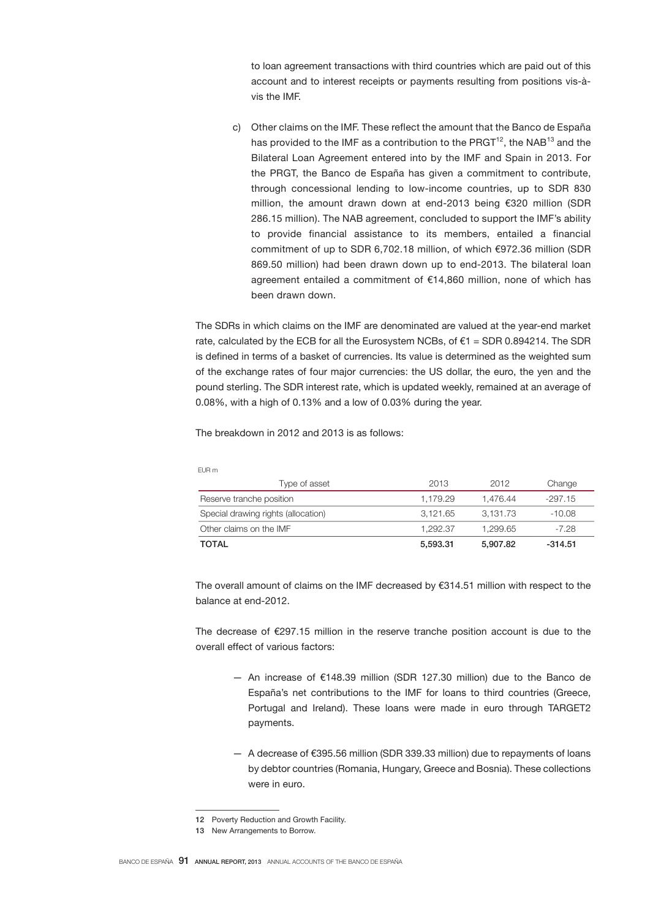to loan agreement transactions with third countries which are paid out of this account and to interest receipts or payments resulting from positions vis-à-vis the IMF.

c) Other claims on the IMF. These reflect the amount that the Banco de España has provided to the IMF as a contribution to the PRGT[12], the NAB[13] and the Bilateral Loan Agreement entered into by the IMF and Spain in 2013. For the PRGT, the Banco de España has given a commitment to contribute, through concessional lending to low-income countries, up to SDR 830 million, the amount drawn down at end-2013 being €320 million (SDR 286.15 million). The NAB agreement, concluded to support the IMF's ability to provide financial assistance to its members, entailed a financial commitment of up to SDR 6,702.18 million, of which €972.36 million (SDR 869.50 million) had been drawn down up to end-2013. The bilateral loan agreement entailed a commitment of €14,860 million, none of which has been drawn down.

The SDRs in which claims on the IMF are denominated are valued at the year-end market rate, calculated by the ECB for all the Eurosystem NCBs, of €1 = SDR 0.894214. The SDR is defined in terms of a basket of currencies. Its value is determined as the weighted sum of the exchange rates of four major currencies: the US dollar, the euro, the yen and the pound sterling. The SDR interest rate, which is updated weekly, remained at an average of 0.08%, with a high of 0.13% and a low of 0.03% during the year.

The breakdown in 2012 and 2013 is as follows:

EUR m

| Type of asset | 2013 | 2012 | Change |
|---|---|---|---|
| Reserve tranche position | 1,179.29 | 1,476.44 | -297.15 |
| Special drawing rights (allocation) | 3,121.65 | 3,131.73 | -10.08 |
| Other claims on the IMF | 1,292.37 | 1,299.65 | -7.28 |
| **TOTAL** | **5,593.31** | **5,907.82** | **-314.51** |

The overall amount of claims on the IMF decreased by €314.51 million with respect to the balance at end-2012.

The decrease of €297.15 million in the reserve tranche position account is due to the overall effect of various factors:

— An increase of €148.39 million (SDR 127.30 million) due to the Banco de España's net contributions to the IMF for loans to third countries (Greece, Portugal and Ireland). These loans were made in euro through TARGET2 payments.

— A decrease of €395.56 million (SDR 339.33 million) due to repayments of loans by debtor countries (Romania, Hungary, Greece and Bosnia). These collections were in euro.

12 Poverty Reduction and Growth Facility.

13 New Arrangements to Borrow.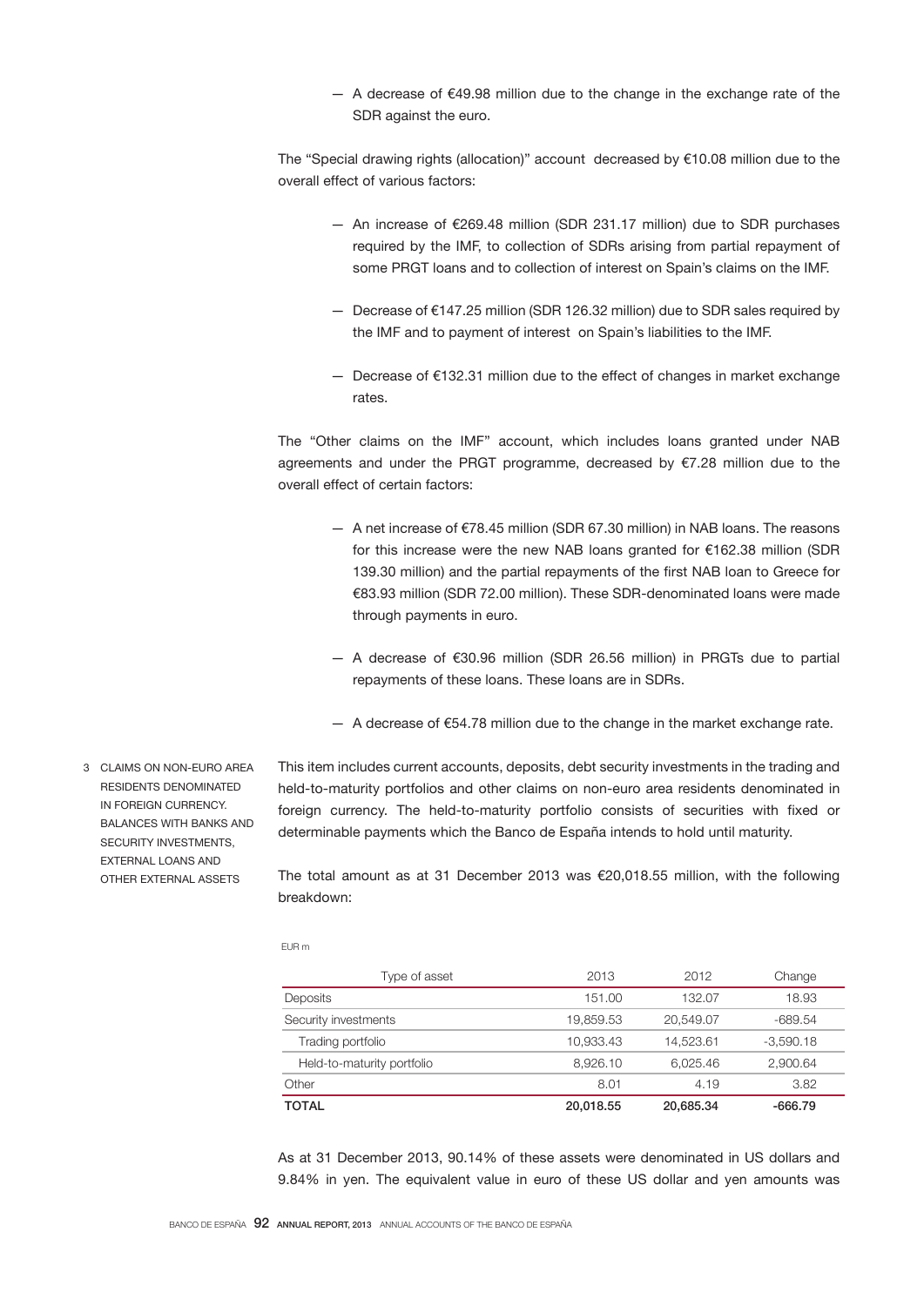— A decrease of €49.98 million due to the change in the exchange rate of the SDR against the euro.

The "Special drawing rights (allocation)" account decreased by €10.08 million due to the overall effect of various factors:

— An increase of €269.48 million (SDR 231.17 million) due to SDR purchases required by the IMF, to collection of SDRs arising from partial repayment of some PRGT loans and to collection of interest on Spain's claims on the IMF.

— Decrease of €147.25 million (SDR 126.32 million) due to SDR sales required by the IMF and to payment of interest on Spain's liabilities to the IMF.

— Decrease of €132.31 million due to the effect of changes in market exchange rates.

The "Other claims on the IMF" account, which includes loans granted under NAB agreements and under the PRGT programme, decreased by €7.28 million due to the overall effect of certain factors:

— A net increase of €78.45 million (SDR 67.30 million) in NAB loans. The reasons for this increase were the new NAB loans granted for €162.38 million (SDR 139.30 million) and the partial repayments of the first NAB loan to Greece for €83.93 million (SDR 72.00 million). These SDR-denominated loans were made through payments in euro.

— A decrease of €30.96 million (SDR 26.56 million) in PRGTs due to partial repayments of these loans. These loans are in SDRs.

— A decrease of €54.78 million due to the change in the market exchange rate.

## 3 CLAIMS ON NON-EURO AREA RESIDENTS DENOMINATED IN FOREIGN CURRENCY. BALANCES WITH BANKS AND SECURITY INVESTMENTS, EXTERNAL LOANS AND OTHER EXTERNAL ASSETS

This item includes current accounts, deposits, debt security investments in the trading and held-to-maturity portfolios and other claims on non-euro area residents denominated in foreign currency. The held-to-maturity portfolio consists of securities with fixed or determinable payments which the Banco de España intends to hold until maturity.

The total amount as at 31 December 2013 was €20,018.55 million, with the following breakdown:

EUR m

| Type of asset | 2013 | 2012 | Change |
|---|---|---|---|
| Deposits | 151.00 | 132.07 | 18.93 |
| Security investments | 19,859.53 | 20,549.07 | -689.54 |
| Trading portfolio | 10,933.43 | 14,523.61 | -3,590.18 |
| Held-to-maturity portfolio | 8,926.10 | 6,025.46 | 2,900.64 |
| Other | 8.01 | 4.19 | 3.82 |
| **TOTAL** | **20,018.55** | **20,685.34** | **-666.79** |

As at 31 December 2013, 90.14% of these assets were denominated in US dollars and 9.84% in yen. The equivalent value in euro of these US dollar and yen amounts was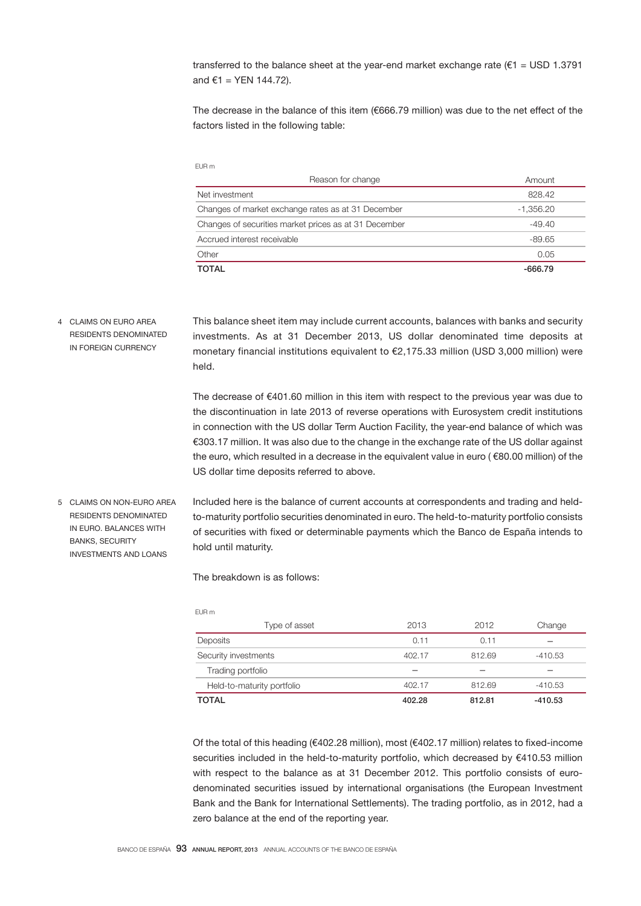transferred to the balance sheet at the year-end market exchange rate (€1 = USD 1.3791 and €1 = YEN 144.72).

The decrease in the balance of this item (€666.79 million) was due to the net effect of the factors listed in the following table:

EUR m

| Reason for change | Amount |
|---|---|
| Net investment | 828.42 |
| Changes of market exchange rates as at 31 December | -1,356.20 |
| Changes of securities market prices as at 31 December | -49.40 |
| Accrued interest receivable | -89.65 |
| Other | 0.05 |
| **TOTAL** | **-666.79** |

## 4 CLAIMS ON EURO AREA RESIDENTS DENOMINATED IN FOREIGN CURRENCY

This balance sheet item may include current accounts, balances with banks and security investments. As at 31 December 2013, US dollar denominated time deposits at monetary financial institutions equivalent to €2,175.33 million (USD 3,000 million) were held.

The decrease of €401.60 million in this item with respect to the previous year was due to the discontinuation in late 2013 of reverse operations with Eurosystem credit institutions in connection with the US dollar Term Auction Facility, the year-end balance of which was €303.17 million. It was also due to the change in the exchange rate of the US dollar against the euro, which resulted in a decrease in the equivalent value in euro ( €80.00 million) of the US dollar time deposits referred to above.

## 5 CLAIMS ON NON-EURO AREA RESIDENTS DENOMINATED IN EURO. BALANCES WITH BANKS, SECURITY INVESTMENTS AND LOANS

Included here is the balance of current accounts at correspondents and trading and held-to-maturity portfolio securities denominated in euro. The held-to-maturity portfolio consists of securities with fixed or determinable payments which the Banco de España intends to hold until maturity.

The breakdown is as follows:

EUR m

| Type of asset | 2013 | 2012 | Change |
|---|---|---|---|
| Deposits | 0.11 | 0.11 | — |
| Security investments | 402.17 | 812.69 | -410.53 |
| Trading portfolio | — | — | — |
| Held-to-maturity portfolio | 402.17 | 812.69 | -410.53 |
| **TOTAL** | **402.28** | **812.81** | **-410.53** |

Of the total of this heading (€402.28 million), most (€402.17 million) relates to fixed-income securities included in the held-to-maturity portfolio, which decreased by €410.53 million with respect to the balance as at 31 December 2012. This portfolio consists of euro-denominated securities issued by international organisations (the European Investment Bank and the Bank for International Settlements). The trading portfolio, as in 2012, had a zero balance at the end of the reporting year.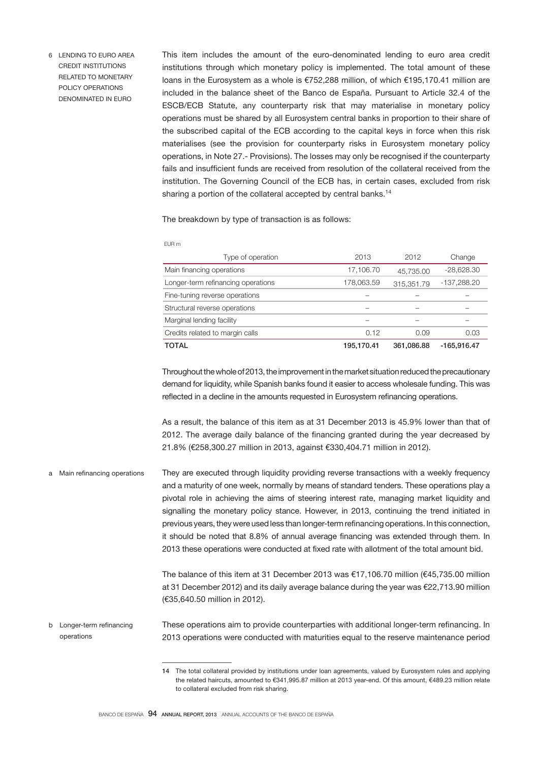## 6 LENDING TO EURO AREA CREDIT INSTITUTIONS RELATED TO MONETARY POLICY OPERATIONS DENOMINATED IN EURO

This item includes the amount of the euro-denominated lending to euro area credit institutions through which monetary policy is implemented. The total amount of these loans in the Eurosystem as a whole is €752,288 million, of which €195,170.41 million are included in the balance sheet of the Banco de España. Pursuant to Article 32.4 of the ESCB/ECB Statute, any counterparty risk that may materialise in monetary policy operations must be shared by all Eurosystem central banks in proportion to their share of the subscribed capital of the ECB according to the capital keys in force when this risk materialises (see the provision for counterparty risks in Eurosystem monetary policy operations, in Note 27.- Provisions). The losses may only be recognised if the counterparty fails and insufficient funds are received from resolution of the collateral received from the institution. The Governing Council of the ECB has, in certain cases, excluded from risk sharing a portion of the collateral accepted by central banks.[14]

The breakdown by type of transaction is as follows:

EUR m

| Type of operation | 2013 | 2012 | Change |
|---|---|---|---|
| Main financing operations | 17,106.70 | 45,735.00 | -28,628.30 |
| Longer-term refinancing operations | 178,063.59 | 315,351.79 | -137,288.20 |
| Fine-tuning reverse operations | – | – | – |
| Structural reverse operations | – | – | – |
| Marginal lending facility | – | – | – |
| Credits related to margin calls | 0.12 | 0.09 | 0.03 |
| **TOTAL** | **195,170.41** | **361,086.88** | **-165,916.47** |

Throughout the whole of 2013, the improvement in the market situation reduced the precautionary demand for liquidity, while Spanish banks found it easier to access wholesale funding. This was reflected in a decline in the amounts requested in Eurosystem refinancing operations.

As a result, the balance of this item as at 31 December 2013 is 45.9% lower than that of 2012. The average daily balance of the financing granted during the year decreased by 21.8% (€258,300.27 million in 2013, against €330,404.71 million in 2012).

### a Main refinancing operations

They are executed through liquidity providing reverse transactions with a weekly frequency and a maturity of one week, normally by means of standard tenders. These operations play a pivotal role in achieving the aims of steering interest rate, managing market liquidity and signalling the monetary policy stance. However, in 2013, continuing the trend initiated in previous years, they were used less than longer-term refinancing operations. In this connection, it should be noted that 8.8% of annual average financing was extended through them. In 2013 these operations were conducted at fixed rate with allotment of the total amount bid.

The balance of this item at 31 December 2013 was €17,106.70 million (€45,735.00 million at 31 December 2012) and its daily average balance during the year was €22,713.90 million (€35,640.50 million in 2012).

### b Longer-term refinancing operations

These operations aim to provide counterparties with additional longer-term refinancing. In 2013 operations were conducted with maturities equal to the reserve maintenance period

---

14 The total collateral provided by institutions under loan agreements, valued by Eurosystem rules and applying the related haircuts, amounted to €341,995.87 million at 2013 year-end. Of this amount, €489.23 million relate to collateral excluded from risk sharing.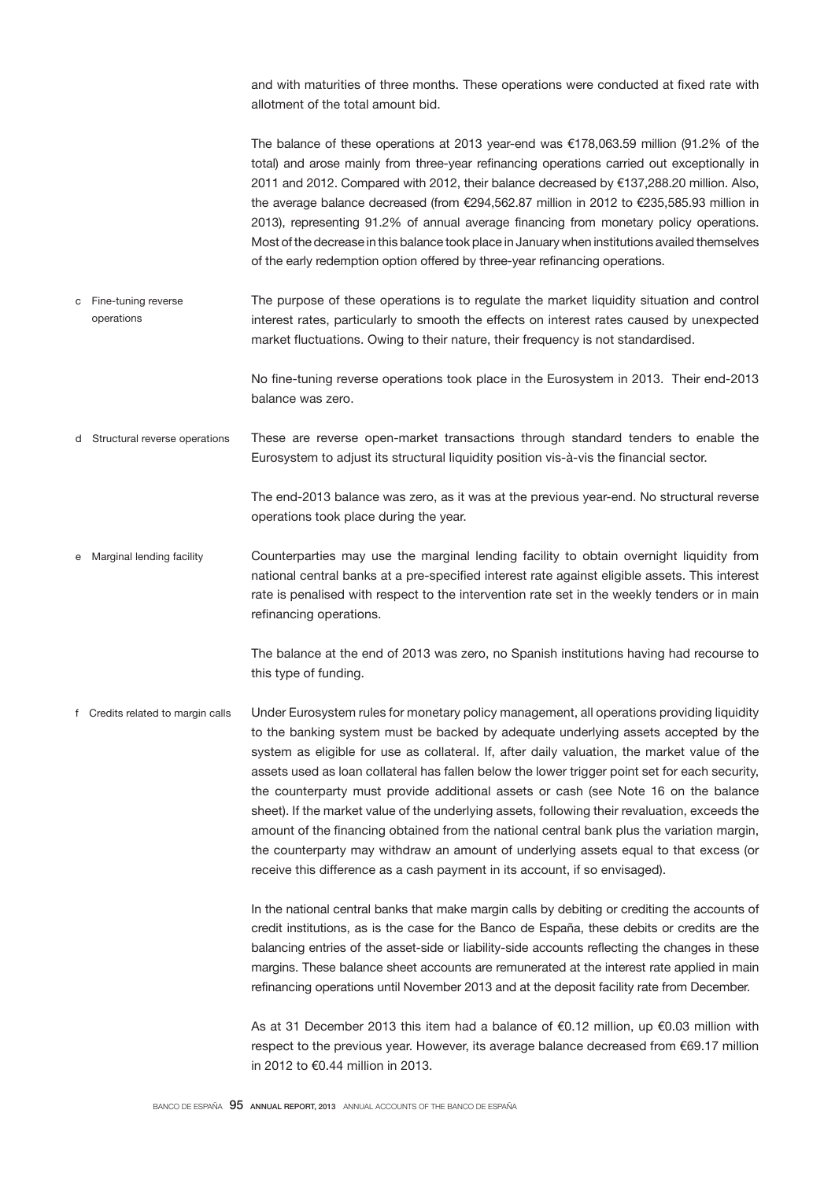and with maturities of three months. These operations were conducted at fixed rate with allotment of the total amount bid.

The balance of these operations at 2013 year-end was €178,063.59 million (91.2% of the total) and arose mainly from three-year refinancing operations carried out exceptionally in 2011 and 2012. Compared with 2012, their balance decreased by €137,288.20 million. Also, the average balance decreased (from €294,562.87 million in 2012 to €235,585.93 million in 2013), representing 91.2% of annual average financing from monetary policy operations. Most of the decrease in this balance took place in January when institutions availed themselves of the early redemption option offered by three-year refinancing operations.

**c Fine-tuning reverse operations**

The purpose of these operations is to regulate the market liquidity situation and control interest rates, particularly to smooth the effects on interest rates caused by unexpected market fluctuations. Owing to their nature, their frequency is not standardised.

No fine-tuning reverse operations took place in the Eurosystem in 2013. Their end-2013 balance was zero.

**d Structural reverse operations**

These are reverse open-market transactions through standard tenders to enable the Eurosystem to adjust its structural liquidity position vis-à-vis the financial sector.

The end-2013 balance was zero, as it was at the previous year-end. No structural reverse operations took place during the year.

**e Marginal lending facility**

Counterparties may use the marginal lending facility to obtain overnight liquidity from national central banks at a pre-specified interest rate against eligible assets. This interest rate is penalised with respect to the intervention rate set in the weekly tenders or in main refinancing operations.

The balance at the end of 2013 was zero, no Spanish institutions having had recourse to this type of funding.

**f Credits related to margin calls**

Under Eurosystem rules for monetary policy management, all operations providing liquidity to the banking system must be backed by adequate underlying assets accepted by the system as eligible for use as collateral. If, after daily valuation, the market value of the assets used as loan collateral has fallen below the lower trigger point set for each security, the counterparty must provide additional assets or cash (see Note 16 on the balance sheet). If the market value of the underlying assets, following their revaluation, exceeds the amount of the financing obtained from the national central bank plus the variation margin, the counterparty may withdraw an amount of underlying assets equal to that excess (or receive this difference as a cash payment in its account, if so envisaged).

In the national central banks that make margin calls by debiting or crediting the accounts of credit institutions, as is the case for the Banco de España, these debits or credits are the balancing entries of the asset-side or liability-side accounts reflecting the changes in these margins. These balance sheet accounts are remunerated at the interest rate applied in main refinancing operations until November 2013 and at the deposit facility rate from December.

As at 31 December 2013 this item had a balance of €0.12 million, up €0.03 million with respect to the previous year. However, its average balance decreased from €69.17 million in 2012 to €0.44 million in 2013.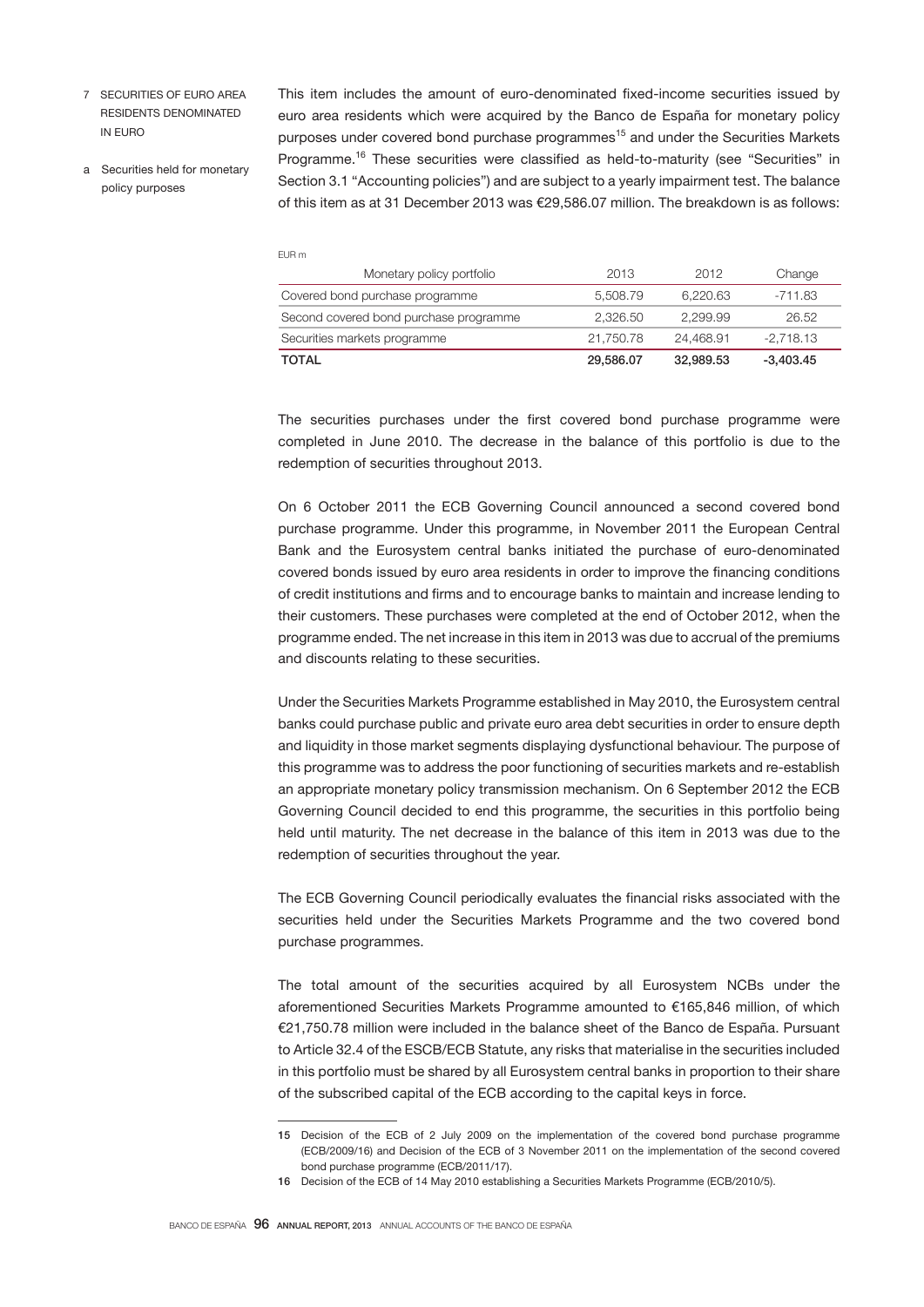### 7 SECURITIES OF EURO AREA RESIDENTS DENOMINATED IN EURO

#### a Securities held for monetary policy purposes

This item includes the amount of euro-denominated fixed-income securities issued by euro area residents which were acquired by the Banco de España for monetary policy purposes under covered bond purchase programmes[15] and under the Securities Markets Programme.[16] These securities were classified as held-to-maturity (see "Securities" in Section 3.1 "Accounting policies") and are subject to a yearly impairment test. The balance of this item as at 31 December 2013 was €29,586.07 million. The breakdown is as follows:

EUR m

| Monetary policy portfolio | 2013 | 2012 | Change |
|---|---|---|---|
| Covered bond purchase programme | 5,508.79 | 6,220.63 | -711.83 |
| Second covered bond purchase programme | 2,326.50 | 2,299.99 | 26.52 |
| Securities markets programme | 21,750.78 | 24,468.91 | -2,718.13 |
| **TOTAL** | **29,586.07** | **32,989.53** | **-3,403.45** |

The securities purchases under the first covered bond purchase programme were completed in June 2010. The decrease in the balance of this portfolio is due to the redemption of securities throughout 2013.

On 6 October 2011 the ECB Governing Council announced a second covered bond purchase programme. Under this programme, in November 2011 the European Central Bank and the Eurosystem central banks initiated the purchase of euro-denominated covered bonds issued by euro area residents in order to improve the financing conditions of credit institutions and firms and to encourage banks to maintain and increase lending to their customers. These purchases were completed at the end of October 2012, when the programme ended. The net increase in this item in 2013 was due to accrual of the premiums and discounts relating to these securities.

Under the Securities Markets Programme established in May 2010, the Eurosystem central banks could purchase public and private euro area debt securities in order to ensure depth and liquidity in those market segments displaying dysfunctional behaviour. The purpose of this programme was to address the poor functioning of securities markets and re-establish an appropriate monetary policy transmission mechanism. On 6 September 2012 the ECB Governing Council decided to end this programme, the securities in this portfolio being held until maturity. The net decrease in the balance of this item in 2013 was due to the redemption of securities throughout the year.

The ECB Governing Council periodically evaluates the financial risks associated with the securities held under the Securities Markets Programme and the two covered bond purchase programmes.

The total amount of the securities acquired by all Eurosystem NCBs under the aforementioned Securities Markets Programme amounted to €165,846 million, of which €21,750.78 million were included in the balance sheet of the Banco de España. Pursuant to Article 32.4 of the ESCB/ECB Statute, any risks that materialise in the securities included in this portfolio must be shared by all Eurosystem central banks in proportion to their share of the subscribed capital of the ECB according to the capital keys in force.

---

15 Decision of the ECB of 2 July 2009 on the implementation of the covered bond purchase programme (ECB/2009/16) and Decision of the ECB of 3 November 2011 on the implementation of the second covered bond purchase programme (ECB/2011/17).

16 Decision of the ECB of 14 May 2010 establishing a Securities Markets Programme (ECB/2010/5).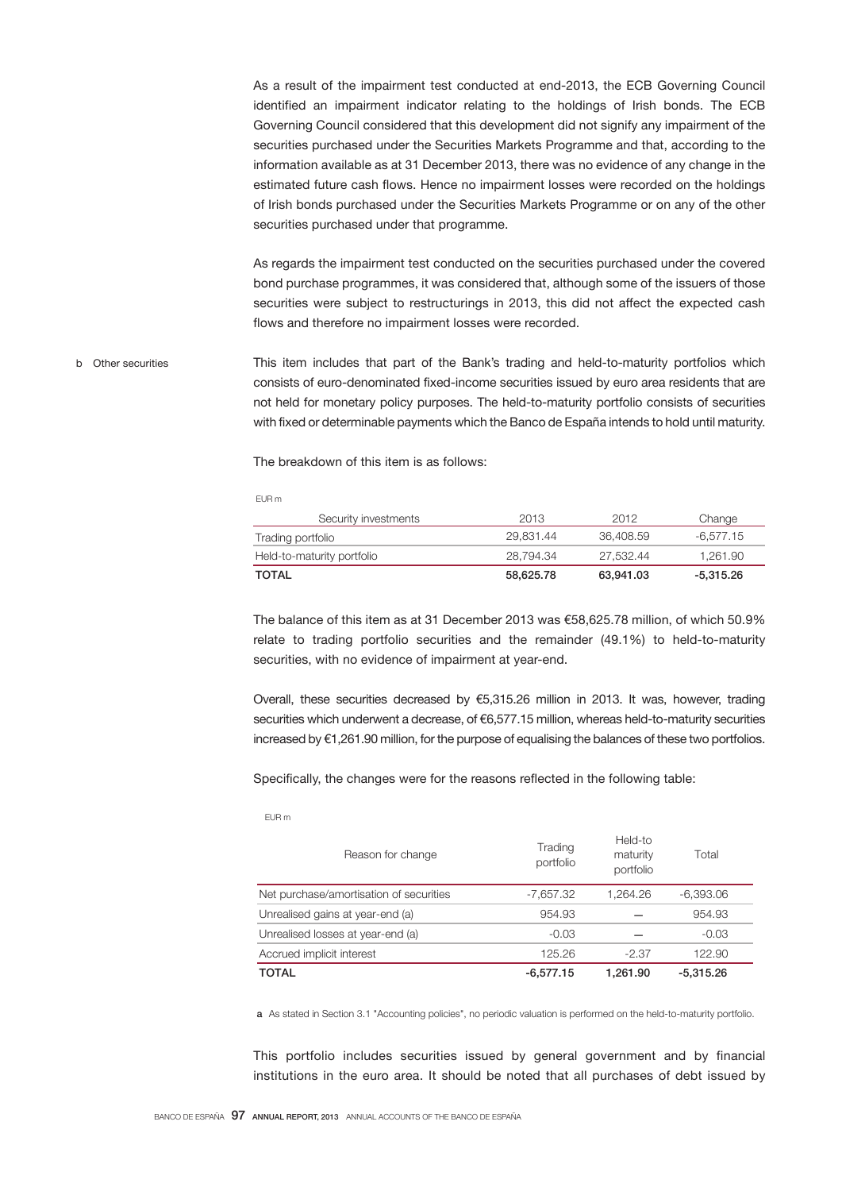As a result of the impairment test conducted at end-2013, the ECB Governing Council identified an impairment indicator relating to the holdings of Irish bonds. The ECB Governing Council considered that this development did not signify any impairment of the securities purchased under the Securities Markets Programme and that, according to the information available as at 31 December 2013, there was no evidence of any change in the estimated future cash flows. Hence no impairment losses were recorded on the holdings of Irish bonds purchased under the Securities Markets Programme or on any of the other securities purchased under that programme.

As regards the impairment test conducted on the securities purchased under the covered bond purchase programmes, it was considered that, although some of the issuers of those securities were subject to restructurings in 2013, this did not affect the expected cash flows and therefore no impairment losses were recorded.

b Other securities

This item includes that part of the Bank's trading and held-to-maturity portfolios which consists of euro-denominated fixed-income securities issued by euro area residents that are not held for monetary policy purposes. The held-to-maturity portfolio consists of securities with fixed or determinable payments which the Banco de España intends to hold until maturity.

The breakdown of this item is as follows:

EUR m

| Security investments | 2013 | 2012 | Change |
|---|---|---|---|
| Trading portfolio | 29,831.44 | 36,408.59 | -6,577.15 |
| Held-to-maturity portfolio | 28,794.34 | 27,532.44 | 1,261.90 |
| **TOTAL** | **58,625.78** | **63,941.03** | **-5,315.26** |

The balance of this item as at 31 December 2013 was €58,625.78 million, of which 50.9% relate to trading portfolio securities and the remainder (49.1%) to held-to-maturity securities, with no evidence of impairment at year-end.

Overall, these securities decreased by €5,315.26 million in 2013. It was, however, trading securities which underwent a decrease, of €6,577.15 million, whereas held-to-maturity securities increased by €1,261.90 million, for the purpose of equalising the balances of these two portfolios.

Specifically, the changes were for the reasons reflected in the following table:

EUR m

| Reason for change | Trading portfolio | Held-to maturity portfolio | Total |
|---|---|---|---|
| Net purchase/amortisation of securities | -7,657.32 | 1,264.26 | -6,393.06 |
| Unrealised gains at year-end (a) | 954.93 | — | 954.93 |
| Unrealised losses at year-end (a) | -0.03 | — | -0.03 |
| Accrued implicit interest | 125.26 | -2.37 | 122.90 |
| **TOTAL** | **-6,577.15** | **1,261.90** | **-5,315.26** |

**a** As stated in Section 3.1 "Accounting policies", no periodic valuation is performed on the held-to-maturity portfolio.

This portfolio includes securities issued by general government and by financial institutions in the euro area. It should be noted that all purchases of debt issued by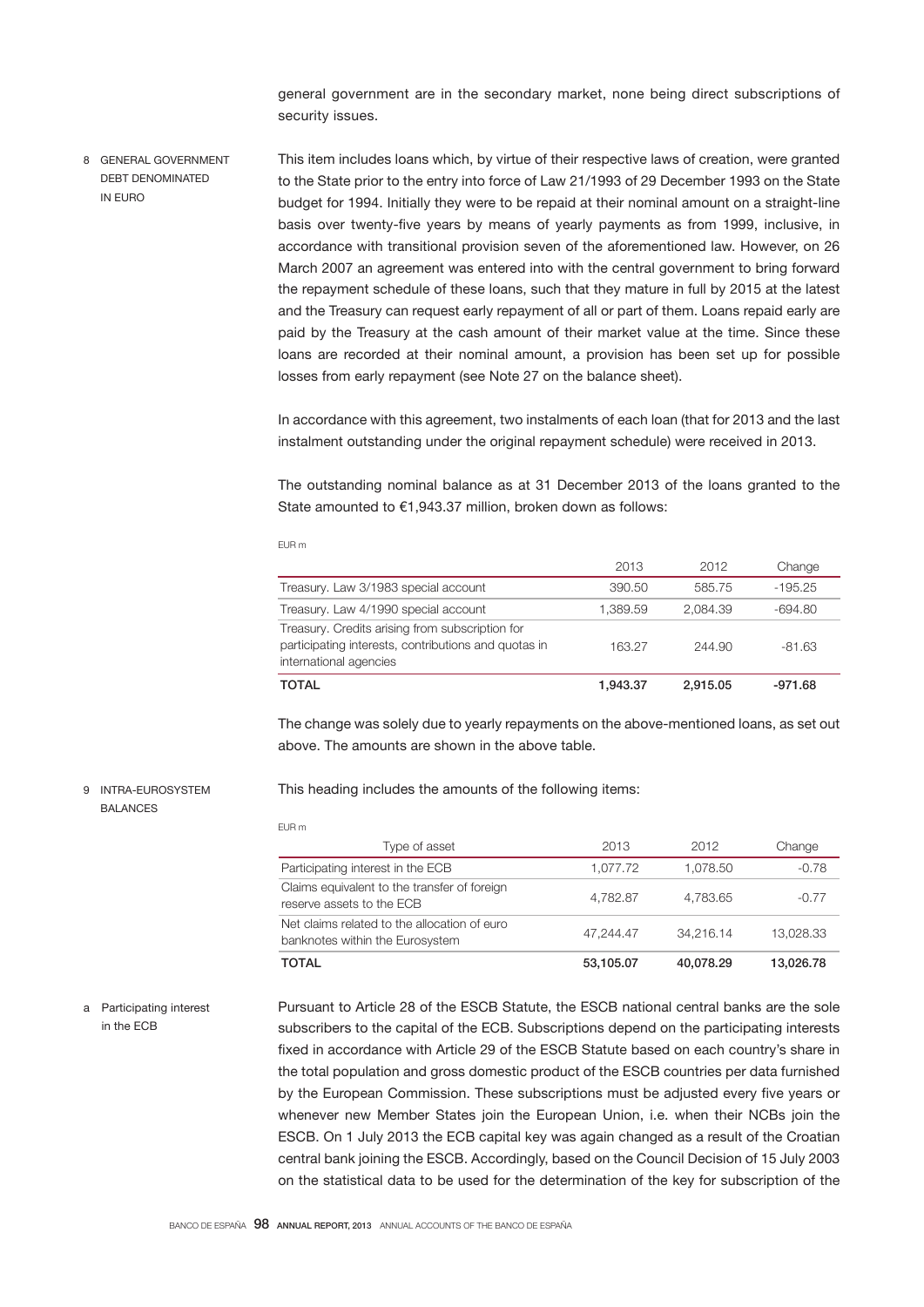general government are in the secondary market, none being direct subscriptions of security issues.

## 8 GENERAL GOVERNMENT DEBT DENOMINATED IN EURO

This item includes loans which, by virtue of their respective laws of creation, were granted to the State prior to the entry into force of Law 21/1993 of 29 December 1993 on the State budget for 1994. Initially they were to be repaid at their nominal amount on a straight-line basis over twenty-five years by means of yearly payments as from 1999, inclusive, in accordance with transitional provision seven of the aforementioned law. However, on 26 March 2007 an agreement was entered into with the central government to bring forward the repayment schedule of these loans, such that they mature in full by 2015 at the latest and the Treasury can request early repayment of all or part of them. Loans repaid early are paid by the Treasury at the cash amount of their market value at the time. Since these loans are recorded at their nominal amount, a provision has been set up for possible losses from early repayment (see Note 27 on the balance sheet).

In accordance with this agreement, two instalments of each loan (that for 2013 and the last instalment outstanding under the original repayment schedule) were received in 2013.

The outstanding nominal balance as at 31 December 2013 of the loans granted to the State amounted to €1,943.37 million, broken down as follows:

EUR m

| | 2013 | 2012 | Change |
|---|---|---|---|
| Treasury. Law 3/1983 special account | 390.50 | 585.75 | -195.25 |
| Treasury. Law 4/1990 special account | 1,389.59 | 2,084.39 | -694.80 |
| Treasury. Credits arising from subscription for participating interests, contributions and quotas in international agencies | 163.27 | 244.90 | -81.63 |
| **TOTAL** | **1,943.37** | **2,915.05** | **-971.68** |

The change was solely due to yearly repayments on the above-mentioned loans, as set out above. The amounts are shown in the above table.

## 9 INTRA-EUROSYSTEM BALANCES

This heading includes the amounts of the following items:

EUR m

| Type of asset | 2013 | 2012 | Change |
|---|---|---|---|
| Participating interest in the ECB | 1,077.72 | 1,078.50 | -0.78 |
| Claims equivalent to the transfer of foreign reserve assets to the ECB | 4,782.87 | 4,783.65 | -0.77 |
| Net claims related to the allocation of euro banknotes within the Eurosystem | 47,244.47 | 34,216.14 | 13,028.33 |
| **TOTAL** | **53,105.07** | **40,078.29** | **13,026.78** |

### a Participating interest in the ECB

Pursuant to Article 28 of the ESCB Statute, the ESCB national central banks are the sole subscribers to the capital of the ECB. Subscriptions depend on the participating interests fixed in accordance with Article 29 of the ESCB Statute based on each country's share in the total population and gross domestic product of the ESCB countries per data furnished by the European Commission. These subscriptions must be adjusted every five years or whenever new Member States join the European Union, i.e. when their NCBs join the ESCB. On 1 July 2013 the ECB capital key was again changed as a result of the Croatian central bank joining the ESCB. Accordingly, based on the Council Decision of 15 July 2003 on the statistical data to be used for the determination of the key for subscription of the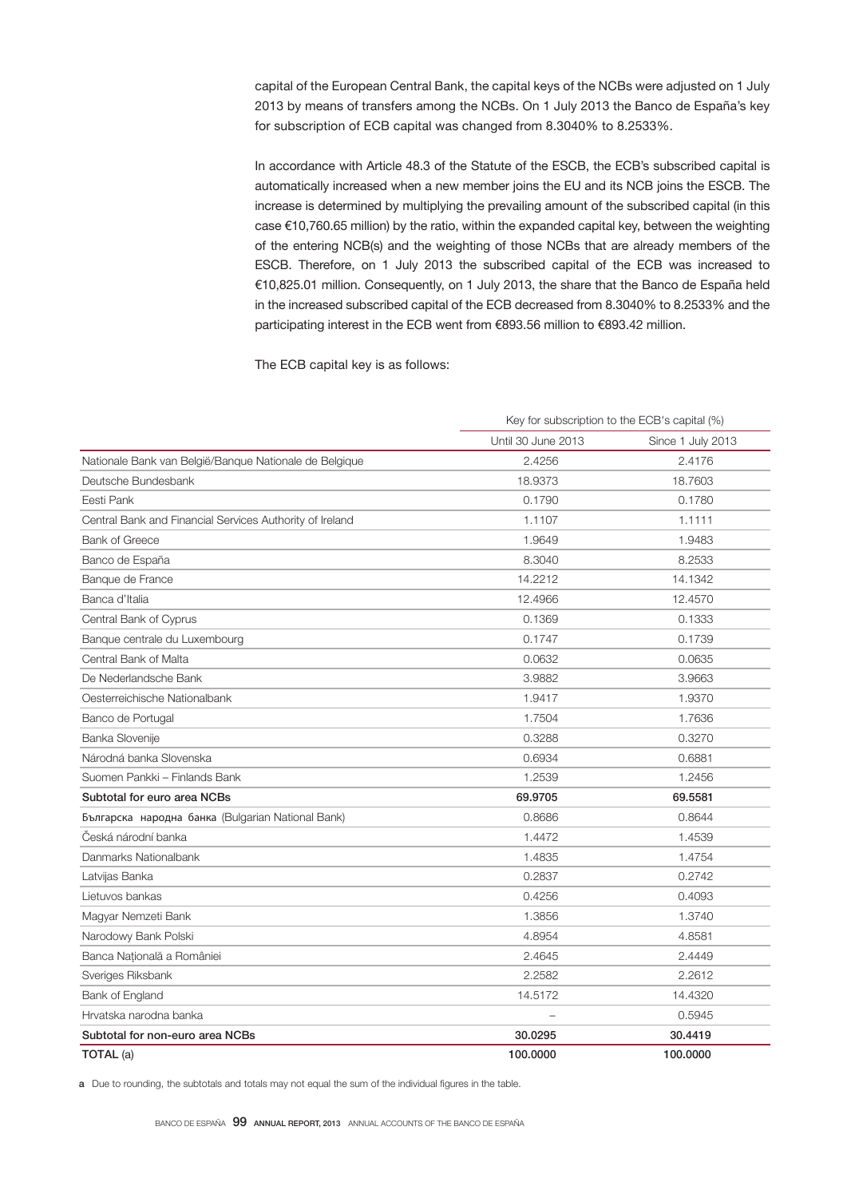capital of the European Central Bank, the capital keys of the NCBs were adjusted on 1 July 2013 by means of transfers among the NCBs. On 1 July 2013 the Banco de España's key for subscription of ECB capital was changed from 8.3040% to 8.2533%.

In accordance with Article 48.3 of the Statute of the ESCB, the ECB's subscribed capital is automatically increased when a new member joins the EU and its NCB joins the ESCB. The increase is determined by multiplying the prevailing amount of the subscribed capital (in this case €10,760.65 million) by the ratio, within the expanded capital key, between the weighting of the entering NCB(s) and the weighting of those NCBs that are already members of the ESCB. Therefore, on 1 July 2013 the subscribed capital of the ECB was increased to €10,825.01 million. Consequently, on 1 July 2013, the share that the Banco de España held in the increased subscribed capital of the ECB decreased from 8.3040% to 8.2533% and the participating interest in the ECB went from €893.56 million to €893.42 million.

The ECB capital key is as follows:

| | Key for subscription to the ECB's capital (%) | |
|---|---|---|
| | Until 30 June 2013 | Since 1 July 2013 |
| Nationale Bank van België/Banque Nationale de Belgique | 2.4256 | 2.4176 |
| Deutsche Bundesbank | 18.9373 | 18.7603 |
| Eesti Pank | 0.1790 | 0.1780 |
| Central Bank and Financial Services Authority of Ireland | 1.1107 | 1.1111 |
| Bank of Greece | 1.9649 | 1.9483 |
| Banco de España | 8.3040 | 8.2533 |
| Banque de France | 14.2212 | 14.1342 |
| Banca d'Italia | 12.4966 | 12.4570 |
| Central Bank of Cyprus | 0.1369 | 0.1333 |
| Banque centrale du Luxembourg | 0.1747 | 0.1739 |
| Central Bank of Malta | 0.0632 | 0.0635 |
| De Nederlandsche Bank | 3.9882 | 3.9663 |
| Oesterreichische Nationalbank | 1.9417 | 1.9370 |
| Banco de Portugal | 1.7504 | 1.7636 |
| Banka Slovenije | 0.3288 | 0.3270 |
| Národná banka Slovenska | 0.6934 | 0.6881 |
| Suomen Pankki – Finlands Bank | 1.2539 | 1.2456 |
| **Subtotal for euro area NCBs** | **69.9705** | **69.5581** |
| Българска народна банка (Bulgarian National Bank) | 0.8686 | 0.8644 |
| Česká národní banka | 1.4472 | 1.4539 |
| Danmarks Nationalbank | 1.4835 | 1.4754 |
| Latvijas Banka | 0.2837 | 0.2742 |
| Lietuvos bankas | 0.4256 | 0.4093 |
| Magyar Nemzeti Bank | 1.3856 | 1.3740 |
| Narodowy Bank Polski | 4.8954 | 4.8581 |
| Banca Naţională a României | 2.4645 | 2.4449 |
| Sveriges Riksbank | 2.2582 | 2.2612 |
| Bank of England | 14.5172 | 14.4320 |
| Hrvatska narodna banka | – | 0.5945 |
| **Subtotal for non-euro area NCBs** | **30.0295** | **30.4419** |
| **TOTAL** (a) | **100.0000** | **100.0000** |

**a** Due to rounding, the subtotals and totals may not equal the sum of the individual figures in the table.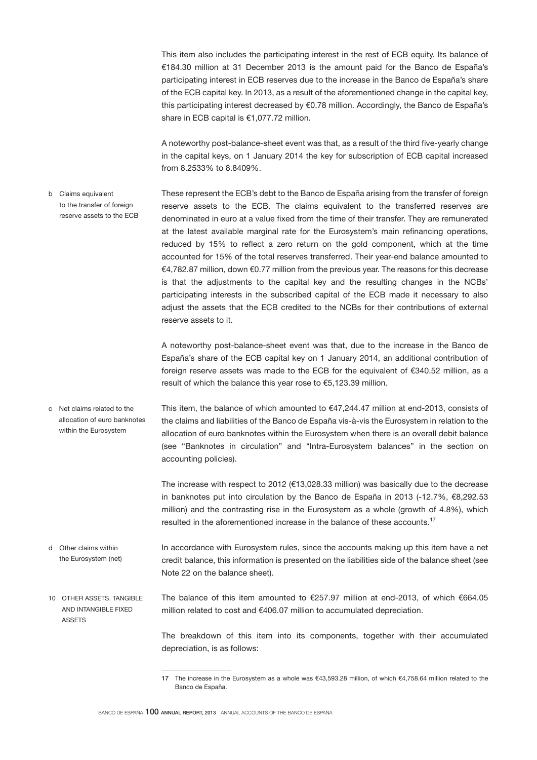This item also includes the participating interest in the rest of ECB equity. Its balance of €184.30 million at 31 December 2013 is the amount paid for the Banco de España's participating interest in ECB reserves due to the increase in the Banco de España's share of the ECB capital key. In 2013, as a result of the aforementioned change in the capital key, this participating interest decreased by €0.78 million. Accordingly, the Banco de España's share in ECB capital is €1,077.72 million.

A noteworthy post-balance-sheet event was that, as a result of the third five-yearly change in the capital keys, on 1 January 2014 the key for subscription of ECB capital increased from 8.2533% to 8.8409%.

### b Claims equivalent to the transfer of foreign reserve assets to the ECB

These represent the ECB's debt to the Banco de España arising from the transfer of foreign reserve assets to the ECB. The claims equivalent to the transferred reserves are denominated in euro at a value fixed from the time of their transfer. They are remunerated at the latest available marginal rate for the Eurosystem's main refinancing operations, reduced by 15% to reflect a zero return on the gold component, which at the time accounted for 15% of the total reserves transferred. Their year-end balance amounted to €4,782.87 million, down €0.77 million from the previous year. The reasons for this decrease is that the adjustments to the capital key and the resulting changes in the NCBs' participating interests in the subscribed capital of the ECB made it necessary to also adjust the assets that the ECB credited to the NCBs for their contributions of external reserve assets to it.

A noteworthy post-balance-sheet event was that, due to the increase in the Banco de España's share of the ECB capital key on 1 January 2014, an additional contribution of foreign reserve assets was made to the ECB for the equivalent of €340.52 million, as a result of which the balance this year rose to €5,123.39 million.

### c Net claims related to the allocation of euro banknotes within the Eurosystem

This item, the balance of which amounted to €47,244.47 million at end-2013, consists of the claims and liabilities of the Banco de España vis-à-vis the Eurosystem in relation to the allocation of euro banknotes within the Eurosystem when there is an overall debit balance (see "Banknotes in circulation" and "Intra-Eurosystem balances" in the section on accounting policies).

The increase with respect to 2012 (€13,028.33 million) was basically due to the decrease in banknotes put into circulation by the Banco de España in 2013 (-12.7%, €8,292.53 million) and the contrasting rise in the Eurosystem as a whole (growth of 4.8%), which resulted in the aforementioned increase in the balance of these accounts.[17]

### d Other claims within the Eurosystem (net)

In accordance with Eurosystem rules, since the accounts making up this item have a net credit balance, this information is presented on the liabilities side of the balance sheet (see Note 22 on the balance sheet).

## 10 OTHER ASSETS. TANGIBLE AND INTANGIBLE FIXED ASSETS

The balance of this item amounted to €257.97 million at end-2013, of which €664.05 million related to cost and €406.07 million to accumulated depreciation.

The breakdown of this item into its components, together with their accumulated depreciation, is as follows:

---

17 The increase in the Eurosystem as a whole was €43,593.28 million, of which €4,758.64 million related to the Banco de España.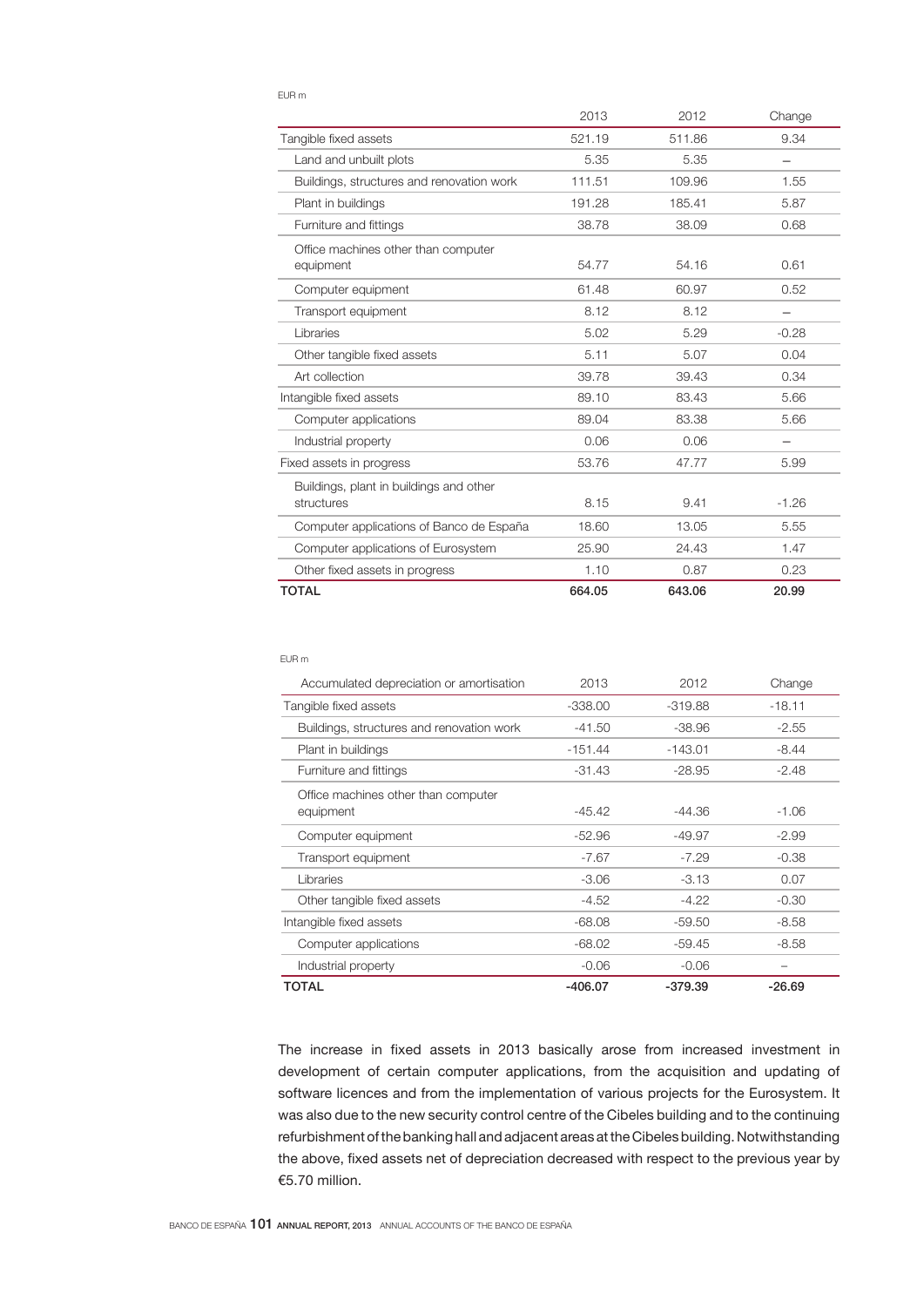EUR m

| | 2013 | 2012 | Change |
|---|---|---|---|
| Tangible fixed assets | 521.19 | 511.86 | 9.34 |
| Land and unbuilt plots | 5.35 | 5.35 | – |
| Buildings, structures and renovation work | 111.51 | 109.96 | 1.55 |
| Plant in buildings | 191.28 | 185.41 | 5.87 |
| Furniture and fittings | 38.78 | 38.09 | 0.68 |
| Office machines other than computer equipment | 54.77 | 54.16 | 0.61 |
| Computer equipment | 61.48 | 60.97 | 0.52 |
| Transport equipment | 8.12 | 8.12 | – |
| Libraries | 5.02 | 5.29 | -0.28 |
| Other tangible fixed assets | 5.11 | 5.07 | 0.04 |
| Art collection | 39.78 | 39.43 | 0.34 |
| Intangible fixed assets | 89.10 | 83.43 | 5.66 |
| Computer applications | 89.04 | 83.38 | 5.66 |
| Industrial property | 0.06 | 0.06 | – |
| Fixed assets in progress | 53.76 | 47.77 | 5.99 |
| Buildings, plant in buildings and other structures | 8.15 | 9.41 | -1.26 |
| Computer applications of Banco de España | 18.60 | 13.05 | 5.55 |
| Computer applications of Eurosystem | 25.90 | 24.43 | 1.47 |
| Other fixed assets in progress | 1.10 | 0.87 | 0.23 |
| **TOTAL** | **664.05** | **643.06** | **20.99** |

EUR m

| Accumulated depreciation or amortisation | 2013 | 2012 | Change |
|---|---|---|---|
| Tangible fixed assets | -338.00 | -319.88 | -18.11 |
| Buildings, structures and renovation work | -41.50 | -38.96 | -2.55 |
| Plant in buildings | -151.44 | -143.01 | -8.44 |
| Furniture and fittings | -31.43 | -28.95 | -2.48 |
| Office machines other than computer equipment | -45.42 | -44.36 | -1.06 |
| Computer equipment | -52.96 | -49.97 | -2.99 |
| Transport equipment | -7.67 | -7.29 | -0.38 |
| Libraries | -3.06 | -3.13 | 0.07 |
| Other tangible fixed assets | -4.52 | -4.22 | -0.30 |
| Intangible fixed assets | -68.08 | -59.50 | -8.58 |
| Computer applications | -68.02 | -59.45 | -8.58 |
| Industrial property | -0.06 | -0.06 | – |
| **TOTAL** | **-406.07** | **-379.39** | **-26.69** |

The increase in fixed assets in 2013 basically arose from increased investment in development of certain computer applications, from the acquisition and updating of software licences and from the implementation of various projects for the Eurosystem. It was also due to the new security control centre of the Cibeles building and to the continuing refurbishment of the banking hall and adjacent areas at the Cibeles building. Notwithstanding the above, fixed assets net of depreciation decreased with respect to the previous year by €5.70 million.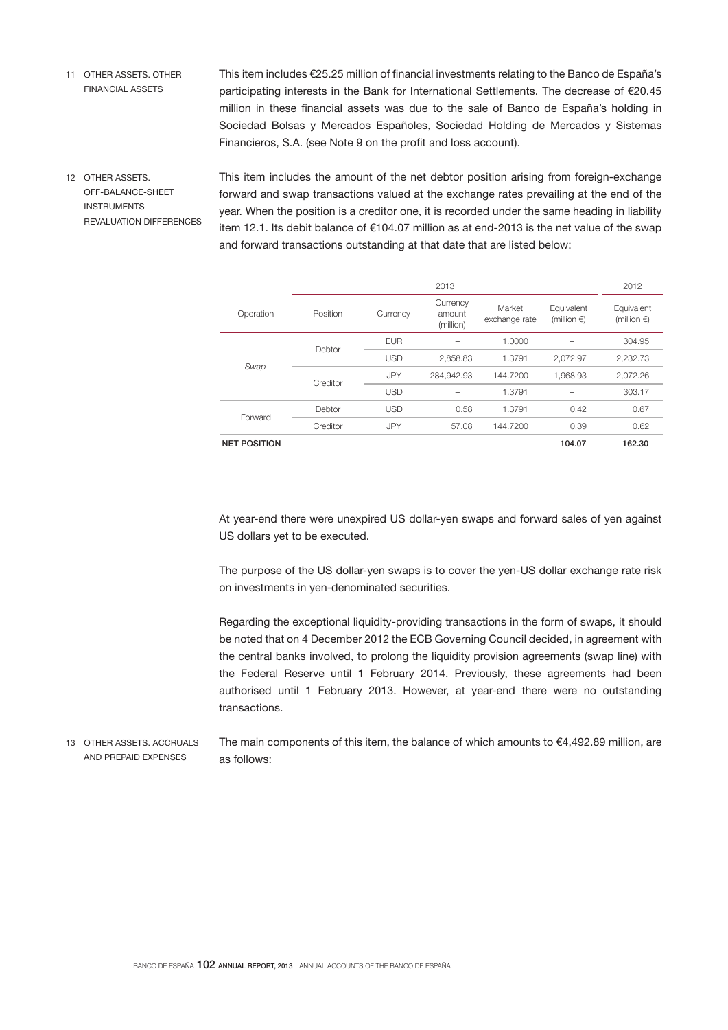### 11 OTHER ASSETS. OTHER FINANCIAL ASSETS

This item includes €25.25 million of financial investments relating to the Banco de España's participating interests in the Bank for International Settlements. The decrease of €20.45 million in these financial assets was due to the sale of Banco de España's holding in Sociedad Bolsas y Mercados Españoles, Sociedad Holding de Mercados y Sistemas Financieros, S.A. (see Note 9 on the profit and loss account).

### 12 OTHER ASSETS. OFF-BALANCE-SHEET INSTRUMENTS REVALUATION DIFFERENCES

This item includes the amount of the net debtor position arising from foreign-exchange forward and swap transactions valued at the exchange rates prevailing at the end of the year. When the position is a creditor one, it is recorded under the same heading in liability item 12.1. Its debit balance of €104.07 million as at end-2013 is the net value of the swap and forward transactions outstanding at that date that are listed below:

| | 2013 | | | | | 2012 |
|---|---|---|---|---|---|---|
| Operation | Position | Currency | Currency amount (million) | Market exchange rate | Equivalent (million €) | Equivalent (million €) |
| *Swap* | Debtor | EUR | – | 1.0000 | – | 304.95 |
| | | USD | 2,858.83 | 1.3791 | 2,072.97 | 2,232.73 |
| | Creditor | JPY | 284,942.93 | 144.7200 | 1,968.93 | 2,072.26 |
| | | USD | – | 1.3791 | – | 303.17 |
| Forward | Debtor | USD | 0.58 | 1.3791 | 0.42 | 0.67 |
| | Creditor | JPY | 57.08 | 144.7200 | 0.39 | 0.62 |
| **NET POSITION** | | | | | **104.07** | **162.30** |

At year-end there were unexpired US dollar-yen swaps and forward sales of yen against US dollars yet to be executed.

The purpose of the US dollar-yen swaps is to cover the yen-US dollar exchange rate risk on investments in yen-denominated securities.

Regarding the exceptional liquidity-providing transactions in the form of swaps, it should be noted that on 4 December 2012 the ECB Governing Council decided, in agreement with the central banks involved, to prolong the liquidity provision agreements (swap line) with the Federal Reserve until 1 February 2014. Previously, these agreements had been authorised until 1 February 2013. However, at year-end there were no outstanding transactions.

### 13 OTHER ASSETS. ACCRUALS AND PREPAID EXPENSES

The main components of this item, the balance of which amounts to €4,492.89 million, are as follows: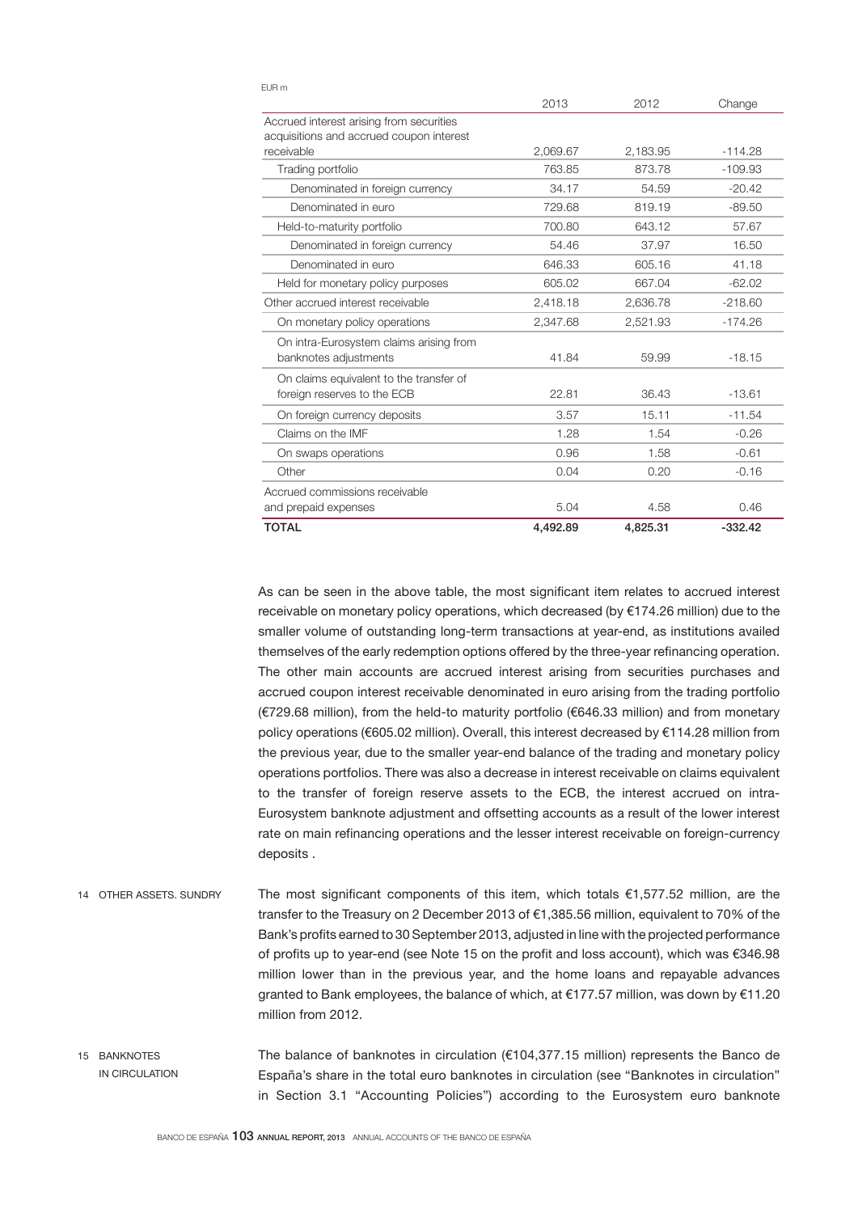EUR m

| | 2013 | 2012 | Change |
|---|---|---|---|
| Accrued interest arising from securities acquisitions and accrued coupon interest receivable | 2,069.67 | 2,183.95 | -114.28 |
| Trading portfolio | 763.85 | 873.78 | -109.93 |
| Denominated in foreign currency | 34.17 | 54.59 | -20.42 |
| Denominated in euro | 729.68 | 819.19 | -89.50 |
| Held-to-maturity portfolio | 700.80 | 643.12 | 57.67 |
| Denominated in foreign currency | 54.46 | 37.97 | 16.50 |
| Denominated in euro | 646.33 | 605.16 | 41.18 |
| Held for monetary policy purposes | 605.02 | 667.04 | -62.02 |
| Other accrued interest receivable | 2,418.18 | 2,636.78 | -218.60 |
| On monetary policy operations | 2,347.68 | 2,521.93 | -174.26 |
| On intra-Eurosystem claims arising from banknotes adjustments | 41.84 | 59.99 | -18.15 |
| On claims equivalent to the transfer of foreign reserves to the ECB | 22.81 | 36.43 | -13.61 |
| On foreign currency deposits | 3.57 | 15.11 | -11.54 |
| Claims on the IMF | 1.28 | 1.54 | -0.26 |
| On swaps operations | 0.96 | 1.58 | -0.61 |
| Other | 0.04 | 0.20 | -0.16 |
| Accrued commissions receivable and prepaid expenses | 5.04 | 4.58 | 0.46 |
| **TOTAL** | **4,492.89** | **4,825.31** | **-332.42** |

As can be seen in the above table, the most significant item relates to accrued interest receivable on monetary policy operations, which decreased (by €174.26 million) due to the smaller volume of outstanding long-term transactions at year-end, as institutions availed themselves of the early redemption options offered by the three-year refinancing operation. The other main accounts are accrued interest arising from securities purchases and accrued coupon interest receivable denominated in euro arising from the trading portfolio (€729.68 million), from the held-to maturity portfolio (€646.33 million) and from monetary policy operations (€605.02 million). Overall, this interest decreased by €114.28 million from the previous year, due to the smaller year-end balance of the trading and monetary policy operations portfolios. There was also a decrease in interest receivable on claims equivalent to the transfer of foreign reserve assets to the ECB, the interest accrued on intra-Eurosystem banknote adjustment and offsetting accounts as a result of the lower interest rate on main refinancing operations and the lesser interest receivable on foreign-currency deposits .

## 14 OTHER ASSETS. SUNDRY

The most significant components of this item, which totals €1,577.52 million, are the transfer to the Treasury on 2 December 2013 of €1,385.56 million, equivalent to 70% of the Bank's profits earned to 30 September 2013, adjusted in line with the projected performance of profits up to year-end (see Note 15 on the profit and loss account), which was €346.98 million lower than in the previous year, and the home loans and repayable advances granted to Bank employees, the balance of which, at €177.57 million, was down by €11.20 million from 2012.

## 15 BANKNOTES IN CIRCULATION

The balance of banknotes in circulation (€104,377.15 million) represents the Banco de España's share in the total euro banknotes in circulation (see "Banknotes in circulation" in Section 3.1 "Accounting Policies") according to the Eurosystem euro banknote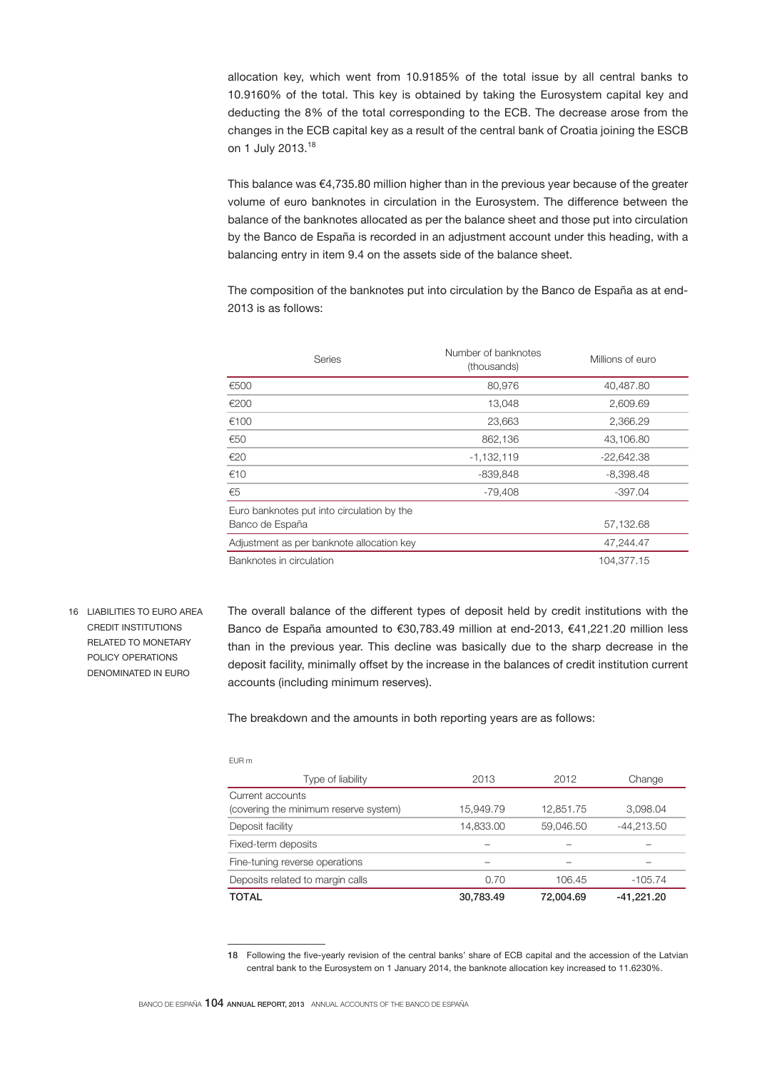allocation key, which went from 10.9185% of the total issue by all central banks to 10.9160% of the total. This key is obtained by taking the Eurosystem capital key and deducting the 8% of the total corresponding to the ECB. The decrease arose from the changes in the ECB capital key as a result of the central bank of Croatia joining the ESCB on 1 July 2013.[18]

This balance was €4,735.80 million higher than in the previous year because of the greater volume of euro banknotes in circulation in the Eurosystem. The difference between the balance of the banknotes allocated as per the balance sheet and those put into circulation by the Banco de España is recorded in an adjustment account under this heading, with a balancing entry in item 9.4 on the assets side of the balance sheet.

The composition of the banknotes put into circulation by the Banco de España as at end-2013 is as follows:

| Series | Number of banknotes (thousands) | Millions of euro |
|---|---|---|
| €500 | 80,976 | 40,487.80 |
| €200 | 13,048 | 2,609.69 |
| €100 | 23,663 | 2,366.29 |
| €50 | 862,136 | 43,106.80 |
| €20 | -1,132,119 | -22,642.38 |
| €10 | -839,848 | -8,398.48 |
| €5 | -79,408 | -397.04 |
| Euro banknotes put into circulation by the Banco de España | | 57,132.68 |
| Adjustment as per banknote allocation key | | 47,244.47 |
| Banknotes in circulation | | 104,377.15 |

## 16 LIABILITIES TO EURO AREA CREDIT INSTITUTIONS RELATED TO MONETARY POLICY OPERATIONS DENOMINATED IN EURO

The overall balance of the different types of deposit held by credit institutions with the Banco de España amounted to €30,783.49 million at end-2013, €41,221.20 million less than in the previous year. This decline was basically due to the sharp decrease in the deposit facility, minimally offset by the increase in the balances of credit institution current accounts (including minimum reserves).

The breakdown and the amounts in both reporting years are as follows:

EUR m

| Type of liability | 2013 | 2012 | Change |
|---|---|---|---|
| Current accounts (covering the minimum reserve system) | 15,949.79 | 12,851.75 | 3,098.04 |
| Deposit facility | 14,833.00 | 59,046.50 | -44,213.50 |
| Fixed-term deposits | – | – | – |
| Fine-tuning reverse operations | – | – | – |
| Deposits related to margin calls | 0.70 | 106.45 | -105.74 |
| **TOTAL** | **30,783.49** | **72,004.69** | **-41,221.20** |

18 Following the five-yearly revision of the central banks' share of ECB capital and the accession of the Latvian central bank to the Eurosystem on 1 January 2014, the banknote allocation key increased to 11.6230%.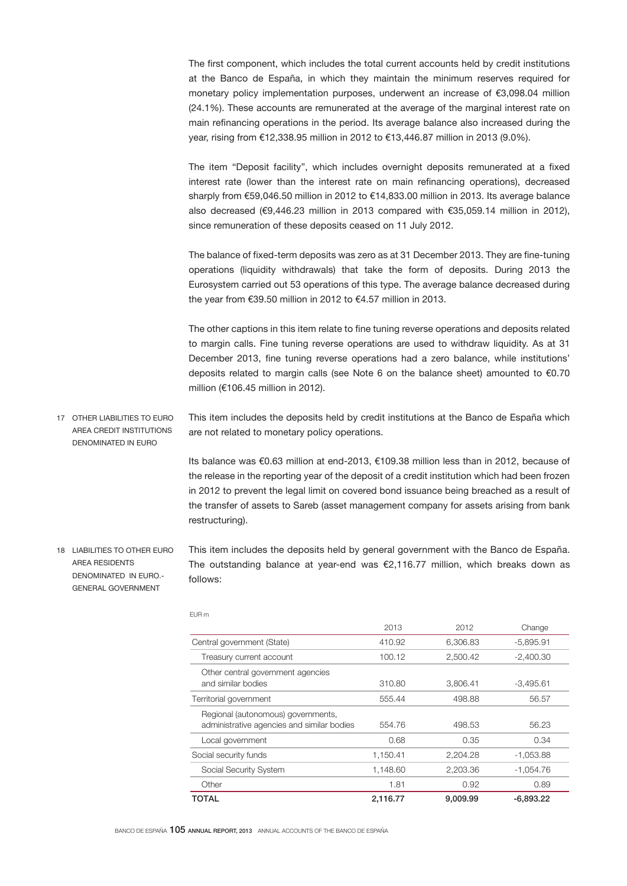The first component, which includes the total current accounts held by credit institutions at the Banco de España, in which they maintain the minimum reserves required for monetary policy implementation purposes, underwent an increase of €3,098.04 million (24.1%). These accounts are remunerated at the average of the marginal interest rate on main refinancing operations in the period. Its average balance also increased during the year, rising from €12,338.95 million in 2012 to €13,446.87 million in 2013 (9.0%).

The item "Deposit facility", which includes overnight deposits remunerated at a fixed interest rate (lower than the interest rate on main refinancing operations), decreased sharply from €59,046.50 million in 2012 to €14,833.00 million in 2013. Its average balance also decreased (€9,446.23 million in 2013 compared with €35,059.14 million in 2012), since remuneration of these deposits ceased on 11 July 2012.

The balance of fixed-term deposits was zero as at 31 December 2013. They are fine-tuning operations (liquidity withdrawals) that take the form of deposits. During 2013 the Eurosystem carried out 53 operations of this type. The average balance decreased during the year from €39.50 million in 2012 to €4.57 million in 2013.

The other captions in this item relate to fine tuning reverse operations and deposits related to margin calls. Fine tuning reverse operations are used to withdraw liquidity. As at 31 December 2013, fine tuning reverse operations had a zero balance, while institutions' deposits related to margin calls (see Note 6 on the balance sheet) amounted to €0.70 million (€106.45 million in 2012).

## 17 OTHER LIABILITIES TO EURO AREA CREDIT INSTITUTIONS DENOMINATED IN EURO

This item includes the deposits held by credit institutions at the Banco de España which are not related to monetary policy operations.

Its balance was €0.63 million at end-2013, €109.38 million less than in 2012, because of the release in the reporting year of the deposit of a credit institution which had been frozen in 2012 to prevent the legal limit on covered bond issuance being breached as a result of the transfer of assets to Sareb (asset management company for assets arising from bank restructuring).

## 18 LIABILITIES TO OTHER EURO AREA RESIDENTS DENOMINATED IN EURO.- GENERAL GOVERNMENT

This item includes the deposits held by general government with the Banco de España. The outstanding balance at year-end was €2,116.77 million, which breaks down as follows:

EUR m

| | 2013 | 2012 | Change |
|---|---|---|---|
| Central government (State) | 410.92 | 6,306.83 | -5,895.91 |
| Treasury current account | 100.12 | 2,500.42 | -2,400.30 |
| Other central government agencies and similar bodies | 310.80 | 3,806.41 | -3,495.61 |
| Territorial government | 555.44 | 498.88 | 56.57 |
| Regional (autonomous) governments, administrative agencies and similar bodies | 554.76 | 498.53 | 56.23 |
| Local government | 0.68 | 0.35 | 0.34 |
| Social security funds | 1,150.41 | 2,204.28 | -1,053.88 |
| Social Security System | 1,148.60 | 2,203.36 | -1,054.76 |
| Other | 1.81 | 0.92 | 0.89 |
| **TOTAL** | **2,116.77** | **9,009.99** | **-6,893.22** |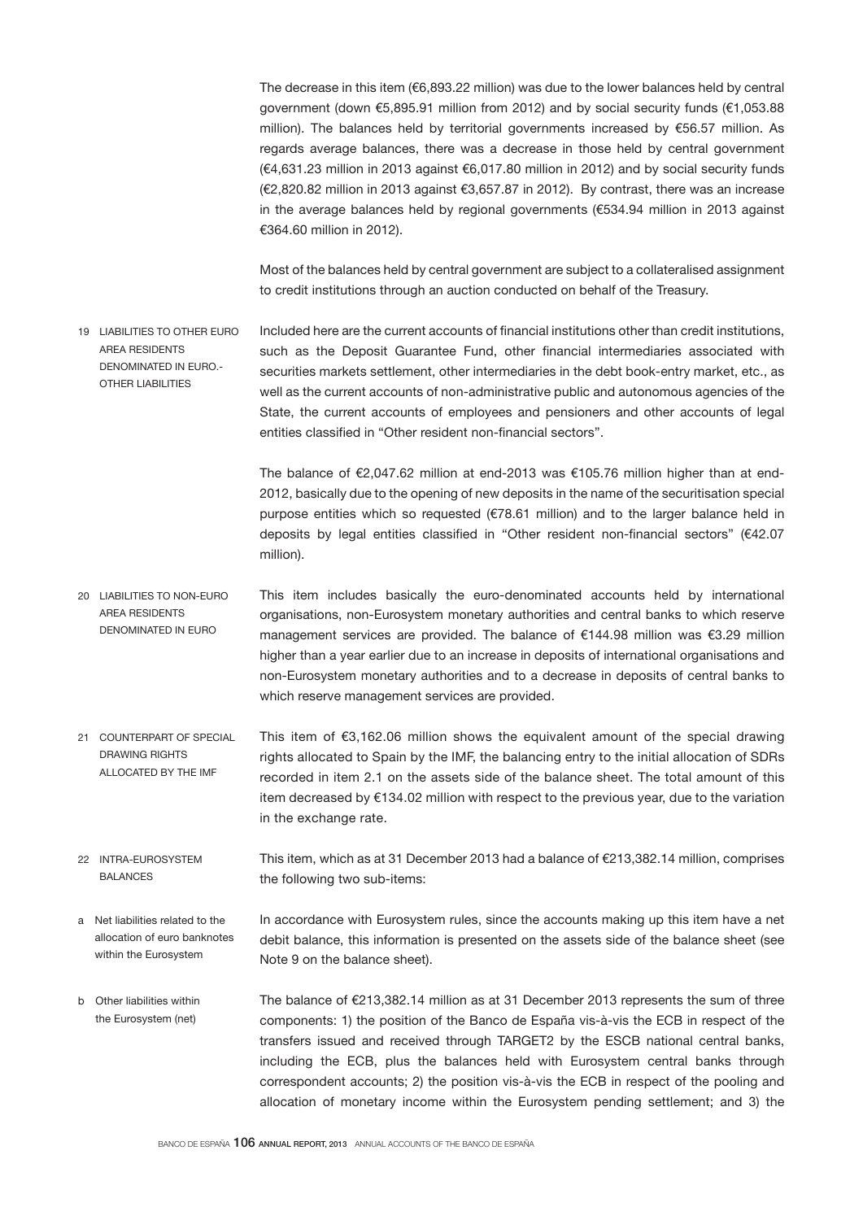The decrease in this item (€6,893.22 million) was due to the lower balances held by central government (down €5,895.91 million from 2012) and by social security funds (€1,053.88 million). The balances held by territorial governments increased by €56.57 million. As regards average balances, there was a decrease in those held by central government (€4,631.23 million in 2013 against €6,017.80 million in 2012) and by social security funds (€2,820.82 million in 2013 against €3,657.87 in 2012). By contrast, there was an increase in the average balances held by regional governments (€534.94 million in 2013 against €364.60 million in 2012).

Most of the balances held by central government are subject to a collateralised assignment to credit institutions through an auction conducted on behalf of the Treasury.

### 19 LIABILITIES TO OTHER EURO AREA RESIDENTS DENOMINATED IN EURO.- OTHER LIABILITIES

Included here are the current accounts of financial institutions other than credit institutions, such as the Deposit Guarantee Fund, other financial intermediaries associated with securities markets settlement, other intermediaries in the debt book-entry market, etc., as well as the current accounts of non-administrative public and autonomous agencies of the State, the current accounts of employees and pensioners and other accounts of legal entities classified in "Other resident non-financial sectors".

The balance of €2,047.62 million at end-2013 was €105.76 million higher than at end-2012, basically due to the opening of new deposits in the name of the securitisation special purpose entities which so requested (€78.61 million) and to the larger balance held in deposits by legal entities classified in "Other resident non-financial sectors" (€42.07 million).

### 20 LIABILITIES TO NON-EURO AREA RESIDENTS DENOMINATED IN EURO

This item includes basically the euro-denominated accounts held by international organisations, non-Eurosystem monetary authorities and central banks to which reserve management services are provided. The balance of €144.98 million was €3.29 million higher than a year earlier due to an increase in deposits of international organisations and non-Eurosystem monetary authorities and to a decrease in deposits of central banks to which reserve management services are provided.

### 21 COUNTERPART OF SPECIAL DRAWING RIGHTS ALLOCATED BY THE IMF

This item of €3,162.06 million shows the equivalent amount of the special drawing rights allocated to Spain by the IMF, the balancing entry to the initial allocation of SDRs recorded in item 2.1 on the assets side of the balance sheet. The total amount of this item decreased by €134.02 million with respect to the previous year, due to the variation in the exchange rate.

### 22 INTRA-EUROSYSTEM BALANCES

This item, which as at 31 December 2013 had a balance of €213,382.14 million, comprises the following two sub-items:

#### a Net liabilities related to the allocation of euro banknotes within the Eurosystem

In accordance with Eurosystem rules, since the accounts making up this item have a net debit balance, this information is presented on the assets side of the balance sheet (see Note 9 on the balance sheet).

#### b Other liabilities within the Eurosystem (net)

The balance of €213,382.14 million as at 31 December 2013 represents the sum of three components: 1) the position of the Banco de España vis-à-vis the ECB in respect of the transfers issued and received through TARGET2 by the ESCB national central banks, including the ECB, plus the balances held with Eurosystem central banks through correspondent accounts; 2) the position vis-à-vis the ECB in respect of the pooling and allocation of monetary income within the Eurosystem pending settlement; and 3) the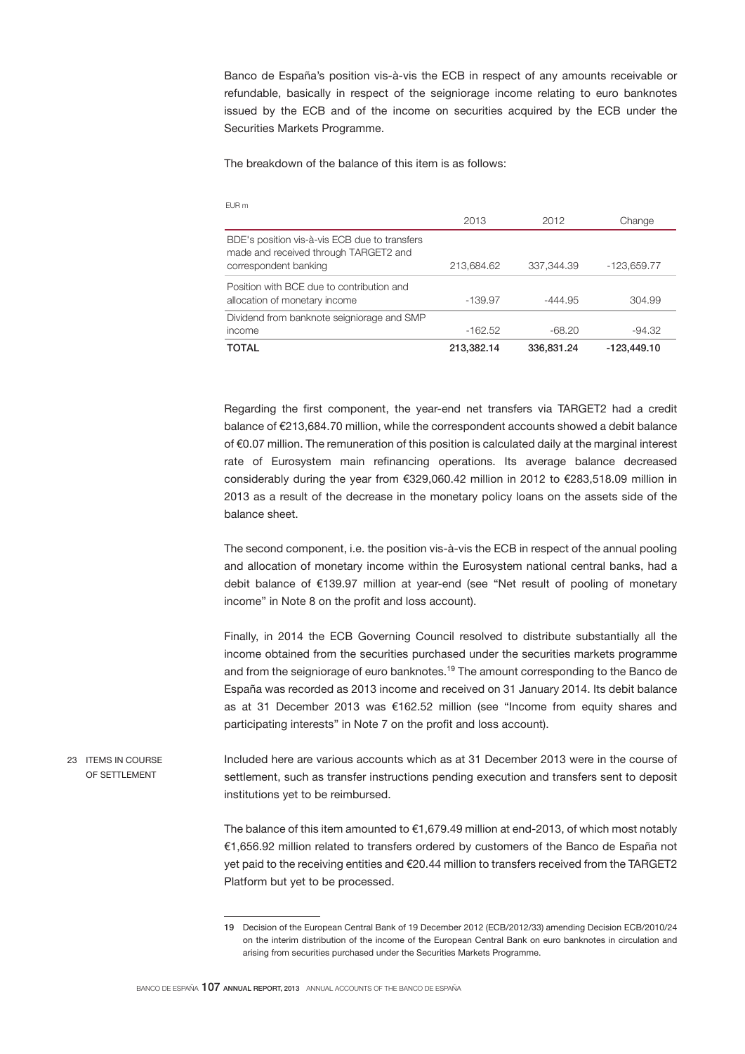Banco de España's position vis-à-vis the ECB in respect of any amounts receivable or refundable, basically in respect of the seigniorage income relating to euro banknotes issued by the ECB and of the income on securities acquired by the ECB under the Securities Markets Programme.

The breakdown of the balance of this item is as follows:

EUR m

| | 2013 | 2012 | Change |
|---|---|---|---|
| BDE's position vis-à-vis ECB due to transfers made and received through TARGET2 and correspondent banking | 213,684.62 | 337,344.39 | -123,659.77 |
| Position with BCE due to contribution and allocation of monetary income | -139.97 | -444.95 | 304.99 |
| Dividend from banknote seigniorage and SMP income | -162.52 | -68.20 | -94.32 |
| **TOTAL** | **213,382.14** | **336,831.24** | **-123,449.10** |

Regarding the first component, the year-end net transfers via TARGET2 had a credit balance of €213,684.70 million, while the correspondent accounts showed a debit balance of €0.07 million. The remuneration of this position is calculated daily at the marginal interest rate of Eurosystem main refinancing operations. Its average balance decreased considerably during the year from €329,060.42 million in 2012 to €283,518.09 million in 2013 as a result of the decrease in the monetary policy loans on the assets side of the balance sheet.

The second component, i.e. the position vis-à-vis the ECB in respect of the annual pooling and allocation of monetary income within the Eurosystem national central banks, had a debit balance of €139.97 million at year-end (see "Net result of pooling of monetary income" in Note 8 on the profit and loss account).

Finally, in 2014 the ECB Governing Council resolved to distribute substantially all the income obtained from the securities purchased under the securities markets programme and from the seigniorage of euro banknotes.[19] The amount corresponding to the Banco de España was recorded as 2013 income and received on 31 January 2014. Its debit balance as at 31 December 2013 was €162.52 million (see "Income from equity shares and participating interests" in Note 7 on the profit and loss account).

## 23 ITEMS IN COURSE OF SETTLEMENT

Included here are various accounts which as at 31 December 2013 were in the course of settlement, such as transfer instructions pending execution and transfers sent to deposit institutions yet to be reimbursed.

The balance of this item amounted to €1,679.49 million at end-2013, of which most notably €1,656.92 million related to transfers ordered by customers of the Banco de España not yet paid to the receiving entities and €20.44 million to transfers received from the TARGET2 Platform but yet to be processed.

---

19 Decision of the European Central Bank of 19 December 2012 (ECB/2012/33) amending Decision ECB/2010/24 on the interim distribution of the income of the European Central Bank on euro banknotes in circulation and arising from securities purchased under the Securities Markets Programme.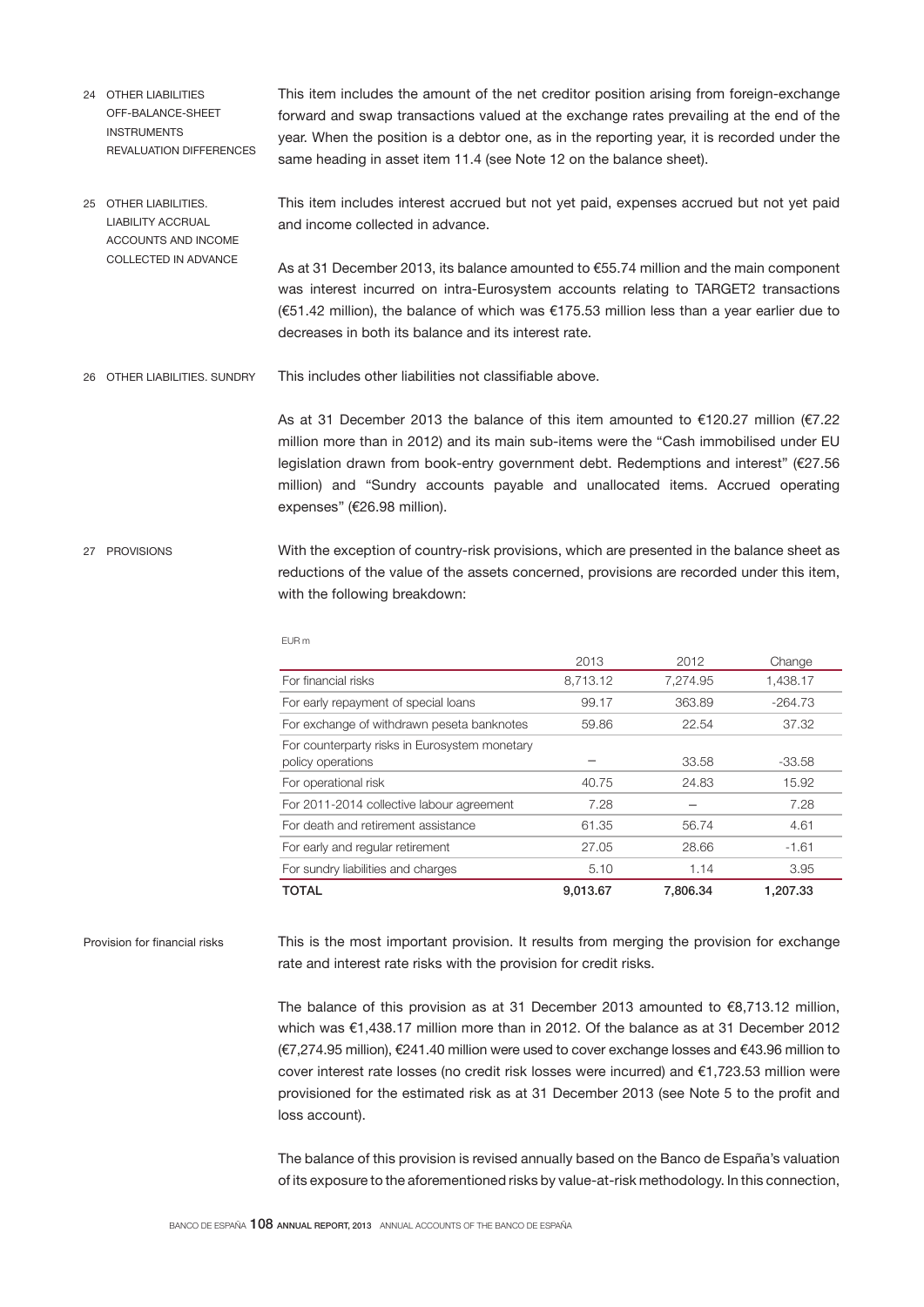## 24 OTHER LIABILITIES OFF-BALANCE-SHEET INSTRUMENTS REVALUATION DIFFERENCES

This item includes the amount of the net creditor position arising from foreign-exchange forward and swap transactions valued at the exchange rates prevailing at the end of the year. When the position is a debtor one, as in the reporting year, it is recorded under the same heading in asset item 11.4 (see Note 12 on the balance sheet).

## 25 OTHER LIABILITIES. LIABILITY ACCRUAL ACCOUNTS AND INCOME COLLECTED IN ADVANCE

This item includes interest accrued but not yet paid, expenses accrued but not yet paid and income collected in advance.

As at 31 December 2013, its balance amounted to €55.74 million and the main component was interest incurred on intra-Eurosystem accounts relating to TARGET2 transactions (€51.42 million), the balance of which was €175.53 million less than a year earlier due to decreases in both its balance and its interest rate.

## 26 OTHER LIABILITIES. SUNDRY

This includes other liabilities not classifiable above.

As at 31 December 2013 the balance of this item amounted to €120.27 million (€7.22 million more than in 2012) and its main sub-items were the "Cash immobilised under EU legislation drawn from book-entry government debt. Redemptions and interest" (€27.56 million) and "Sundry accounts payable and unallocated items. Accrued operating expenses" (€26.98 million).

## 27 PROVISIONS

With the exception of country-risk provisions, which are presented in the balance sheet as reductions of the value of the assets concerned, provisions are recorded under this item, with the following breakdown:

EUR m

| | 2013 | 2012 | Change |
|---|---|---|---|
| For financial risks | 8,713.12 | 7,274.95 | 1,438.17 |
| For early repayment of special loans | 99.17 | 363.89 | -264.73 |
| For exchange of withdrawn peseta banknotes | 59.86 | 22.54 | 37.32 |
| For counterparty risks in Eurosystem monetary policy operations | – | 33.58 | -33.58 |
| For operational risk | 40.75 | 24.83 | 15.92 |
| For 2011-2014 collective labour agreement | 7.28 | – | 7.28 |
| For death and retirement assistance | 61.35 | 56.74 | 4.61 |
| For early and regular retirement | 27.05 | 28.66 | -1.61 |
| For sundry liabilities and charges | 5.10 | 1.14 | 3.95 |
| **TOTAL** | **9,013.67** | **7,806.34** | **1,207.33** |

### Provision for financial risks

This is the most important provision. It results from merging the provision for exchange rate and interest rate risks with the provision for credit risks.

The balance of this provision as at 31 December 2013 amounted to €8,713.12 million, which was €1,438.17 million more than in 2012. Of the balance as at 31 December 2012 (€7,274.95 million), €241.40 million were used to cover exchange losses and €43.96 million to cover interest rate losses (no credit risk losses were incurred) and €1,723.53 million were provisioned for the estimated risk as at 31 December 2013 (see Note 5 to the profit and loss account).

The balance of this provision is revised annually based on the Banco de España's valuation of its exposure to the aforementioned risks by value-at-risk methodology. In this connection,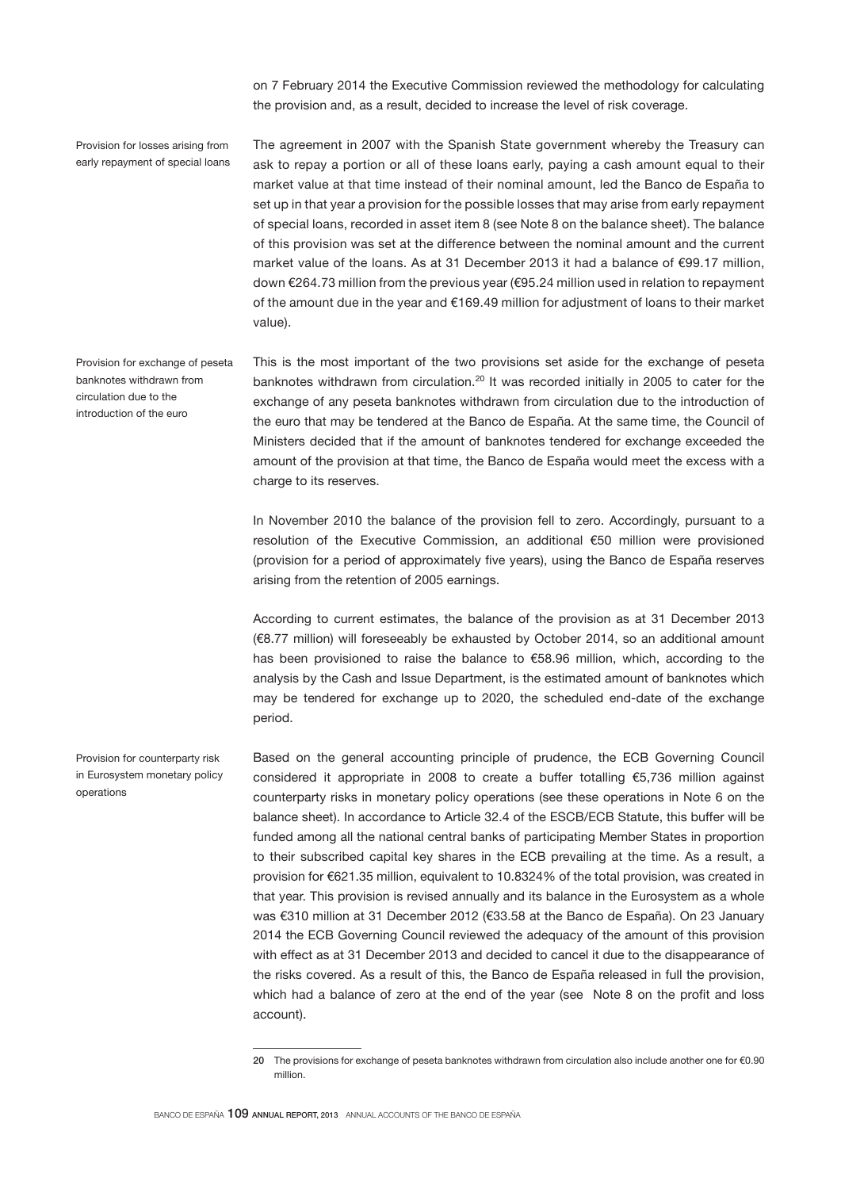on 7 February 2014 the Executive Commission reviewed the methodology for calculating the provision and, as a result, decided to increase the level of risk coverage.

**Provision for losses arising from early repayment of special loans**

The agreement in 2007 with the Spanish State government whereby the Treasury can ask to repay a portion or all of these loans early, paying a cash amount equal to their market value at that time instead of their nominal amount, led the Banco de España to set up in that year a provision for the possible losses that may arise from early repayment of special loans, recorded in asset item 8 (see Note 8 on the balance sheet). The balance of this provision was set at the difference between the nominal amount and the current market value of the loans. As at 31 December 2013 it had a balance of €99.17 million, down €264.73 million from the previous year (€95.24 million used in relation to repayment of the amount due in the year and €169.49 million for adjustment of loans to their market value).

**Provision for exchange of peseta banknotes withdrawn from circulation due to the introduction of the euro**

This is the most important of the two provisions set aside for the exchange of peseta banknotes withdrawn from circulation.[20] It was recorded initially in 2005 to cater for the exchange of any peseta banknotes withdrawn from circulation due to the introduction of the euro that may be tendered at the Banco de España. At the same time, the Council of Ministers decided that if the amount of banknotes tendered for exchange exceeded the amount of the provision at that time, the Banco de España would meet the excess with a charge to its reserves.

In November 2010 the balance of the provision fell to zero. Accordingly, pursuant to a resolution of the Executive Commission, an additional €50 million were provisioned (provision for a period of approximately five years), using the Banco de España reserves arising from the retention of 2005 earnings.

According to current estimates, the balance of the provision as at 31 December 2013 (€8.77 million) will foreseeably be exhausted by October 2014, so an additional amount has been provisioned to raise the balance to €58.96 million, which, according to the analysis by the Cash and Issue Department, is the estimated amount of banknotes which may be tendered for exchange up to 2020, the scheduled end-date of the exchange period.

**Provision for counterparty risk in Eurosystem monetary policy operations**

Based on the general accounting principle of prudence, the ECB Governing Council considered it appropriate in 2008 to create a buffer totalling €5,736 million against counterparty risks in monetary policy operations (see these operations in Note 6 on the balance sheet). In accordance to Article 32.4 of the ESCB/ECB Statute, this buffer will be funded among all the national central banks of participating Member States in proportion to their subscribed capital key shares in the ECB prevailing at the time. As a result, a provision for €621.35 million, equivalent to 10.8324% of the total provision, was created in that year. This provision is revised annually and its balance in the Eurosystem as a whole was €310 million at 31 December 2012 (€33.58 at the Banco de España). On 23 January 2014 the ECB Governing Council reviewed the adequacy of the amount of this provision with effect as at 31 December 2013 and decided to cancel it due to the disappearance of the risks covered. As a result of this, the Banco de España released in full the provision, which had a balance of zero at the end of the year (see Note 8 on the profit and loss account).

---

20 The provisions for exchange of peseta banknotes withdrawn from circulation also include another one for €0.90 million.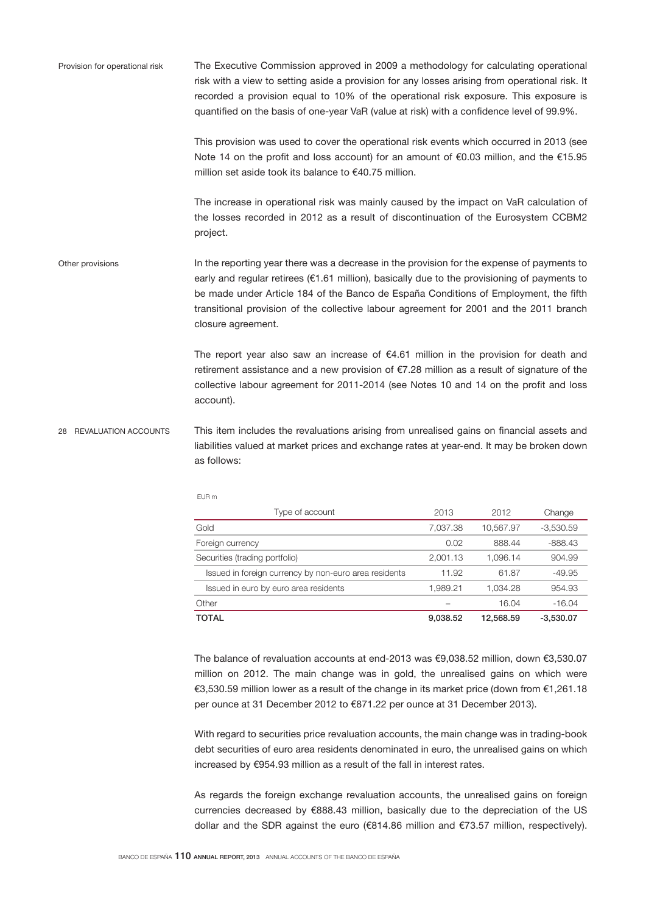#### Provision for operational risk

The Executive Commission approved in 2009 a methodology for calculating operational risk with a view to setting aside a provision for any losses arising from operational risk. It recorded a provision equal to 10% of the operational risk exposure. This exposure is quantified on the basis of one-year VaR (value at risk) with a confidence level of 99.9%.

This provision was used to cover the operational risk events which occurred in 2013 (see Note 14 on the profit and loss account) for an amount of €0.03 million, and the €15.95 million set aside took its balance to €40.75 million.

The increase in operational risk was mainly caused by the impact on VaR calculation of the losses recorded in 2012 as a result of discontinuation of the Eurosystem CCBM2 project.

#### Other provisions

In the reporting year there was a decrease in the provision for the expense of payments to early and regular retirees (€1.61 million), basically due to the provisioning of payments to be made under Article 184 of the Banco de España Conditions of Employment, the fifth transitional provision of the collective labour agreement for 2001 and the 2011 branch closure agreement.

The report year also saw an increase of €4.61 million in the provision for death and retirement assistance and a new provision of €7.28 million as a result of signature of the collective labour agreement for 2011-2014 (see Notes 10 and 14 on the profit and loss account).

### 28 REVALUATION ACCOUNTS

This item includes the revaluations arising from unrealised gains on financial assets and liabilities valued at market prices and exchange rates at year-end. It may be broken down as follows:

EUR m

| Type of account | 2013 | 2012 | Change |
|---|---|---|---|
| Gold | 7,037.38 | 10,567.97 | -3,530.59 |
| Foreign currency | 0.02 | 888.44 | -888.43 |
| Securities (trading portfolio) | 2,001.13 | 1,096.14 | 904.99 |
| Issued in foreign currency by non-euro area residents | 11.92 | 61.87 | -49.95 |
| Issued in euro by euro area residents | 1,989.21 | 1,034.28 | 954.93 |
| Other | – | 16.04 | -16.04 |
| **TOTAL** | **9,038.52** | **12,568.59** | **-3,530.07** |

The balance of revaluation accounts at end-2013 was €9,038.52 million, down €3,530.07 million on 2012. The main change was in gold, the unrealised gains on which were €3,530.59 million lower as a result of the change in its market price (down from €1,261.18 per ounce at 31 December 2012 to €871.22 per ounce at 31 December 2013).

With regard to securities price revaluation accounts, the main change was in trading-book debt securities of euro area residents denominated in euro, the unrealised gains on which increased by €954.93 million as a result of the fall in interest rates.

As regards the foreign exchange revaluation accounts, the unrealised gains on foreign currencies decreased by €888.43 million, basically due to the depreciation of the US dollar and the SDR against the euro (€814.86 million and €73.57 million, respectively).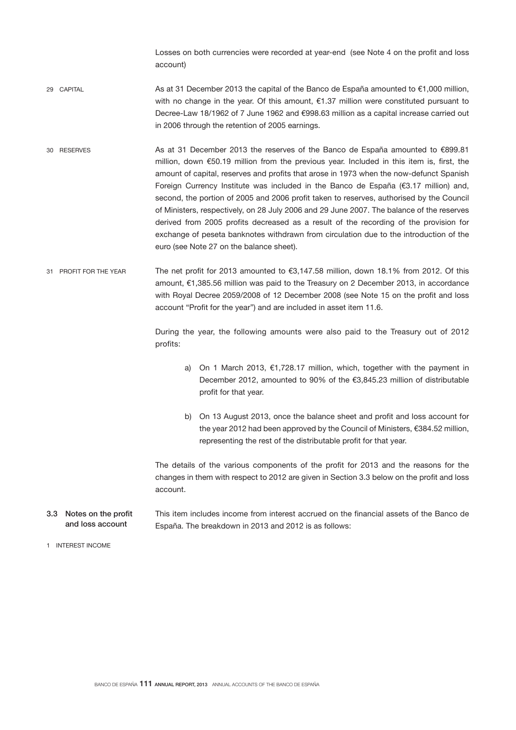Losses on both currencies were recorded at year-end (see Note 4 on the profit and loss account)

#### 29 CAPITAL

As at 31 December 2013 the capital of the Banco de España amounted to €1,000 million, with no change in the year. Of this amount, €1.37 million were constituted pursuant to Decree-Law 18/1962 of 7 June 1962 and €998.63 million as a capital increase carried out in 2006 through the retention of 2005 earnings.

#### 30 RESERVES

As at 31 December 2013 the reserves of the Banco de España amounted to €899.81 million, down €50.19 million from the previous year. Included in this item is, first, the amount of capital, reserves and profits that arose in 1973 when the now-defunct Spanish Foreign Currency Institute was included in the Banco de España (€3.17 million) and, second, the portion of 2005 and 2006 profit taken to reserves, authorised by the Council of Ministers, respectively, on 28 July 2006 and 29 June 2007. The balance of the reserves derived from 2005 profits decreased as a result of the recording of the provision for exchange of peseta banknotes withdrawn from circulation due to the introduction of the euro (see Note 27 on the balance sheet).

#### 31 PROFIT FOR THE YEAR

The net profit for 2013 amounted to €3,147.58 million, down 18.1% from 2012. Of this amount, €1,385.56 million was paid to the Treasury on 2 December 2013, in accordance with Royal Decree 2059/2008 of 12 December 2008 (see Note 15 on the profit and loss account "Profit for the year") and are included in asset item 11.6.

During the year, the following amounts were also paid to the Treasury out of 2012 profits:

a) On 1 March 2013, €1,728.17 million, which, together with the payment in December 2012, amounted to 90% of the €3,845.23 million of distributable profit for that year.

b) On 13 August 2013, once the balance sheet and profit and loss account for the year 2012 had been approved by the Council of Ministers, €384.52 million, representing the rest of the distributable profit for that year.

The details of the various components of the profit for 2013 and the reasons for the changes in them with respect to 2012 are given in Section 3.3 below on the profit and loss account.

## 3.3 Notes on the profit and loss account

#### 1 INTEREST INCOME

This item includes income from interest accrued on the financial assets of the Banco de España. The breakdown in 2013 and 2012 is as follows: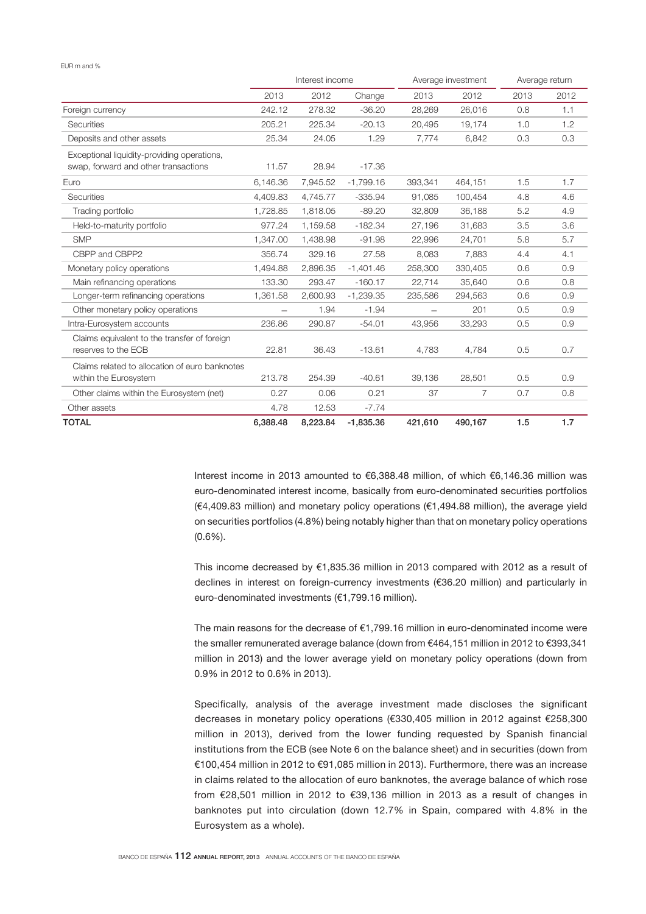EUR m and %

| | Interest income | | | Average investment | | Average return | |
|---|---|---|---|---|---|---|---|
| | 2013 | 2012 | Change | 2013 | 2012 | 2013 | 2012 |
| Foreign currency | 242.12 | 278.32 | -36.20 | 28,269 | 26,016 | 0.8 | 1.1 |
| Securities | 205.21 | 225.34 | -20.13 | 20,495 | 19,174 | 1.0 | 1.2 |
| Deposits and other assets | 25.34 | 24.05 | 1.29 | 7,774 | 6,842 | 0.3 | 0.3 |
| Exceptional liquidity-providing operations, swap, forward and other transactions | 11.57 | 28.94 | -17.36 | | | | |
| Euro | 6,146.36 | 7,945.52 | -1,799.16 | 393,341 | 464,151 | 1.5 | 1.7 |
| Securities | 4,409.83 | 4,745.77 | -335.94 | 91,085 | 100,454 | 4.8 | 4.6 |
| Trading portfolio | 1,728.85 | 1,818.05 | -89.20 | 32,809 | 36,188 | 5.2 | 4.9 |
| Held-to-maturity portfolio | 977.24 | 1,159.58 | -182.34 | 27,196 | 31,683 | 3.5 | 3.6 |
| SMP | 1,347.00 | 1,438.98 | -91.98 | 22,996 | 24,701 | 5.8 | 5.7 |
| CBPP and CBPP2 | 356.74 | 329.16 | 27.58 | 8,083 | 7,883 | 4.4 | 4.1 |
| Monetary policy operations | 1,494.88 | 2,896.35 | -1,401.46 | 258,300 | 330,405 | 0.6 | 0.9 |
| Main refinancing operations | 133.30 | 293.47 | -160.17 | 22,714 | 35,640 | 0.6 | 0.8 |
| Longer-term refinancing operations | 1,361.58 | 2,600.93 | -1,239.35 | 235,586 | 294,563 | 0.6 | 0.9 |
| Other monetary policy operations | – | 1.94 | -1.94 | – | 201 | 0.5 | 0.9 |
| Intra-Eurosystem accounts | 236.86 | 290.87 | -54.01 | 43,956 | 33,293 | 0.5 | 0.9 |
| Claims equivalent to the transfer of foreign reserves to the ECB | 22.81 | 36.43 | -13.61 | 4,783 | 4,784 | 0.5 | 0.7 |
| Claims related to allocation of euro banknotes within the Eurosystem | 213.78 | 254.39 | -40.61 | 39,136 | 28,501 | 0.5 | 0.9 |
| Other claims within the Eurosystem (net) | 0.27 | 0.06 | 0.21 | 37 | 7 | 0.7 | 0.8 |
| Other assets | 4.78 | 12.53 | -7.74 | | | | |
| **TOTAL** | **6,388.48** | **8,223.84** | **-1,835.36** | **421,610** | **490,167** | **1.5** | **1.7** |

Interest income in 2013 amounted to €6,388.48 million, of which €6,146.36 million was euro-denominated interest income, basically from euro-denominated securities portfolios (€4,409.83 million) and monetary policy operations (€1,494.88 million), the average yield on securities portfolios (4.8%) being notably higher than that on monetary policy operations (0.6%).

This income decreased by €1,835.36 million in 2013 compared with 2012 as a result of declines in interest on foreign-currency investments (€36.20 million) and particularly in euro-denominated investments (€1,799.16 million).

The main reasons for the decrease of €1,799.16 million in euro-denominated income were the smaller remunerated average balance (down from €464,151 million in 2012 to €393,341 million in 2013) and the lower average yield on monetary policy operations (down from 0.9% in 2012 to 0.6% in 2013).

Specifically, analysis of the average investment made discloses the significant decreases in monetary policy operations (€330,405 million in 2012 against €258,300 million in 2013), derived from the lower funding requested by Spanish financial institutions from the ECB (see Note 6 on the balance sheet) and in securities (down from €100,454 million in 2012 to €91,085 million in 2013). Furthermore, there was an increase in claims related to the allocation of euro banknotes, the average balance of which rose from €28,501 million in 2012 to €39,136 million in 2013 as a result of changes in banknotes put into circulation (down 12.7% in Spain, compared with 4.8% in the Eurosystem as a whole).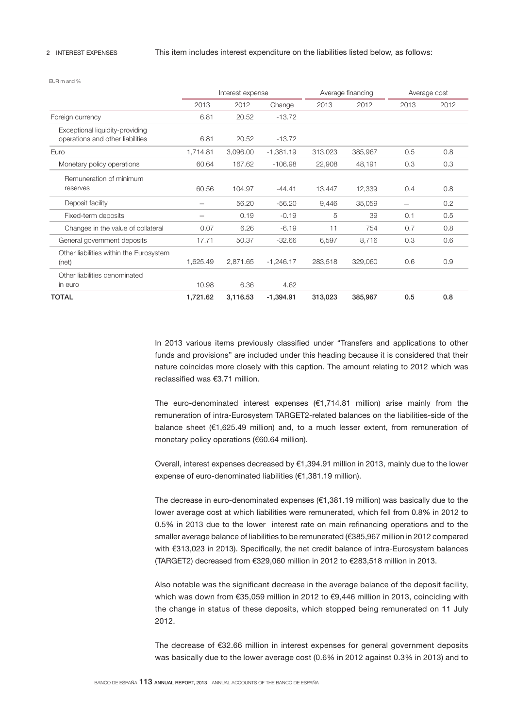## 2 INTEREST EXPENSES

This item includes interest expenditure on the liabilities listed below, as follows:

EUR m and %

| | Interest expense | | | Average financing | | Average cost | |
|---|---|---|---|---|---|---|---|
| | 2013 | 2012 | Change | 2013 | 2012 | 2013 | 2012 |
| Foreign currency | 6.81 | 20.52 | -13.72 | | | | |
| Exceptional liquidity-providing operations and other liabilities | 6.81 | 20.52 | -13.72 | | | | |
| Euro | 1,714.81 | 3,096.00 | -1,381.19 | 313,023 | 385,967 | 0.5 | 0.8 |
| Monetary policy operations | 60.64 | 167.62 | -106.98 | 22,908 | 48,191 | 0.3 | 0.3 |
| Remuneration of minimum reserves | 60.56 | 104.97 | -44.41 | 13,447 | 12,339 | 0.4 | 0.8 |
| Deposit facility | — | 56.20 | -56.20 | 9,446 | 35,059 | — | 0.2 |
| Fixed-term deposits | — | 0.19 | -0.19 | 5 | 39 | 0.1 | 0.5 |
| Changes in the value of collateral | 0.07 | 6.26 | -6.19 | 11 | 754 | 0.7 | 0.8 |
| General government deposits | 17.71 | 50.37 | -32.66 | 6,597 | 8,716 | 0.3 | 0.6 |
| Other liabilities within the Eurosystem (net) | 1,625.49 | 2,871.65 | -1,246.17 | 283,518 | 329,060 | 0.6 | 0.9 |
| Other liabilities denominated in euro | 10.98 | 6.36 | 4.62 | | | | |
| **TOTAL** | **1,721.62** | **3,116.53** | **-1,394.91** | **313,023** | **385,967** | **0.5** | **0.8** |

In 2013 various items previously classified under "Transfers and applications to other funds and provisions" are included under this heading because it is considered that their nature coincides more closely with this caption. The amount relating to 2012 which was reclassified was €3.71 million.

The euro-denominated interest expenses (€1,714.81 million) arise mainly from the remuneration of intra-Eurosystem TARGET2-related balances on the liabilities-side of the balance sheet (€1,625.49 million) and, to a much lesser extent, from remuneration of monetary policy operations (€60.64 million).

Overall, interest expenses decreased by €1,394.91 million in 2013, mainly due to the lower expense of euro-denominated liabilities (€1,381.19 million).

The decrease in euro-denominated expenses (€1,381.19 million) was basically due to the lower average cost at which liabilities were remunerated, which fell from 0.8% in 2012 to 0.5% in 2013 due to the lower interest rate on main refinancing operations and to the smaller average balance of liabilities to be remunerated (€385,967 million in 2012 compared with €313,023 in 2013). Specifically, the net credit balance of intra-Eurosystem balances (TARGET2) decreased from €329,060 million in 2012 to €283,518 million in 2013.

Also notable was the significant decrease in the average balance of the deposit facility, which was down from €35,059 million in 2012 to €9,446 million in 2013, coinciding with the change in status of these deposits, which stopped being remunerated on 11 July 2012.

The decrease of €32.66 million in interest expenses for general government deposits was basically due to the lower average cost (0.6% in 2012 against 0.3% in 2013) and to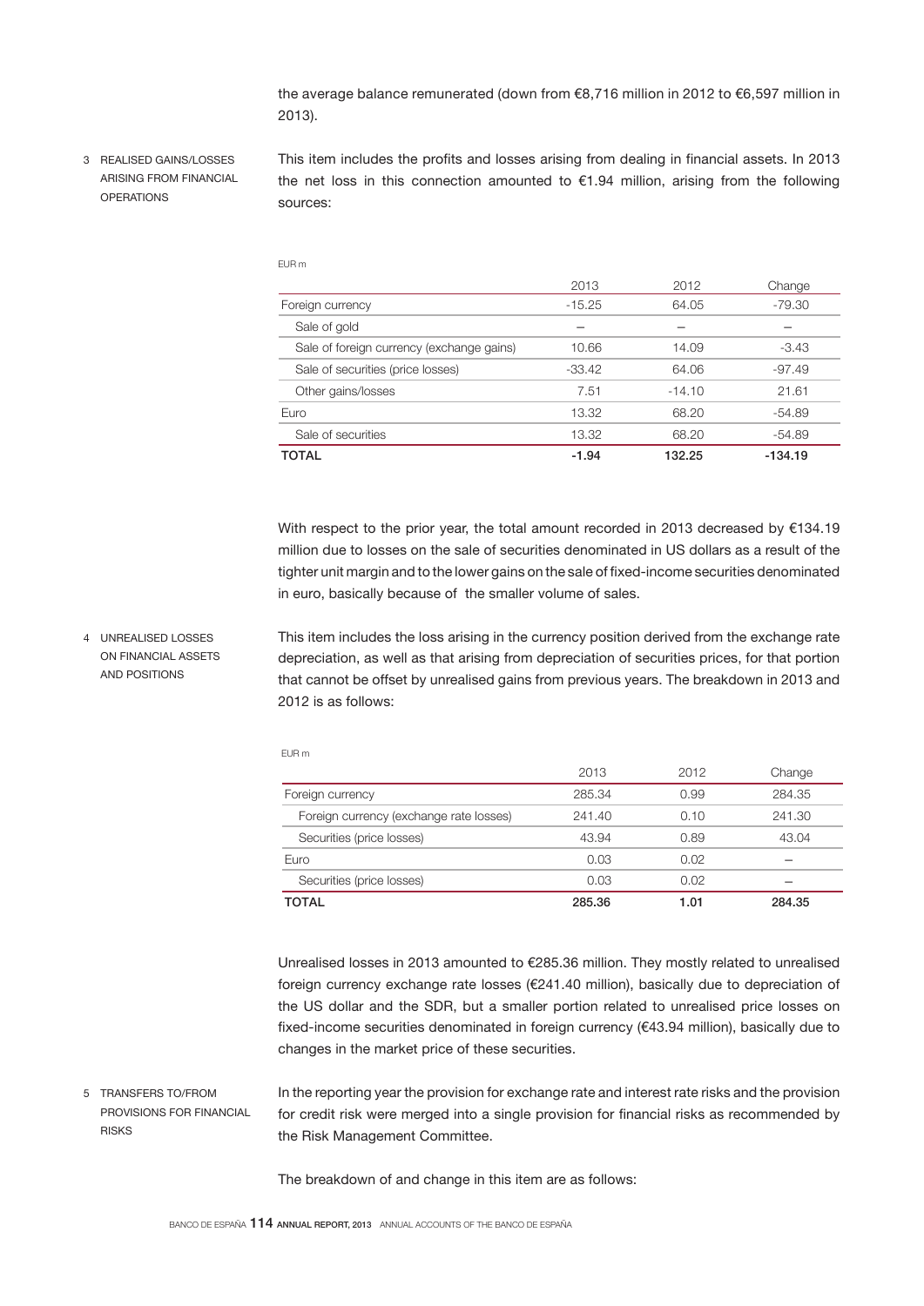the average balance remunerated (down from €8,716 million in 2012 to €6,597 million in 2013).

### 3 REALISED GAINS/LOSSES ARISING FROM FINANCIAL OPERATIONS

This item includes the profits and losses arising from dealing in financial assets. In 2013 the net loss in this connection amounted to €1.94 million, arising from the following sources:

EUR m

| | 2013 | 2012 | Change |
|---|---|---|---|
| Foreign currency | -15.25 | 64.05 | -79.30 |
| Sale of gold | — | — | — |
| Sale of foreign currency (exchange gains) | 10.66 | 14.09 | -3.43 |
| Sale of securities (price losses) | -33.42 | 64.06 | -97.49 |
| Other gains/losses | 7.51 | -14.10 | 21.61 |
| Euro | 13.32 | 68.20 | -54.89 |
| Sale of securities | 13.32 | 68.20 | -54.89 |
| **TOTAL** | **-1.94** | **132.25** | **-134.19** |

With respect to the prior year, the total amount recorded in 2013 decreased by €134.19 million due to losses on the sale of securities denominated in US dollars as a result of the tighter unit margin and to the lower gains on the sale of fixed-income securities denominated in euro, basically because of the smaller volume of sales.

### 4 UNREALISED LOSSES ON FINANCIAL ASSETS AND POSITIONS

This item includes the loss arising in the currency position derived from the exchange rate depreciation, as well as that arising from depreciation of securities prices, for that portion that cannot be offset by unrealised gains from previous years. The breakdown in 2013 and 2012 is as follows:

EUR m

| | 2013 | 2012 | Change |
|---|---|---|---|
| Foreign currency | 285.34 | 0.99 | 284.35 |
| Foreign currency (exchange rate losses) | 241.40 | 0.10 | 241.30 |
| Securities (price losses) | 43.94 | 0.89 | 43.04 |
| Euro | 0.03 | 0.02 | — |
| Securities (price losses) | 0.03 | 0.02 | — |
| **TOTAL** | **285.36** | **1.01** | **284.35** |

Unrealised losses in 2013 amounted to €285.36 million. They mostly related to unrealised foreign currency exchange rate losses (€241.40 million), basically due to depreciation of the US dollar and the SDR, but a smaller portion related to unrealised price losses on fixed-income securities denominated in foreign currency (€43.94 million), basically due to changes in the market price of these securities.

### 5 TRANSFERS TO/FROM PROVISIONS FOR FINANCIAL RISKS

In the reporting year the provision for exchange rate and interest rate risks and the provision for credit risk were merged into a single provision for financial risks as recommended by the Risk Management Committee.

The breakdown of and change in this item are as follows: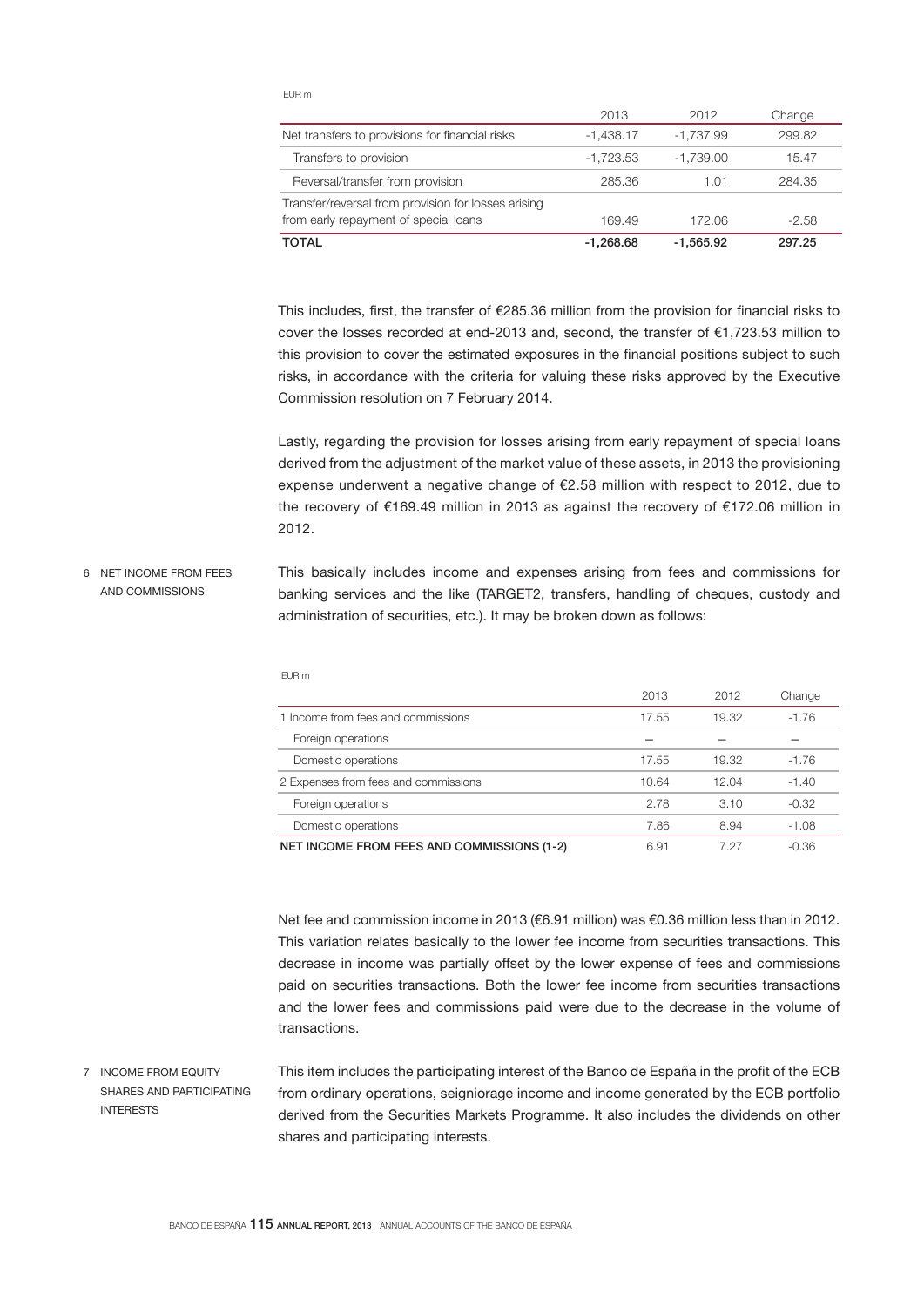EUR m

| | 2013 | 2012 | Change |
|---|---|---|---|
| Net transfers to provisions for financial risks | -1,438.17 | -1,737.99 | 299.82 |
| Transfers to provision | -1,723.53 | -1,739.00 | 15.47 |
| Reversal/transfer from provision | 285.36 | 1.01 | 284.35 |
| Transfer/reversal from provision for losses arising from early repayment of special loans | 169.49 | 172.06 | -2.58 |
| **TOTAL** | **-1,268.68** | **-1,565.92** | **297.25** |

This includes, first, the transfer of €285.36 million from the provision for financial risks to cover the losses recorded at end-2013 and, second, the transfer of €1,723.53 million to this provision to cover the estimated exposures in the financial positions subject to such risks, in accordance with the criteria for valuing these risks approved by the Executive Commission resolution on 7 February 2014.

Lastly, regarding the provision for losses arising from early repayment of special loans derived from the adjustment of the market value of these assets, in 2013 the provisioning expense underwent a negative change of €2.58 million with respect to 2012, due to the recovery of €169.49 million in 2013 as against the recovery of €172.06 million in 2012.

## 6 NET INCOME FROM FEES AND COMMISSIONS

This basically includes income and expenses arising from fees and commissions for banking services and the like (TARGET2, transfers, handling of cheques, custody and administration of securities, etc.). It may be broken down as follows:

EUR m

| | 2013 | 2012 | Change |
|---|---|---|---|
| 1 Income from fees and commissions | 17.55 | 19.32 | -1.76 |
| Foreign operations | – | – | – |
| Domestic operations | 17.55 | 19.32 | -1.76 |
| 2 Expenses from fees and commissions | 10.64 | 12.04 | -1.40 |
| Foreign operations | 2.78 | 3.10 | -0.32 |
| Domestic operations | 7.86 | 8.94 | -1.08 |
| **NET INCOME FROM FEES AND COMMISSIONS (1-2)** | 6.91 | 7.27 | -0.36 |

Net fee and commission income in 2013 (€6.91 million) was €0.36 million less than in 2012. This variation relates basically to the lower fee income from securities transactions. This decrease in income was partially offset by the lower expense of fees and commissions paid on securities transactions. Both the lower fee income from securities transactions and the lower fees and commissions paid were due to the decrease in the volume of transactions.

## 7 INCOME FROM EQUITY SHARES AND PARTICIPATING INTERESTS

This item includes the participating interest of the Banco de España in the profit of the ECB from ordinary operations, seigniorage income and income generated by the ECB portfolio derived from the Securities Markets Programme. It also includes the dividends on other shares and participating interests.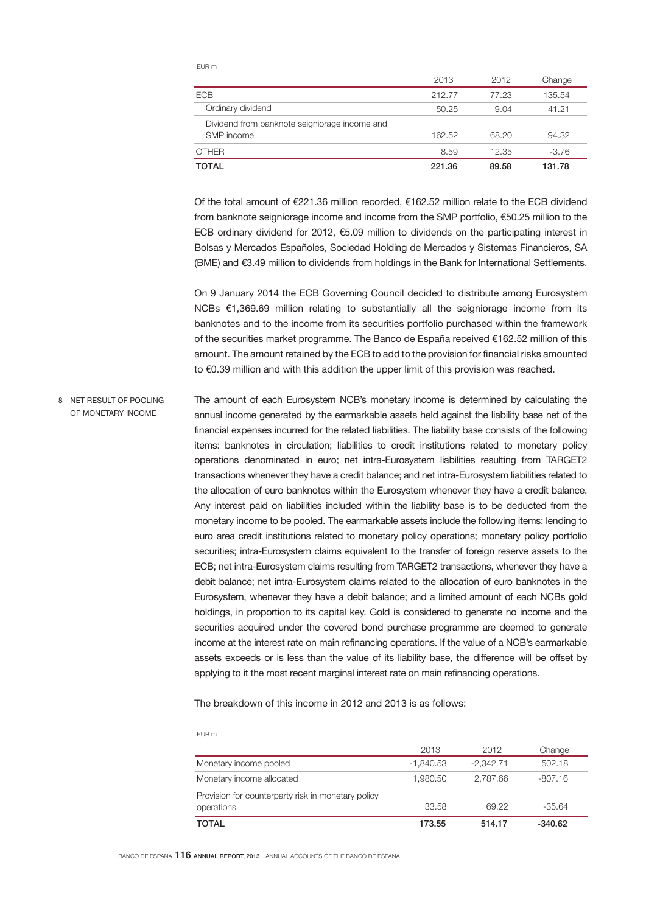EUR m

| | 2013 | 2012 | Change |
|---|---|---|---|
| ECB | 212.77 | 77.23 | 135.54 |
| Ordinary dividend | 50.25 | 9.04 | 41.21 |
| Dividend from banknote seigniorage income and SMP income | 162.52 | 68.20 | 94.32 |
| OTHER | 8.59 | 12.35 | -3.76 |
| **TOTAL** | **221.36** | **89.58** | **131.78** |

Of the total amount of €221.36 million recorded, €162.52 million relate to the ECB dividend from banknote seigniorage income and income from the SMP portfolio, €50.25 million to the ECB ordinary dividend for 2012, €5.09 million to dividends on the participating interest in Bolsas y Mercados Españoles, Sociedad Holding de Mercados y Sistemas Financieros, SA (BME) and €3.49 million to dividends from holdings in the Bank for International Settlements.

On 9 January 2014 the ECB Governing Council decided to distribute among Eurosystem NCBs €1,369.69 million relating to substantially all the seigniorage income from its banknotes and to the income from its securities portfolio purchased within the framework of the securities market programme. The Banco de España received €162.52 million of this amount. The amount retained by the ECB to add to the provision for financial risks amounted to €0.39 million and with this addition the upper limit of this provision was reached.

## 8 NET RESULT OF POOLING OF MONETARY INCOME

The amount of each Eurosystem NCB's monetary income is determined by calculating the annual income generated by the earmarkable assets held against the liability base net of the financial expenses incurred for the related liabilities. The liability base consists of the following items: banknotes in circulation; liabilities to credit institutions related to monetary policy operations denominated in euro; net intra-Eurosystem liabilities resulting from TARGET2 transactions whenever they have a credit balance; and net intra-Eurosystem liabilities related to the allocation of euro banknotes within the Eurosystem whenever they have a credit balance. Any interest paid on liabilities included within the liability base is to be deducted from the monetary income to be pooled. The earmarkable assets include the following items: lending to euro area credit institutions related to monetary policy operations; monetary policy portfolio securities; intra-Eurosystem claims equivalent to the transfer of foreign reserve assets to the ECB; net intra-Eurosystem claims resulting from TARGET2 transactions, whenever they have a debit balance; net intra-Eurosystem claims related to the allocation of euro banknotes in the Eurosystem, whenever they have a debit balance; and a limited amount of each NCBs gold holdings, in proportion to its capital key. Gold is considered to generate no income and the securities acquired under the covered bond purchase programme are deemed to generate income at the interest rate on main refinancing operations. If the value of a NCB's earmarkable assets exceeds or is less than the value of its liability base, the difference will be offset by applying to it the most recent marginal interest rate on main refinancing operations.

The breakdown of this income in 2012 and 2013 is as follows:

EUR m

| | 2013 | 2012 | Change |
|---|---|---|---|
| Monetary income pooled | -1,840.53 | -2,342.71 | 502.18 |
| Monetary income allocated | 1,980.50 | 2,787.66 | -807.16 |
| Provision for counterparty risk in monetary policy operations | 33.58 | 69.22 | -35.64 |
| **TOTAL** | **173.55** | **514.17** | **-340.62** |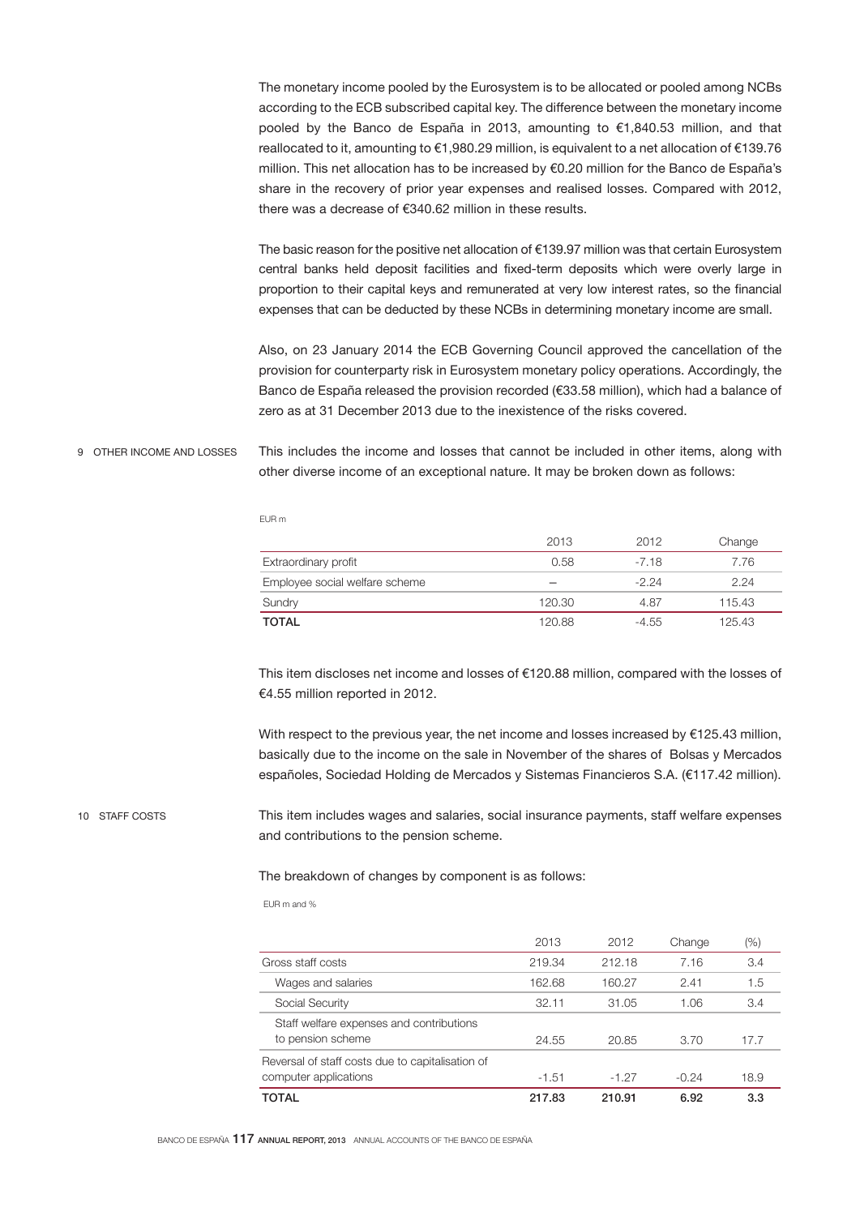The monetary income pooled by the Eurosystem is to be allocated or pooled among NCBs according to the ECB subscribed capital key. The difference between the monetary income pooled by the Banco de España in 2013, amounting to €1,840.53 million, and that reallocated to it, amounting to €1,980.29 million, is equivalent to a net allocation of €139.76 million. This net allocation has to be increased by €0.20 million for the Banco de España's share in the recovery of prior year expenses and realised losses. Compared with 2012, there was a decrease of €340.62 million in these results.

The basic reason for the positive net allocation of €139.97 million was that certain Eurosystem central banks held deposit facilities and fixed-term deposits which were overly large in proportion to their capital keys and remunerated at very low interest rates, so the financial expenses that can be deducted by these NCBs in determining monetary income are small.

Also, on 23 January 2014 the ECB Governing Council approved the cancellation of the provision for counterparty risk in Eurosystem monetary policy operations. Accordingly, the Banco de España released the provision recorded (€33.58 million), which had a balance of zero as at 31 December 2013 due to the inexistence of the risks covered.

## 9 OTHER INCOME AND LOSSES

This includes the income and losses that cannot be included in other items, along with other diverse income of an exceptional nature. It may be broken down as follows:

EUR m

| | 2013 | 2012 | Change |
|---|---|---|---|
| Extraordinary profit | 0.58 | -7.18 | 7.76 |
| Employee social welfare scheme | – | -2.24 | 2.24 |
| Sundry | 120.30 | 4.87 | 115.43 |
| **TOTAL** | 120.88 | -4.55 | 125.43 |

This item discloses net income and losses of €120.88 million, compared with the losses of €4.55 million reported in 2012.

With respect to the previous year, the net income and losses increased by €125.43 million, basically due to the income on the sale in November of the shares of Bolsas y Mercados españoles, Sociedad Holding de Mercados y Sistemas Financieros S.A. (€117.42 million).

## 10 STAFF COSTS

This item includes wages and salaries, social insurance payments, staff welfare expenses and contributions to the pension scheme.

The breakdown of changes by component is as follows:

EUR m and %

| | 2013 | 2012 | Change | (%) |
|---|---|---|---|---|
| Gross staff costs | 219.34 | 212.18 | 7.16 | 3.4 |
| Wages and salaries | 162.68 | 160.27 | 2.41 | 1.5 |
| Social Security | 32.11 | 31.05 | 1.06 | 3.4 |
| Staff welfare expenses and contributions to pension scheme | 24.55 | 20.85 | 3.70 | 17.7 |
| Reversal of staff costs due to capitalisation of computer applications | -1.51 | -1.27 | -0.24 | 18.9 |
| **TOTAL** | **217.83** | **210.91** | **6.92** | **3.3** |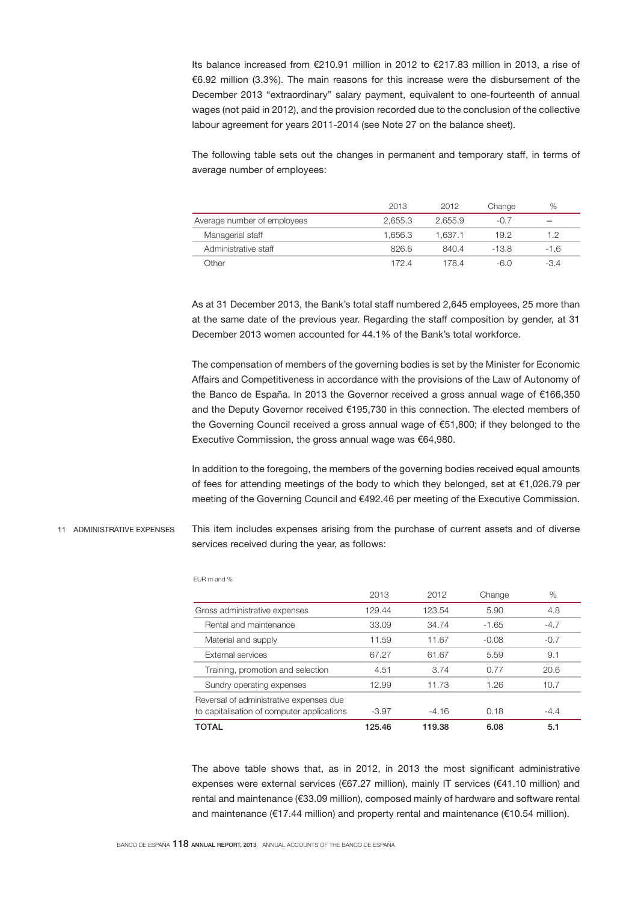Its balance increased from €210.91 million in 2012 to €217.83 million in 2013, a rise of €6.92 million (3.3%). The main reasons for this increase were the disbursement of the December 2013 "extraordinary" salary payment, equivalent to one-fourteenth of annual wages (not paid in 2012), and the provision recorded due to the conclusion of the collective labour agreement for years 2011-2014 (see Note 27 on the balance sheet).

The following table sets out the changes in permanent and temporary staff, in terms of average number of employees:

| | 2013 | 2012 | Change | % |
|---|---|---|---|---|
| Average number of employees | 2,655.3 | 2,655.9 | -0.7 | — |
| Managerial staff | 1,656.3 | 1,637.1 | 19.2 | 1.2 |
| Administrative staff | 826.6 | 840.4 | -13.8 | -1.6 |
| Other | 172.4 | 178.4 | -6.0 | -3.4 |

As at 31 December 2013, the Bank's total staff numbered 2,645 employees, 25 more than at the same date of the previous year. Regarding the staff composition by gender, at 31 December 2013 women accounted for 44.1% of the Bank's total workforce.

The compensation of members of the governing bodies is set by the Minister for Economic Affairs and Competitiveness in accordance with the provisions of the Law of Autonomy of the Banco de España. In 2013 the Governor received a gross annual wage of €166,350 and the Deputy Governor received €195,730 in this connection. The elected members of the Governing Council received a gross annual wage of €51,800; if they belonged to the Executive Commission, the gross annual wage was €64,980.

In addition to the foregoing, the members of the governing bodies received equal amounts of fees for attending meetings of the body to which they belonged, set at €1,026.79 per meeting of the Governing Council and €492.46 per meeting of the Executive Commission.

## 11 ADMINISTRATIVE EXPENSES

This item includes expenses arising from the purchase of current assets and of diverse services received during the year, as follows:

EUR m and %

| | 2013 | 2012 | Change | % |
|---|---|---|---|---|
| Gross administrative expenses | 129.44 | 123.54 | 5.90 | 4.8 |
| Rental and maintenance | 33.09 | 34.74 | -1.65 | -4.7 |
| Material and supply | 11.59 | 11.67 | -0.08 | -0.7 |
| External services | 67.27 | 61.67 | 5.59 | 9.1 |
| Training, promotion and selection | 4.51 | 3.74 | 0.77 | 20.6 |
| Sundry operating expenses | 12.99 | 11.73 | 1.26 | 10.7 |
| Reversal of administrative expenses due to capitalisation of computer applications | -3.97 | -4.16 | 0.18 | -4.4 |
| **TOTAL** | **125.46** | **119.38** | **6.08** | **5.1** |

The above table shows that, as in 2012, in 2013 the most significant administrative expenses were external services (€67.27 million), mainly IT services (€41.10 million) and rental and maintenance (€33.09 million), composed mainly of hardware and software rental and maintenance (€17.44 million) and property rental and maintenance (€10.54 million).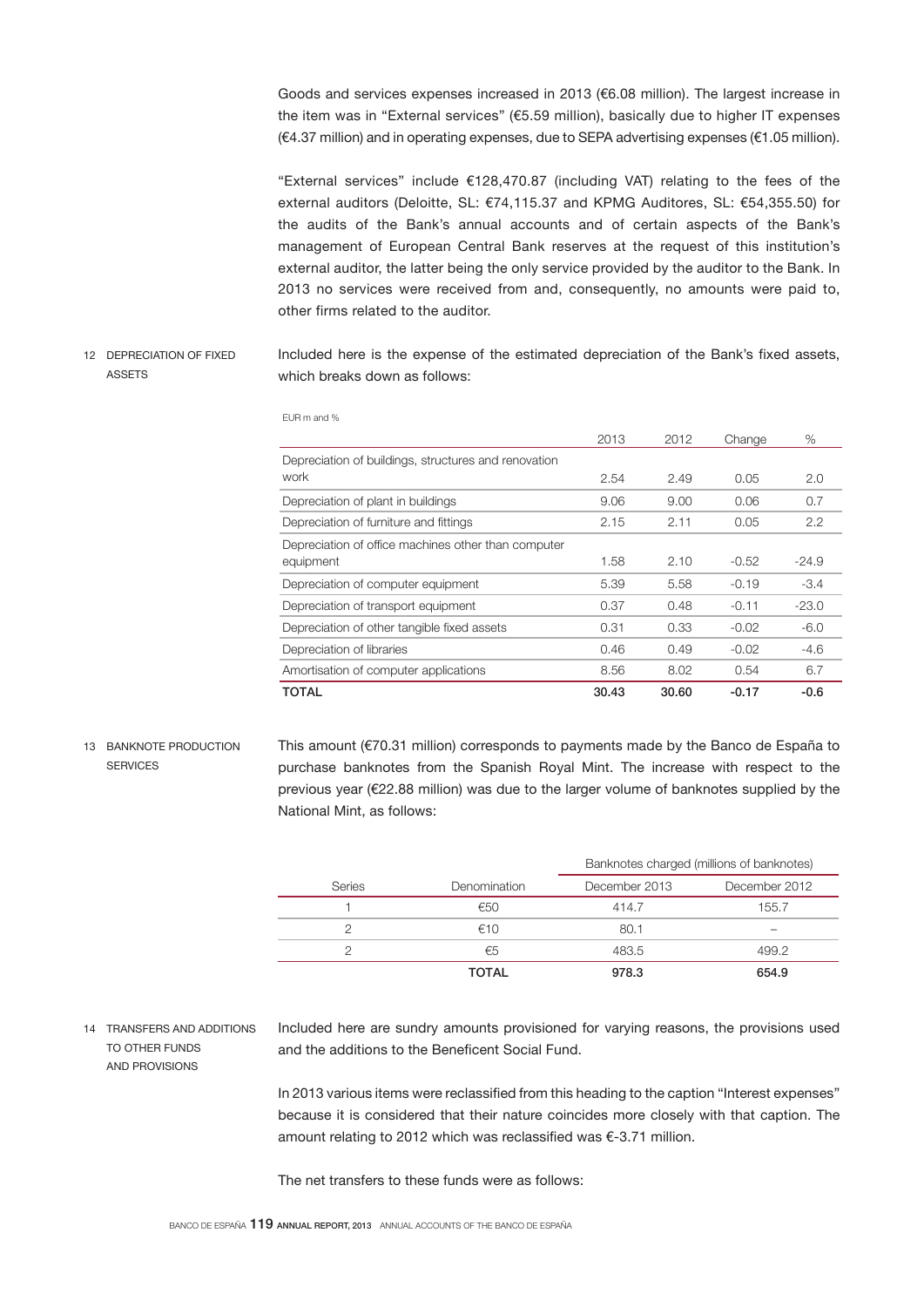Goods and services expenses increased in 2013 (€6.08 million). The largest increase in the item was in "External services" (€5.59 million), basically due to higher IT expenses (€4.37 million) and in operating expenses, due to SEPA advertising expenses (€1.05 million).

"External services" include €128,470.87 (including VAT) relating to the fees of the external auditors (Deloitte, SL: €74,115.37 and KPMG Auditores, SL: €54,355.50) for the audits of the Bank's annual accounts and of certain aspects of the Bank's management of European Central Bank reserves at the request of this institution's external auditor, the latter being the only service provided by the auditor to the Bank. In 2013 no services were received from and, consequently, no amounts were paid to, other firms related to the auditor.

## 12 DEPRECIATION OF FIXED ASSETS

Included here is the expense of the estimated depreciation of the Bank's fixed assets, which breaks down as follows:

EUR m and %

| | 2013 | 2012 | Change | % |
|---|---|---|---|---|
| Depreciation of buildings, structures and renovation work | 2.54 | 2.49 | 0.05 | 2.0 |
| Depreciation of plant in buildings | 9.06 | 9.00 | 0.06 | 0.7 |
| Depreciation of furniture and fittings | 2.15 | 2.11 | 0.05 | 2.2 |
| Depreciation of office machines other than computer equipment | 1.58 | 2.10 | -0.52 | -24.9 |
| Depreciation of computer equipment | 5.39 | 5.58 | -0.19 | -3.4 |
| Depreciation of transport equipment | 0.37 | 0.48 | -0.11 | -23.0 |
| Depreciation of other tangible fixed assets | 0.31 | 0.33 | -0.02 | -6.0 |
| Depreciation of libraries | 0.46 | 0.49 | -0.02 | -4.6 |
| Amortisation of computer applications | 8.56 | 8.02 | 0.54 | 6.7 |
| **TOTAL** | **30.43** | **30.60** | **-0.17** | **-0.6** |

## 13 BANKNOTE PRODUCTION SERVICES

This amount (€70.31 million) corresponds to payments made by the Banco de España to purchase banknotes from the Spanish Royal Mint. The increase with respect to the previous year (€22.88 million) was due to the larger volume of banknotes supplied by the National Mint, as follows:

| | | Banknotes charged (millions of banknotes) | |
|---|---|---|---|
| Series | Denomination | December 2013 | December 2012 |
| 1 | €50 | 414.7 | 155.7 |
| 2 | €10 | 80.1 | – |
| 2 | €5 | 483.5 | 499.2 |
| | **TOTAL** | **978.3** | **654.9** |

## 14 TRANSFERS AND ADDITIONS TO OTHER FUNDS AND PROVISIONS

Included here are sundry amounts provisioned for varying reasons, the provisions used and the additions to the Beneficent Social Fund.

In 2013 various items were reclassified from this heading to the caption "Interest expenses" because it is considered that their nature coincides more closely with that caption. The amount relating to 2012 which was reclassified was €-3.71 million.

The net transfers to these funds were as follows: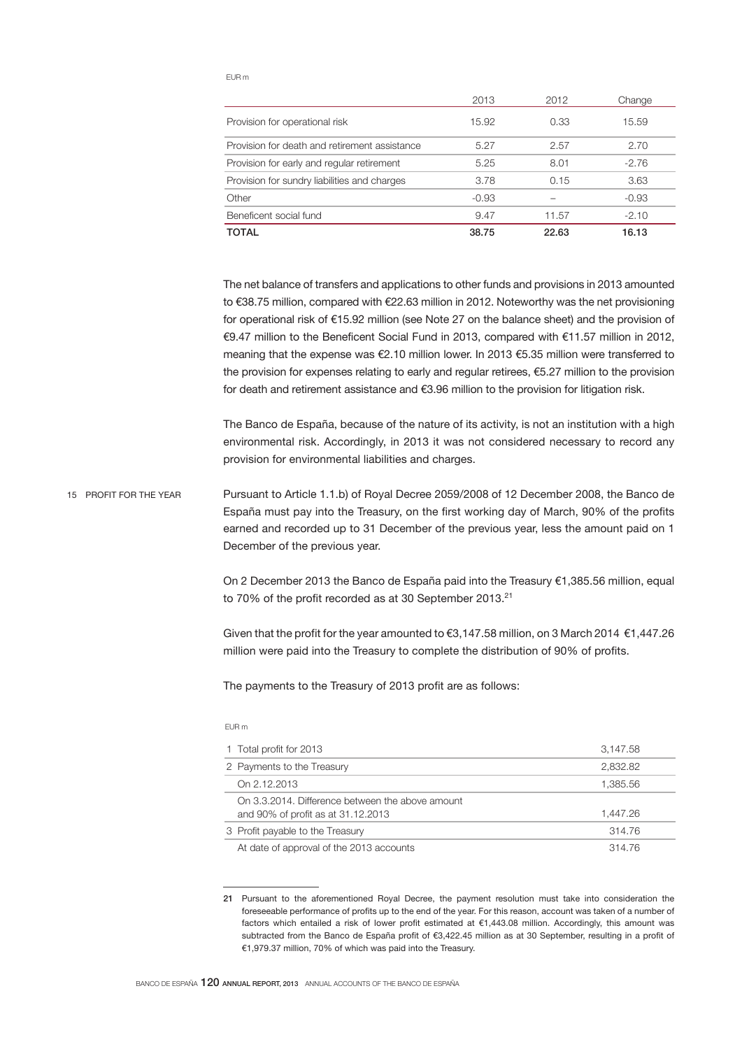EUR m

| | 2013 | 2012 | Change |
|---|---|---|---|
| Provision for operational risk | 15.92 | 0.33 | 15.59 |
| Provision for death and retirement assistance | 5.27 | 2.57 | 2.70 |
| Provision for early and regular retirement | 5.25 | 8.01 | -2.76 |
| Provision for sundry liabilities and charges | 3.78 | 0.15 | 3.63 |
| Other | -0.93 | – | -0.93 |
| Beneficent social fund | 9.47 | 11.57 | -2.10 |
| **TOTAL** | **38.75** | **22.63** | **16.13** |

The net balance of transfers and applications to other funds and provisions in 2013 amounted to €38.75 million, compared with €22.63 million in 2012. Noteworthy was the net provisioning for operational risk of €15.92 million (see Note 27 on the balance sheet) and the provision of €9.47 million to the Beneficent Social Fund in 2013, compared with €11.57 million in 2012, meaning that the expense was €2.10 million lower. In 2013 €5.35 million were transferred to the provision for expenses relating to early and regular retirees, €5.27 million to the provision for death and retirement assistance and €3.96 million to the provision for litigation risk.

The Banco de España, because of the nature of its activity, is not an institution with a high environmental risk. Accordingly, in 2013 it was not considered necessary to record any provision for environmental liabilities and charges.

## 15 PROFIT FOR THE YEAR

Pursuant to Article 1.1.b) of Royal Decree 2059/2008 of 12 December 2008, the Banco de España must pay into the Treasury, on the first working day of March, 90% of the profits earned and recorded up to 31 December of the previous year, less the amount paid on 1 December of the previous year.

On 2 December 2013 the Banco de España paid into the Treasury €1,385.56 million, equal to 70% of the profit recorded as at 30 September 2013.[21]

Given that the profit for the year amounted to €3,147.58 million, on 3 March 2014 €1,447.26 million were paid into the Treasury to complete the distribution of 90% of profits.

The payments to the Treasury of 2013 profit are as follows:

EUR m

| | |
|---|---|
| 1 Total profit for 2013 | 3,147.58 |
| 2 Payments to the Treasury | 2,832.82 |
| On 2.12.2013 | 1,385.56 |
| On 3.3.2014. Difference between the above amount and 90% of profit as at 31.12.2013 | 1,447.26 |
| 3 Profit payable to the Treasury | 314.76 |
| At date of approval of the 2013 accounts | 314.76 |

21 Pursuant to the aforementioned Royal Decree, the payment resolution must take into consideration the foreseeable performance of profits up to the end of the year. For this reason, account was taken of a number of factors which entailed a risk of lower profit estimated at €1,443.08 million. Accordingly, this amount was subtracted from the Banco de España profit of €3,422.45 million as at 30 September, resulting in a profit of €1,979.37 million, 70% of which was paid into the Treasury.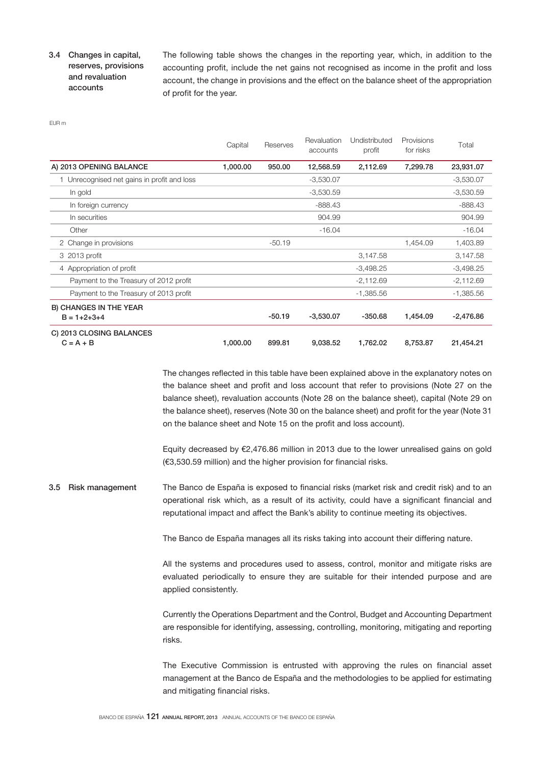### 3.4 Changes in capital, reserves, provisions and revaluation accounts

The following table shows the changes in the reporting year, which, in addition to the accounting profit, include the net gains not recognised as income in the profit and loss account, the change in provisions and the effect on the balance sheet of the appropriation of profit for the year.

EUR m

| | Capital | Reserves | Revaluation accounts | Undistributed profit | Provisions for risks | Total |
|---|---|---|---|---|---|---|
| **A) 2013 OPENING BALANCE** | **1,000.00** | **950.00** | **12,568.59** | **2,112.69** | **7,299.78** | **23,931.07** |
| 1 Unrecognised net gains in profit and loss | | | -3,530.07 | | | -3,530.07 |
| In gold | | | -3,530.59 | | | -3,530.59 |
| In foreign currency | | | -888.43 | | | -888.43 |
| In securities | | | 904.99 | | | 904.99 |
| Other | | | -16.04 | | | -16.04 |
| 2 Change in provisions | | -50.19 | | | 1,454.09 | 1,403.89 |
| 3 2013 profit | | | | 3,147.58 | | 3,147.58 |
| 4 Appropriation of profit | | | | -3,498.25 | | -3,498.25 |
| Payment to the Treasury of 2012 profit | | | | -2,112.69 | | -2,112.69 |
| Payment to the Treasury of 2013 profit | | | | -1,385.56 | | -1,385.56 |
| **B) CHANGES IN THE YEAR B = 1+2+3+4** | | **-50.19** | **-3,530.07** | **-350.68** | **1,454.09** | **-2,476.86** |
| **C) 2013 CLOSING BALANCES C = A + B** | **1,000.00** | **899.81** | **9,038.52** | **1,762.02** | **8,753.87** | **21,454.21** |

The changes reflected in this table have been explained above in the explanatory notes on the balance sheet and profit and loss account that refer to provisions (Note 27 on the balance sheet), revaluation accounts (Note 28 on the balance sheet), capital (Note 29 on the balance sheet), reserves (Note 30 on the balance sheet) and profit for the year (Note 31 on the balance sheet and Note 15 on the profit and loss account).

Equity decreased by €2,476.86 million in 2013 due to the lower unrealised gains on gold (€3,530.59 million) and the higher provision for financial risks.

### 3.5 Risk management

The Banco de España is exposed to financial risks (market risk and credit risk) and to an operational risk which, as a result of its activity, could have a significant financial and reputational impact and affect the Bank's ability to continue meeting its objectives.

The Banco de España manages all its risks taking into account their differing nature.

All the systems and procedures used to assess, control, monitor and mitigate risks are evaluated periodically to ensure they are suitable for their intended purpose and are applied consistently.

Currently the Operations Department and the Control, Budget and Accounting Department are responsible for identifying, assessing, controlling, monitoring, mitigating and reporting risks.

The Executive Commission is entrusted with approving the rules on financial asset management at the Banco de España and the methodologies to be applied for estimating and mitigating financial risks.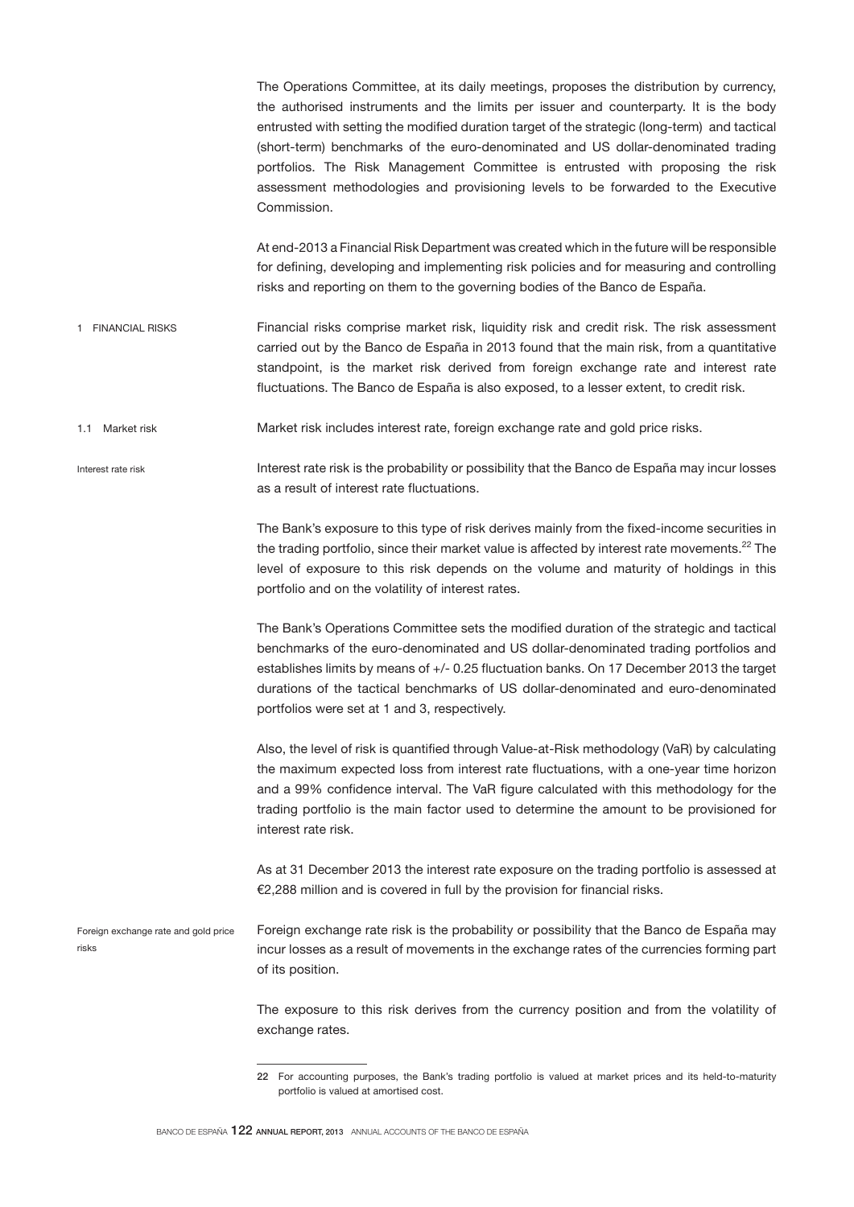The Operations Committee, at its daily meetings, proposes the distribution by currency, the authorised instruments and the limits per issuer and counterparty. It is the body entrusted with setting the modified duration target of the strategic (long-term) and tactical (short-term) benchmarks of the euro-denominated and US dollar-denominated trading portfolios. The Risk Management Committee is entrusted with proposing the risk assessment methodologies and provisioning levels to be forwarded to the Executive Commission.

At end-2013 a Financial Risk Department was created which in the future will be responsible for defining, developing and implementing risk policies and for measuring and controlling risks and reporting on them to the governing bodies of the Banco de España.

## 1 FINANCIAL RISKS

Financial risks comprise market risk, liquidity risk and credit risk. The risk assessment carried out by the Banco de España in 2013 found that the main risk, from a quantitative standpoint, is the market risk derived from foreign exchange rate and interest rate fluctuations. The Banco de España is also exposed, to a lesser extent, to credit risk.

### 1.1 Market risk

Market risk includes interest rate, foreign exchange rate and gold price risks.

#### Interest rate risk

Interest rate risk is the probability or possibility that the Banco de España may incur losses as a result of interest rate fluctuations.

The Bank's exposure to this type of risk derives mainly from the fixed-income securities in the trading portfolio, since their market value is affected by interest rate movements.[22] The level of exposure to this risk depends on the volume and maturity of holdings in this portfolio and on the volatility of interest rates.

The Bank's Operations Committee sets the modified duration of the strategic and tactical benchmarks of the euro-denominated and US dollar-denominated trading portfolios and establishes limits by means of +/- 0.25 fluctuation banks. On 17 December 2013 the target durations of the tactical benchmarks of US dollar-denominated and euro-denominated portfolios were set at 1 and 3, respectively.

Also, the level of risk is quantified through Value-at-Risk methodology (VaR) by calculating the maximum expected loss from interest rate fluctuations, with a one-year time horizon and a 99% confidence interval. The VaR figure calculated with this methodology for the trading portfolio is the main factor used to determine the amount to be provisioned for interest rate risk.

As at 31 December 2013 the interest rate exposure on the trading portfolio is assessed at €2,288 million and is covered in full by the provision for financial risks.

#### Foreign exchange rate and gold price risks

Foreign exchange rate risk is the probability or possibility that the Banco de España may incur losses as a result of movements in the exchange rates of the currencies forming part of its position.

The exposure to this risk derives from the currency position and from the volatility of exchange rates.

---

22 For accounting purposes, the Bank's trading portfolio is valued at market prices and its held-to-maturity portfolio is valued at amortised cost.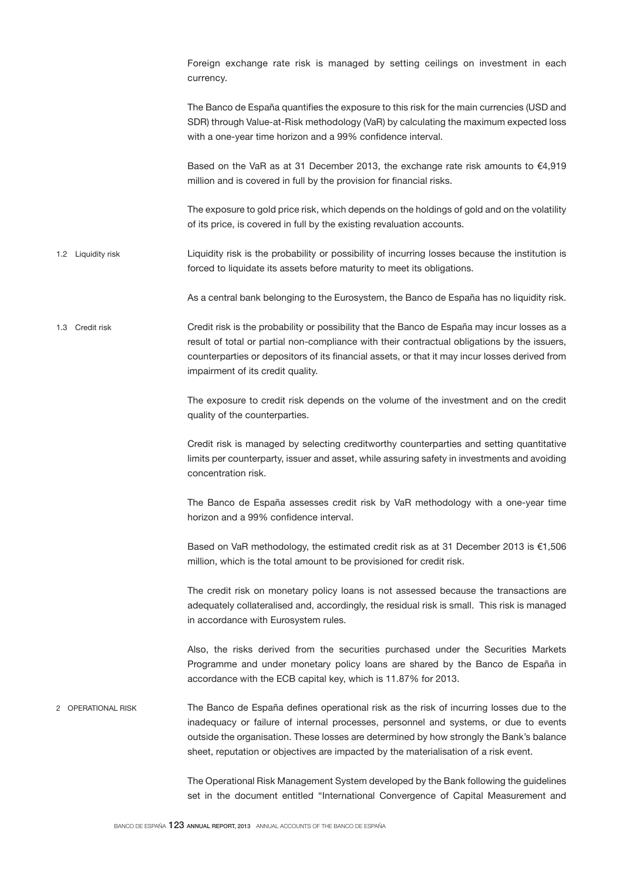Foreign exchange rate risk is managed by setting ceilings on investment in each currency.

The Banco de España quantifies the exposure to this risk for the main currencies (USD and SDR) through Value-at-Risk methodology (VaR) by calculating the maximum expected loss with a one-year time horizon and a 99% confidence interval.

Based on the VaR as at 31 December 2013, the exchange rate risk amounts to €4,919 million and is covered in full by the provision for financial risks.

The exposure to gold price risk, which depends on the holdings of gold and on the volatility of its price, is covered in full by the existing revaluation accounts.

### 1.2 Liquidity risk

Liquidity risk is the probability or possibility of incurring losses because the institution is forced to liquidate its assets before maturity to meet its obligations.

As a central bank belonging to the Eurosystem, the Banco de España has no liquidity risk.

### 1.3 Credit risk

Credit risk is the probability or possibility that the Banco de España may incur losses as a result of total or partial non-compliance with their contractual obligations by the issuers, counterparties or depositors of its financial assets, or that it may incur losses derived from impairment of its credit quality.

The exposure to credit risk depends on the volume of the investment and on the credit quality of the counterparties.

Credit risk is managed by selecting creditworthy counterparties and setting quantitative limits per counterparty, issuer and asset, while assuring safety in investments and avoiding concentration risk.

The Banco de España assesses credit risk by VaR methodology with a one-year time horizon and a 99% confidence interval.

Based on VaR methodology, the estimated credit risk as at 31 December 2013 is €1,506 million, which is the total amount to be provisioned for credit risk.

The credit risk on monetary policy loans is not assessed because the transactions are adequately collateralised and, accordingly, the residual risk is small. This risk is managed in accordance with Eurosystem rules.

Also, the risks derived from the securities purchased under the Securities Markets Programme and under monetary policy loans are shared by the Banco de España in accordance with the ECB capital key, which is 11.87% for 2013.

## 2 OPERATIONAL RISK

The Banco de España defines operational risk as the risk of incurring losses due to the inadequacy or failure of internal processes, personnel and systems, or due to events outside the organisation. These losses are determined by how strongly the Bank's balance sheet, reputation or objectives are impacted by the materialisation of a risk event.

The Operational Risk Management System developed by the Bank following the guidelines set in the document entitled "International Convergence of Capital Measurement and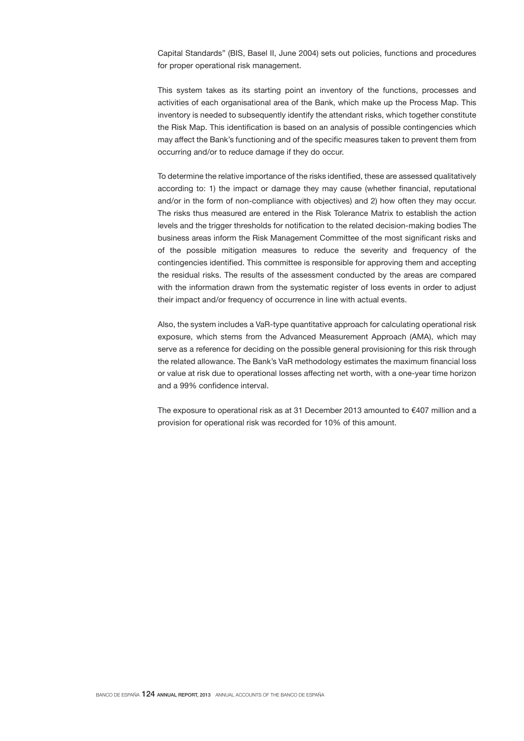Capital Standards" (BIS, Basel II, June 2004) sets out policies, functions and procedures for proper operational risk management.

This system takes as its starting point an inventory of the functions, processes and activities of each organisational area of the Bank, which make up the Process Map. This inventory is needed to subsequently identify the attendant risks, which together constitute the Risk Map. This identification is based on an analysis of possible contingencies which may affect the Bank's functioning and of the specific measures taken to prevent them from occurring and/or to reduce damage if they do occur.

To determine the relative importance of the risks identified, these are assessed qualitatively according to: 1) the impact or damage they may cause (whether financial, reputational and/or in the form of non-compliance with objectives) and 2) how often they may occur. The risks thus measured are entered in the Risk Tolerance Matrix to establish the action levels and the trigger thresholds for notification to the related decision-making bodies The business areas inform the Risk Management Committee of the most significant risks and of the possible mitigation measures to reduce the severity and frequency of the contingencies identified. This committee is responsible for approving them and accepting the residual risks. The results of the assessment conducted by the areas are compared with the information drawn from the systematic register of loss events in order to adjust their impact and/or frequency of occurrence in line with actual events.

Also, the system includes a VaR-type quantitative approach for calculating operational risk exposure, which stems from the Advanced Measurement Approach (AMA), which may serve as a reference for deciding on the possible general provisioning for this risk through the related allowance. The Bank's VaR methodology estimates the maximum financial loss or value at risk due to operational losses affecting net worth, with a one-year time horizon and a 99% confidence interval.

The exposure to operational risk as at 31 December 2013 amounted to €407 million and a provision for operational risk was recorded for 10% of this amount.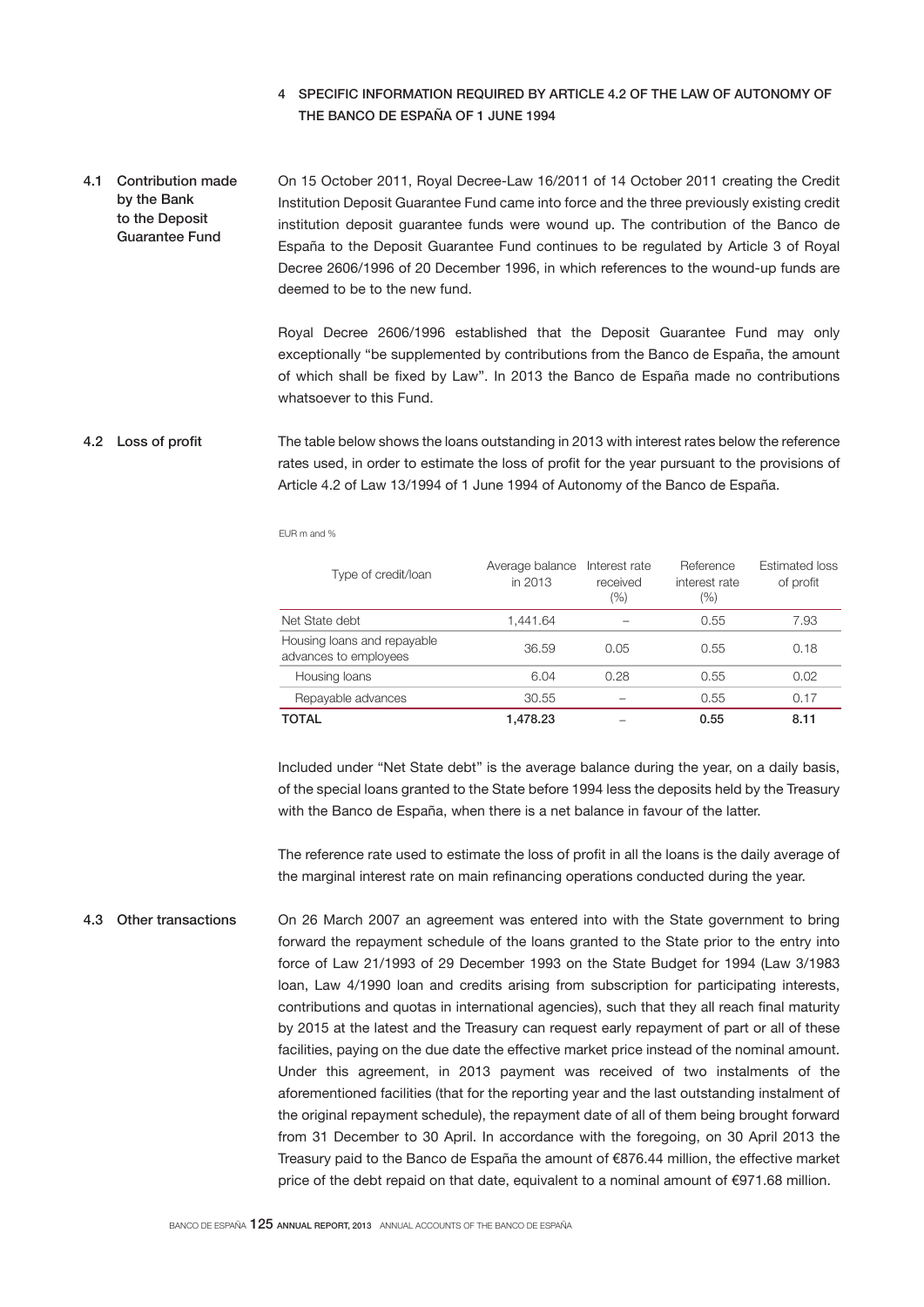## 4 SPECIFIC INFORMATION REQUIRED BY ARTICLE 4.2 OF THE LAW OF AUTONOMY OF THE BANCO DE ESPAÑA OF 1 JUNE 1994

### 4.1 Contribution made by the Bank to the Deposit Guarantee Fund

On 15 October 2011, Royal Decree-Law 16/2011 of 14 October 2011 creating the Credit Institution Deposit Guarantee Fund came into force and the three previously existing credit institution deposit guarantee funds were wound up. The contribution of the Banco de España to the Deposit Guarantee Fund continues to be regulated by Article 3 of Royal Decree 2606/1996 of 20 December 1996, in which references to the wound-up funds are deemed to be to the new fund.

Royal Decree 2606/1996 established that the Deposit Guarantee Fund may only exceptionally "be supplemented by contributions from the Banco de España, the amount of which shall be fixed by Law". In 2013 the Banco de España made no contributions whatsoever to this Fund.

### 4.2 Loss of profit

The table below shows the loans outstanding in 2013 with interest rates below the reference rates used, in order to estimate the loss of profit for the year pursuant to the provisions of Article 4.2 of Law 13/1994 of 1 June 1994 of Autonomy of the Banco de España.

EUR m and %

| Type of credit/loan | Average balance in 2013 | Interest rate received (%) | Reference interest rate (%) | Estimated loss of profit |
|---|---|---|---|---|
| Net State debt | 1,441.64 | – | 0.55 | 7.93 |
| Housing loans and repayable advances to employees | 36.59 | 0.05 | 0.55 | 0.18 |
| Housing loans | 6.04 | 0.28 | 0.55 | 0.02 |
| Repayable advances | 30.55 | – | 0.55 | 0.17 |
| **TOTAL** | **1,478.23** | – | **0.55** | **8.11** |

Included under "Net State debt" is the average balance during the year, on a daily basis, of the special loans granted to the State before 1994 less the deposits held by the Treasury with the Banco de España, when there is a net balance in favour of the latter.

The reference rate used to estimate the loss of profit in all the loans is the daily average of the marginal interest rate on main refinancing operations conducted during the year.

### 4.3 Other transactions

On 26 March 2007 an agreement was entered into with the State government to bring forward the repayment schedule of the loans granted to the State prior to the entry into force of Law 21/1993 of 29 December 1993 on the State Budget for 1994 (Law 3/1983 loan, Law 4/1990 loan and credits arising from subscription for participating interests, contributions and quotas in international agencies), such that they all reach final maturity by 2015 at the latest and the Treasury can request early repayment of part or all of these facilities, paying on the due date the effective market price instead of the nominal amount. Under this agreement, in 2013 payment was received of two instalments of the aforementioned facilities (that for the reporting year and the last outstanding instalment of the original repayment schedule), the repayment date of all of them being brought forward from 31 December to 30 April. In accordance with the foregoing, on 30 April 2013 the Treasury paid to the Banco de España the amount of €876.44 million, the effective market price of the debt repaid on that date, equivalent to a nominal amount of €971.68 million.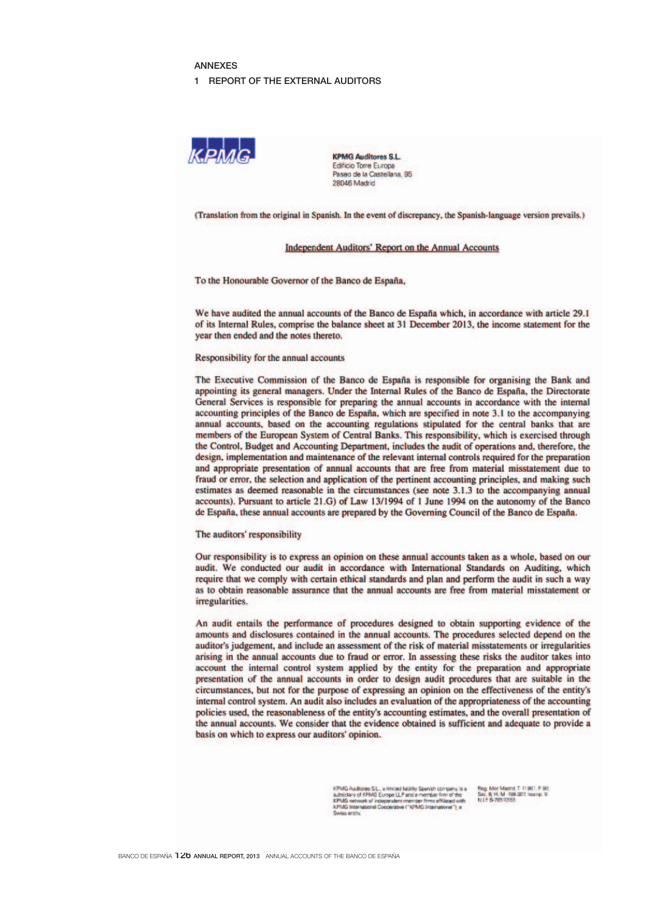# ANNEXES

## 1 REPORT OF THE EXTERNAL AUDITORS

**KPMG Auditores S.L.**
Edificio Torre Europa
Paseo de la Castellana, 95
28046 Madrid

(Translation from the original in Spanish. In the event of discrepancy, the Spanish-language version prevails.)

### Independent Auditors' Report on the Annual Accounts

To the Honourable Governor of the Banco de España,

We have audited the annual accounts of the Banco de España which, in accordance with article 29.1 of its Internal Rules, comprise the balance sheet at 31 December 2013, the income statement for the year then ended and the notes thereto.

Responsibility for the annual accounts

The Executive Commission of the Banco de España is responsible for organising the Bank and appointing its general managers. Under the Internal Rules of the Banco de España, the Directorate General Services is responsible for preparing the annual accounts in accordance with the internal accounting principles of the Banco de España, which are specified in note 3.1 to the accompanying annual accounts, based on the accounting regulations stipulated for the central banks that are members of the European System of Central Banks. This responsibility, which is exercised through the Control, Budget and Accounting Department, includes the audit of operations and, therefore, the design, implementation and maintenance of the relevant internal controls required for the preparation and appropriate presentation of annual accounts that are free from material misstatement due to fraud or error, the selection and application of the pertinent accounting principles, and making such estimates as deemed reasonable in the circumstances (see note 3.1.3 to the accompanying annual accounts). Pursuant to article 21.G) of Law 13/1994 of 1 June 1994 on the autonomy of the Banco de España, these annual accounts are prepared by the Governing Council of the Banco de España.

The auditors' responsibility

Our responsibility is to express an opinion on these annual accounts taken as a whole, based on our audit. We conducted our audit in accordance with International Standards on Auditing, which require that we comply with certain ethical standards and plan and perform the audit in such a way as to obtain reasonable assurance that the annual accounts are free from material misstatement or irregularities.

An audit entails the performance of procedures designed to obtain supporting evidence of the amounts and disclosures contained in the annual accounts. The procedures selected depend on the auditor's judgement, and include an assessment of the risk of material misstatements or irregularities arising in the annual accounts due to fraud or error. In assessing these risks the auditor takes into account the internal control system applied by the entity for the preparation and appropriate presentation of the annual accounts in order to design audit procedures that are suitable in the circumstances, but not for the purpose of expressing an opinion on the effectiveness of the entity's internal control system. An audit also includes an evaluation of the appropriateness of the accounting policies used, the reasonableness of the entity's accounting estimates, and the overall presentation of the annual accounts. We consider that the evidence obtained is sufficient and adequate to provide a basis on which to express our auditors' opinion.

KPMG Auditores S.L., a limited liability Spanish company, is a subsidiary of KPMG Europe LLP and a member firm of the KPMG network of independent member firms affiliated with KPMG International Cooperative ("KPMG International"), a Swiss entity.

Reg. Mer Madrid, T. 11.961, F. 90, Sec. 8, H. M -188.007, Inscrip. 9
N.I.F. B-78510153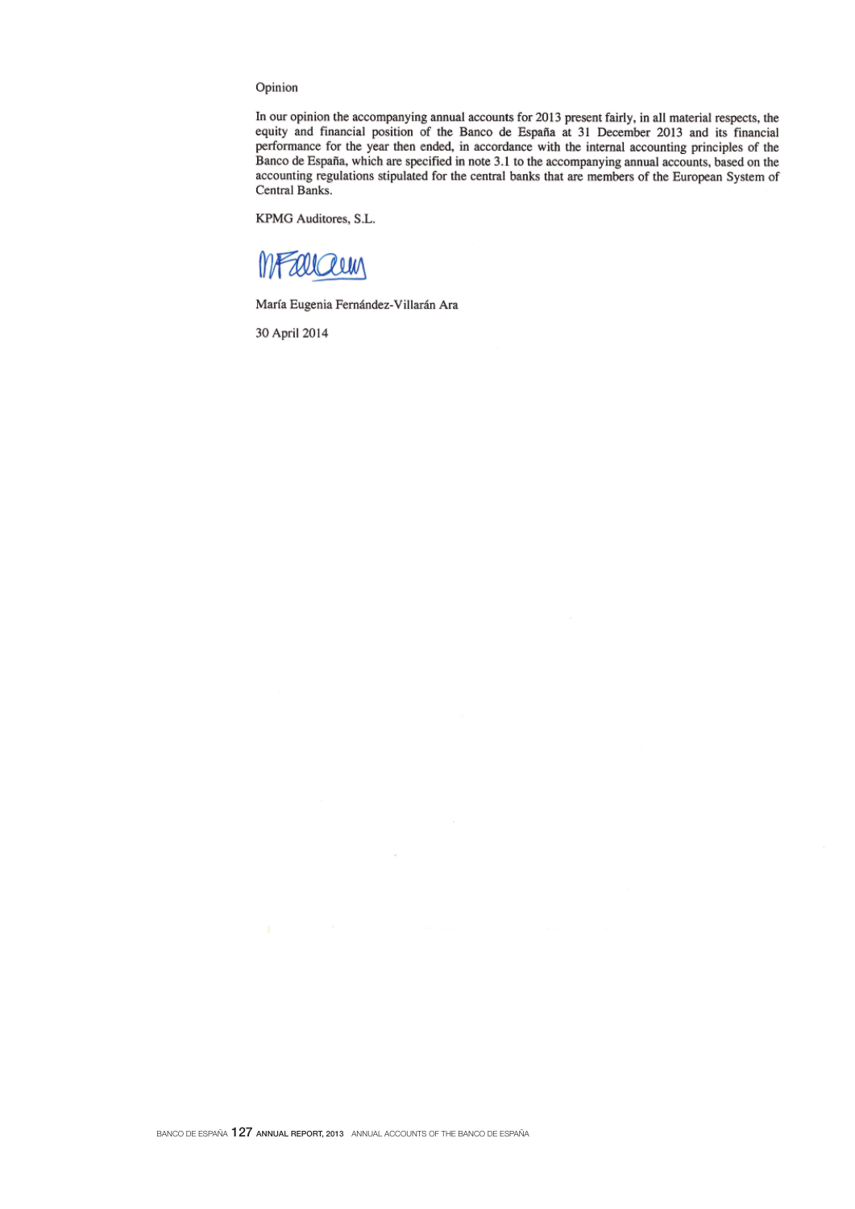Opinion

In our opinion the accompanying annual accounts for 2013 present fairly, in all material respects, the equity and financial position of the Banco de España at 31 December 2013 and its financial performance for the year then ended, in accordance with the internal accounting principles of the Banco de España, which are specified in note 3.1 to the accompanying annual accounts, based on the accounting regulations stipulated for the central banks that are members of the European System of Central Banks.

KPMG Auditores, S.L.

María Eugenia Fernández-Villarán Ara

30 April 2014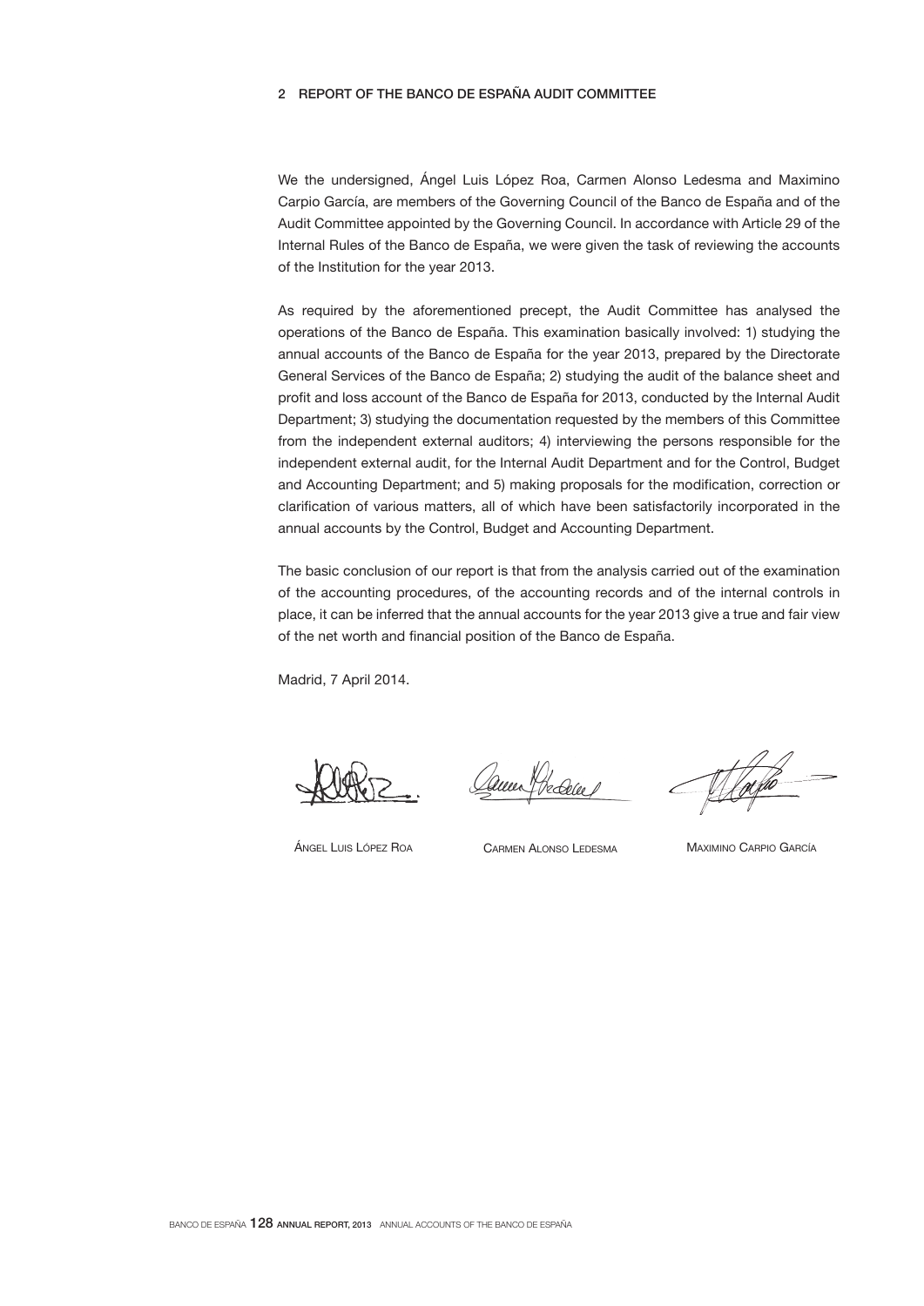## 2 REPORT OF THE BANCO DE ESPAÑA AUDIT COMMITTEE

We the undersigned, Ángel Luis López Roa, Carmen Alonso Ledesma and Maximino Carpio García, are members of the Governing Council of the Banco de España and of the Audit Committee appointed by the Governing Council. In accordance with Article 29 of the Internal Rules of the Banco de España, we were given the task of reviewing the accounts of the Institution for the year 2013.

As required by the aforementioned precept, the Audit Committee has analysed the operations of the Banco de España. This examination basically involved: 1) studying the annual accounts of the Banco de España for the year 2013, prepared by the Directorate General Services of the Banco de España; 2) studying the audit of the balance sheet and profit and loss account of the Banco de España for 2013, conducted by the Internal Audit Department; 3) studying the documentation requested by the members of this Committee from the independent external auditors; 4) interviewing the persons responsible for the independent external audit, for the Internal Audit Department and for the Control, Budget and Accounting Department; and 5) making proposals for the modification, correction or clarification of various matters, all of which have been satisfactorily incorporated in the annual accounts by the Control, Budget and Accounting Department.

The basic conclusion of our report is that from the analysis carried out of the examination of the accounting procedures, of the accounting records and of the internal controls in place, it can be inferred that the annual accounts for the year 2013 give a true and fair view of the net worth and financial position of the Banco de España.

Madrid, 7 April 2014.

ÁNGEL LUIS LÓPEZ ROA

CARMEN ALONSO LEDESMA

MAXIMINO CARPIO GARCÍA